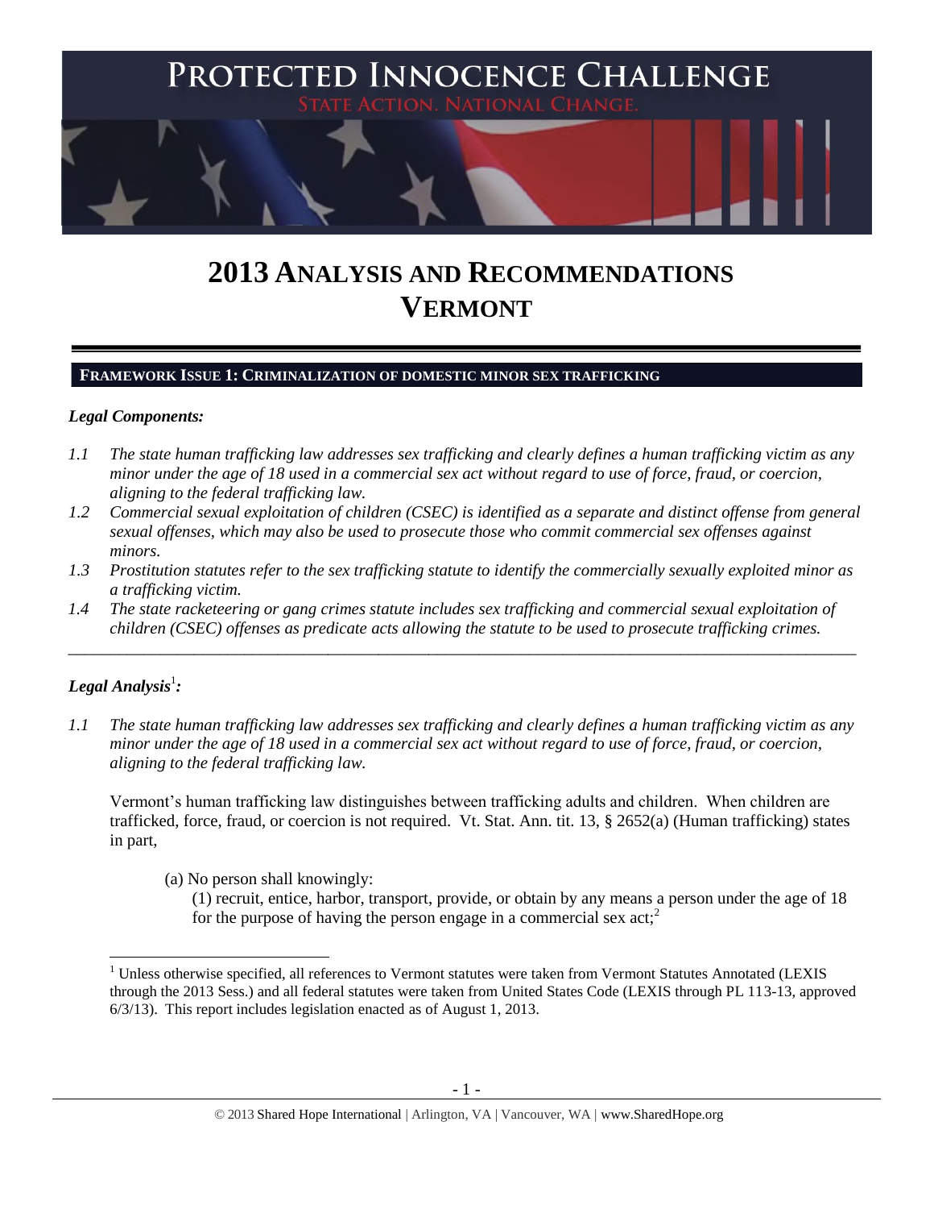# PROTECTED INNOCENCE CHALLENGE

STATE ACTION. NATIONAL CHANGE.

# 2013 ANALYSIS AND RECOMMENDATIONS VERMONT

## FRAMEWORK ISSUE 1: CRIMINALIZATION OF DOMESTIC MINOR SEX TRAFFICKING

***Legal Components:***

*1.1 The state human trafficking law addresses sex trafficking and clearly defines a human trafficking victim as any minor under the age of 18 used in a commercial sex act without regard to use of force, fraud, or coercion, aligning to the federal trafficking law.*

*1.2 Commercial sexual exploitation of children (CSEC) is identified as a separate and distinct offense from general sexual offenses, which may also be used to prosecute those who commit commercial sex offenses against minors.*

*1.3 Prostitution statutes refer to the sex trafficking statute to identify the commercially sexually exploited minor as a trafficking victim.*

*1.4 The state racketeering or gang crimes statute includes sex trafficking and commercial sexual exploitation of children (CSEC) offenses as predicate acts allowing the statute to be used to prosecute trafficking crimes.*

---

***Legal Analysis***[1]***:***

*1.1 The state human trafficking law addresses sex trafficking and clearly defines a human trafficking victim as any minor under the age of 18 used in a commercial sex act without regard to use of force, fraud, or coercion, aligning to the federal trafficking law.*

Vermont's human trafficking law distinguishes between trafficking adults and children. When children are trafficked, force, fraud, or coercion is not required. Vt. Stat. Ann. tit. 13, § 2652(a) (Human trafficking) states in part,

> (a) No person shall knowingly:
>
> (1) recruit, entice, harbor, transport, provide, or obtain by any means a person under the age of 18 for the purpose of having the person engage in a commercial sex act;[2]

---

[1] Unless otherwise specified, all references to Vermont statutes were taken from Vermont Statutes Annotated (LEXIS through the 2013 Sess.) and all federal statutes were taken from United States Code (LEXIS through PL 113-13, approved 6/3/13). This report includes legislation enacted as of August 1, 2013.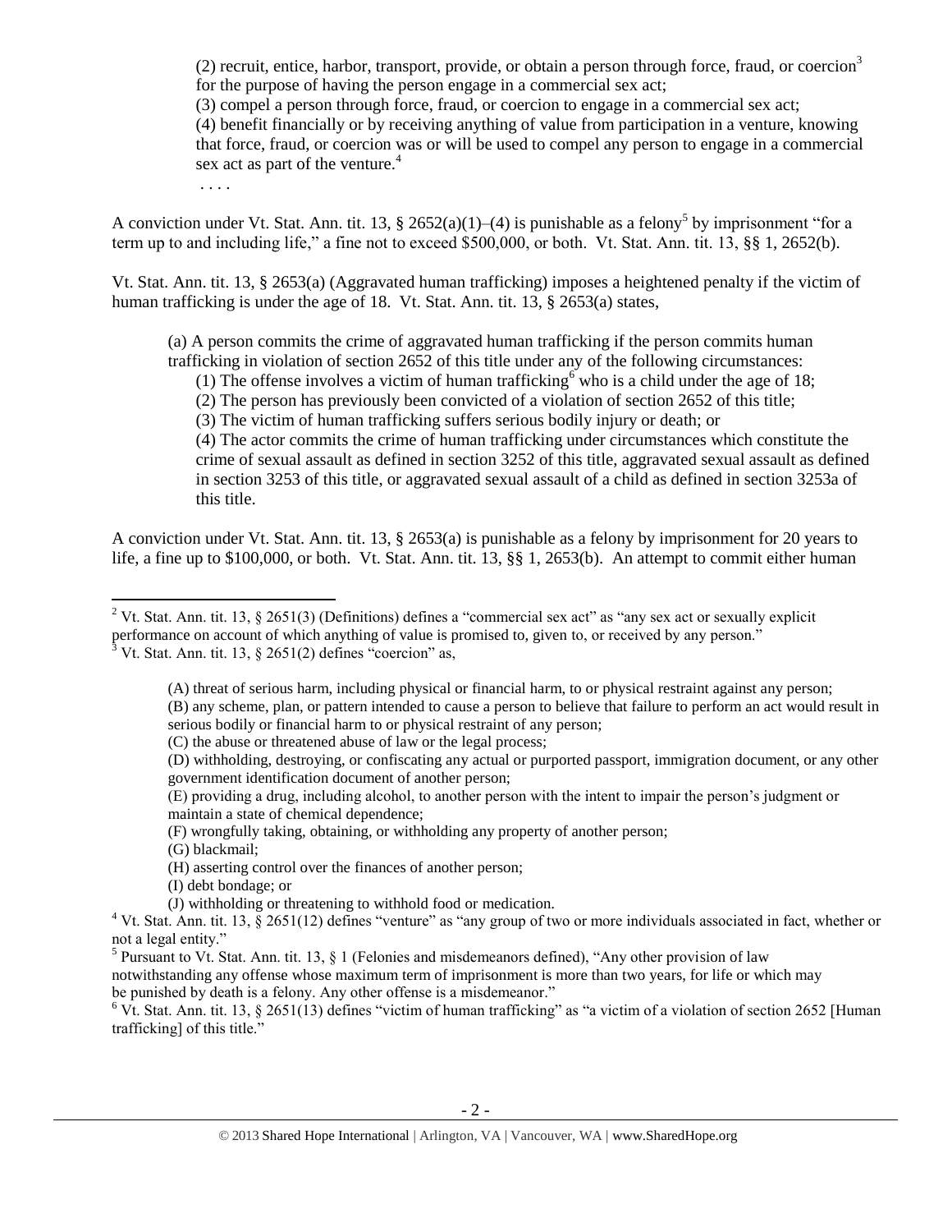> (2) recruit, entice, harbor, transport, provide, or obtain a person through force, fraud, or coercion[3] for the purpose of having the person engage in a commercial sex act;
> (3) compel a person through force, fraud, or coercion to engage in a commercial sex act;
> (4) benefit financially or by receiving anything of value from participation in a venture, knowing that force, fraud, or coercion was or will be used to compel any person to engage in a commercial sex act as part of the venture.[4]
> . . . .

A conviction under Vt. Stat. Ann. tit. 13, § 2652(a)(1)–(4) is punishable as a felony[5] by imprisonment "for a term up to and including life," a fine not to exceed $500,000, or both. Vt. Stat. Ann. tit. 13, §§ 1, 2652(b).

Vt. Stat. Ann. tit. 13, § 2653(a) (Aggravated human trafficking) imposes a heightened penalty if the victim of human trafficking is under the age of 18. Vt. Stat. Ann. tit. 13, § 2653(a) states,

> (a) A person commits the crime of aggravated human trafficking if the person commits human trafficking in violation of section 2652 of this title under any of the following circumstances:
> (1) The offense involves a victim of human trafficking[6] who is a child under the age of 18;
> (2) The person has previously been convicted of a violation of section 2652 of this title;
> (3) The victim of human trafficking suffers serious bodily injury or death; or
> (4) The actor commits the crime of human trafficking under circumstances which constitute the crime of sexual assault as defined in section 3252 of this title, aggravated sexual assault as defined in section 3253 of this title, or aggravated sexual assault of a child as defined in section 3253a of this title.

A conviction under Vt. Stat. Ann. tit. 13, § 2653(a) is punishable as a felony by imprisonment for 20 years to life, a fine up to $100,000, or both. Vt. Stat. Ann. tit. 13, §§ 1, 2653(b). An attempt to commit either human

---

[2] Vt. Stat. Ann. tit. 13, § 2651(3) (Definitions) defines a "commercial sex act" as "any sex act or sexually explicit performance on account of which anything of value is promised to, given to, or received by any person."

[3] Vt. Stat. Ann. tit. 13, § 2651(2) defines "coercion" as,

> (A) threat of serious harm, including physical or financial harm, to or physical restraint against any person;
> (B) any scheme, plan, or pattern intended to cause a person to believe that failure to perform an act would result in serious bodily or financial harm to or physical restraint of any person;
> (C) the abuse or threatened abuse of law or the legal process;
> (D) withholding, destroying, or confiscating any actual or purported passport, immigration document, or any other government identification document of another person;
> (E) providing a drug, including alcohol, to another person with the intent to impair the person's judgment or maintain a state of chemical dependence;
> (F) wrongfully taking, obtaining, or withholding any property of another person;
> (G) blackmail;
> (H) asserting control over the finances of another person;
> (I) debt bondage; or
> (J) withholding or threatening to withhold food or medication.

[4] Vt. Stat. Ann. tit. 13, § 2651(12) defines "venture" as "any group of two or more individuals associated in fact, whether or not a legal entity."

[5] Pursuant to Vt. Stat. Ann. tit. 13, § 1 (Felonies and misdemeanors defined), "Any other provision of law notwithstanding any offense whose maximum term of imprisonment is more than two years, for life or which may be punished by death is a felony. Any other offense is a misdemeanor."

[6] Vt. Stat. Ann. tit. 13, § 2651(13) defines "victim of human trafficking" as "a victim of a violation of section 2652 [Human trafficking] of this title."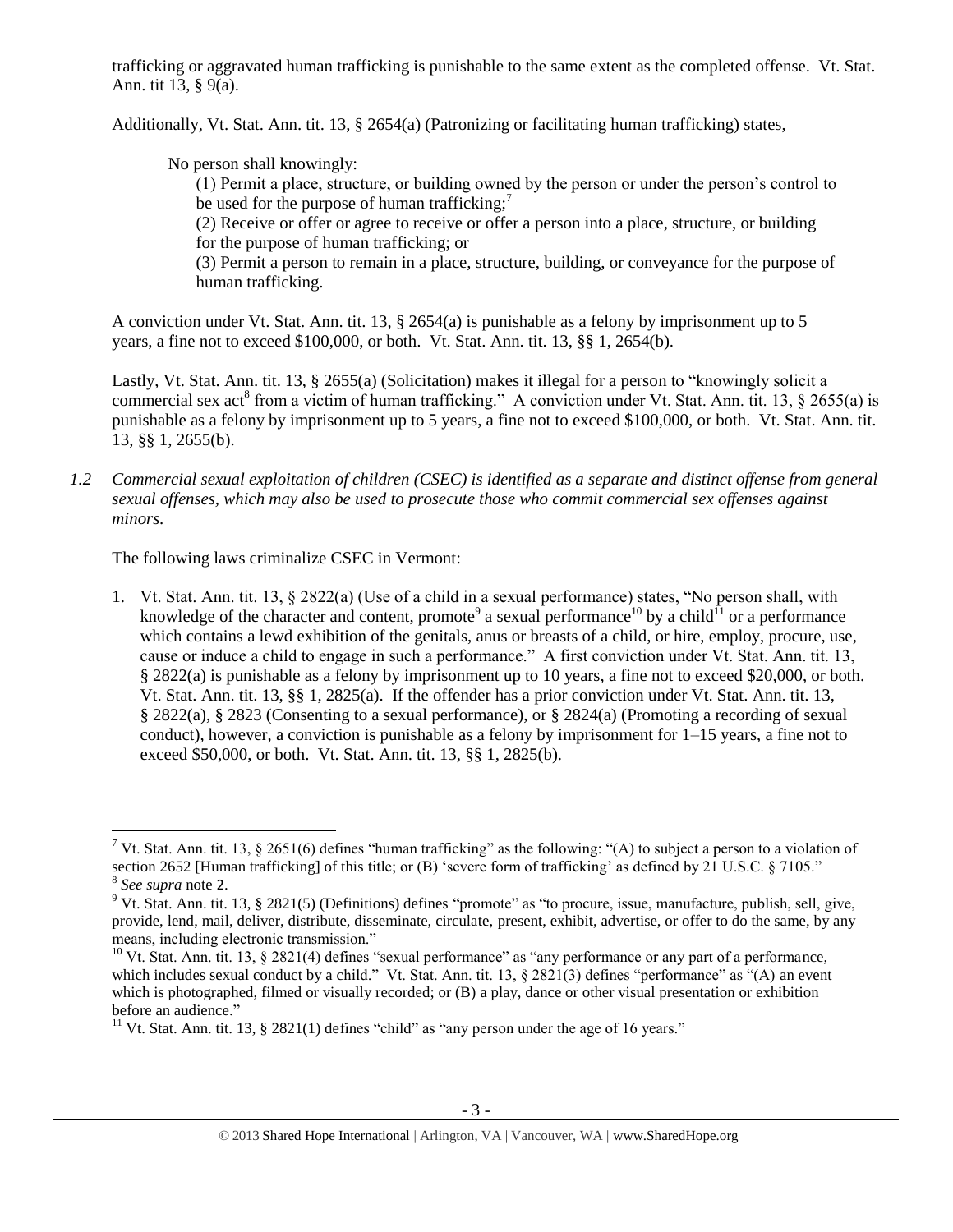trafficking or aggravated human trafficking is punishable to the same extent as the completed offense. Vt. Stat. Ann. tit 13, § 9(a).

Additionally, Vt. Stat. Ann. tit. 13, § 2654(a) (Patronizing or facilitating human trafficking) states,

> No person shall knowingly:
>
> (1) Permit a place, structure, or building owned by the person or under the person's control to be used for the purpose of human trafficking;[7]
>
> (2) Receive or offer or agree to receive or offer a person into a place, structure, or building for the purpose of human trafficking; or
>
> (3) Permit a person to remain in a place, structure, building, or conveyance for the purpose of human trafficking.

A conviction under Vt. Stat. Ann. tit. 13, § 2654(a) is punishable as a felony by imprisonment up to 5 years, a fine not to exceed $100,000, or both. Vt. Stat. Ann. tit. 13, §§ 1, 2654(b).

Lastly, Vt. Stat. Ann. tit. 13, § 2655(a) (Solicitation) makes it illegal for a person to "knowingly solicit a commercial sex act[8] from a victim of human trafficking." A conviction under Vt. Stat. Ann. tit. 13, § 2655(a) is punishable as a felony by imprisonment up to 5 years, a fine not to exceed $100,000, or both. Vt. Stat. Ann. tit. 13, §§ 1, 2655(b).

*1.2 Commercial sexual exploitation of children (CSEC) is identified as a separate and distinct offense from general sexual offenses, which may also be used to prosecute those who commit commercial sex offenses against minors.*

The following laws criminalize CSEC in Vermont:

1. Vt. Stat. Ann. tit. 13, § 2822(a) (Use of a child in a sexual performance) states, "No person shall, with knowledge of the character and content, promote[9] a sexual performance[10] by a child[11] or a performance which contains a lewd exhibition of the genitals, anus or breasts of a child, or hire, employ, procure, use, cause or induce a child to engage in such a performance." A first conviction under Vt. Stat. Ann. tit. 13, § 2822(a) is punishable as a felony by imprisonment up to 10 years, a fine not to exceed $20,000, or both. Vt. Stat. Ann. tit. 13, §§ 1, 2825(a). If the offender has a prior conviction under Vt. Stat. Ann. tit. 13, § 2822(a), § 2823 (Consenting to a sexual performance), or § 2824(a) (Promoting a recording of sexual conduct), however, a conviction is punishable as a felony by imprisonment for 1–15 years, a fine not to exceed $50,000, or both. Vt. Stat. Ann. tit. 13, §§ 1, 2825(b).

---

[7] Vt. Stat. Ann. tit. 13, § 2651(6) defines "human trafficking" as the following: "(A) to subject a person to a violation of section 2652 [Human trafficking] of this title; or (B) 'severe form of trafficking' as defined by 21 U.S.C. § 7105."

[8] *See supra* note 2.

[9] Vt. Stat. Ann. tit. 13, § 2821(5) (Definitions) defines "promote" as "to procure, issue, manufacture, publish, sell, give, provide, lend, mail, deliver, distribute, disseminate, circulate, present, exhibit, advertise, or offer to do the same, by any means, including electronic transmission."

[10] Vt. Stat. Ann. tit. 13, § 2821(4) defines "sexual performance" as "any performance or any part of a performance, which includes sexual conduct by a child." Vt. Stat. Ann. tit. 13, § 2821(3) defines "performance" as "(A) an event which is photographed, filmed or visually recorded; or (B) a play, dance or other visual presentation or exhibition before an audience."

[11] Vt. Stat. Ann. tit. 13, § 2821(1) defines "child" as "any person under the age of 16 years."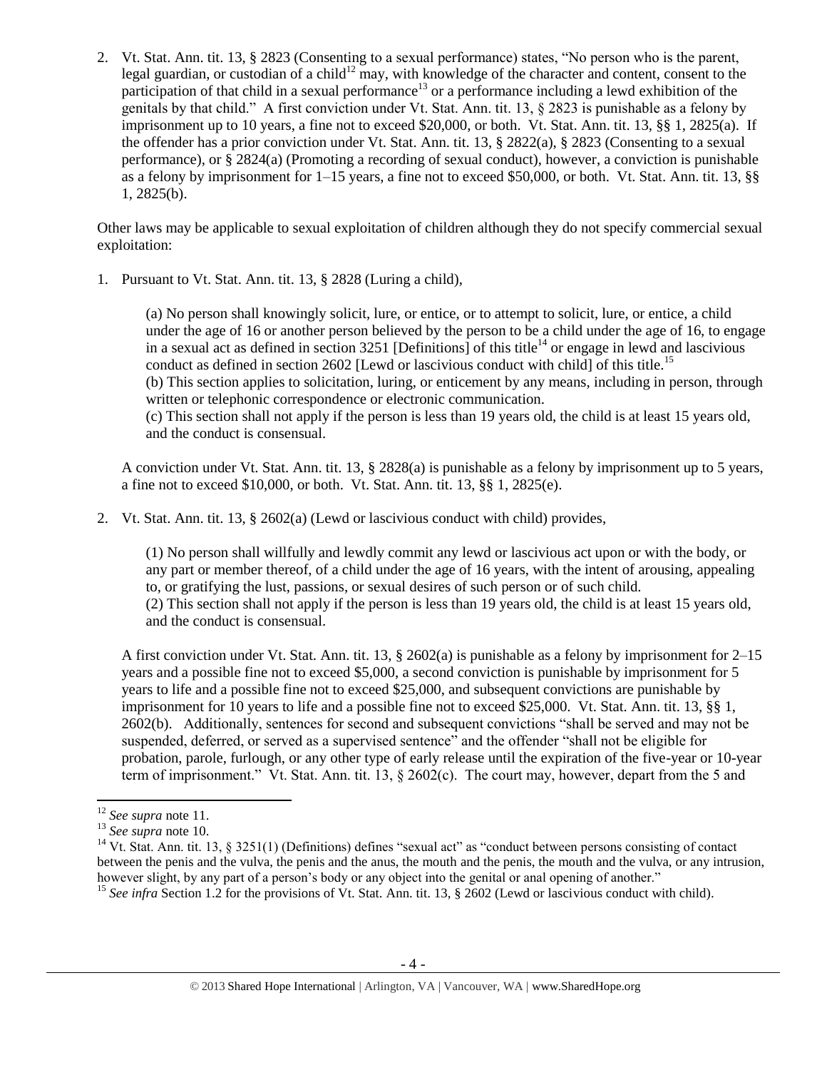2. Vt. Stat. Ann. tit. 13, § 2823 (Consenting to a sexual performance) states, "No person who is the parent, legal guardian, or custodian of a child[12] may, with knowledge of the character and content, consent to the participation of that child in a sexual performance[13] or a performance including a lewd exhibition of the genitals by that child." A first conviction under Vt. Stat. Ann. tit. 13, § 2823 is punishable as a felony by imprisonment up to 10 years, a fine not to exceed $20,000, or both. Vt. Stat. Ann. tit. 13, §§ 1, 2825(a). If the offender has a prior conviction under Vt. Stat. Ann. tit. 13, § 2822(a), § 2823 (Consenting to a sexual performance), or § 2824(a) (Promoting a recording of sexual conduct), however, a conviction is punishable as a felony by imprisonment for 1–15 years, a fine not to exceed $50,000, or both. Vt. Stat. Ann. tit. 13, §§ 1, 2825(b).

Other laws may be applicable to sexual exploitation of children although they do not specify commercial sexual exploitation:

1. Pursuant to Vt. Stat. Ann. tit. 13, § 2828 (Luring a child),

   > (a) No person shall knowingly solicit, lure, or entice, or to attempt to solicit, lure, or entice, a child under the age of 16 or another person believed by the person to be a child under the age of 16, to engage in a sexual act as defined in section 3251 [Definitions] of this title[14] or engage in lewd and lascivious conduct as defined in section 2602 [Lewd or lascivious conduct with child] of this title.[15]
   > (b) This section applies to solicitation, luring, or enticement by any means, including in person, through written or telephonic correspondence or electronic communication.
   > (c) This section shall not apply if the person is less than 19 years old, the child is at least 15 years old, and the conduct is consensual.

   A conviction under Vt. Stat. Ann. tit. 13, § 2828(a) is punishable as a felony by imprisonment up to 5 years, a fine not to exceed $10,000, or both. Vt. Stat. Ann. tit. 13, §§ 1, 2825(e).

2. Vt. Stat. Ann. tit. 13, § 2602(a) (Lewd or lascivious conduct with child) provides,

   > (1) No person shall willfully and lewdly commit any lewd or lascivious act upon or with the body, or any part or member thereof, of a child under the age of 16 years, with the intent of arousing, appealing to, or gratifying the lust, passions, or sexual desires of such person or of such child.
   > (2) This section shall not apply if the person is less than 19 years old, the child is at least 15 years old, and the conduct is consensual.

   A first conviction under Vt. Stat. Ann. tit. 13, § 2602(a) is punishable as a felony by imprisonment for 2–15 years and a possible fine not to exceed $5,000, a second conviction is punishable by imprisonment for 5 years to life and a possible fine not to exceed $25,000, and subsequent convictions are punishable by imprisonment for 10 years to life and a possible fine not to exceed $25,000. Vt. Stat. Ann. tit. 13, §§ 1, 2602(b). Additionally, sentences for second and subsequent convictions "shall be served and may not be suspended, deferred, or served as a supervised sentence" and the offender "shall not be eligible for probation, parole, furlough, or any other type of early release until the expiration of the five-year or 10-year term of imprisonment." Vt. Stat. Ann. tit. 13, § 2602(c). The court may, however, depart from the 5 and

---

[12] *See supra* note 11.

[13] *See supra* note 10.

[14] Vt. Stat. Ann. tit. 13, § 3251(1) (Definitions) defines "sexual act" as "conduct between persons consisting of contact between the penis and the vulva, the penis and the anus, the mouth and the penis, the mouth and the vulva, or any intrusion, however slight, by any part of a person's body or any object into the genital or anal opening of another."

[15] *See infra* Section 1.2 for the provisions of Vt. Stat. Ann. tit. 13, § 2602 (Lewd or lascivious conduct with child).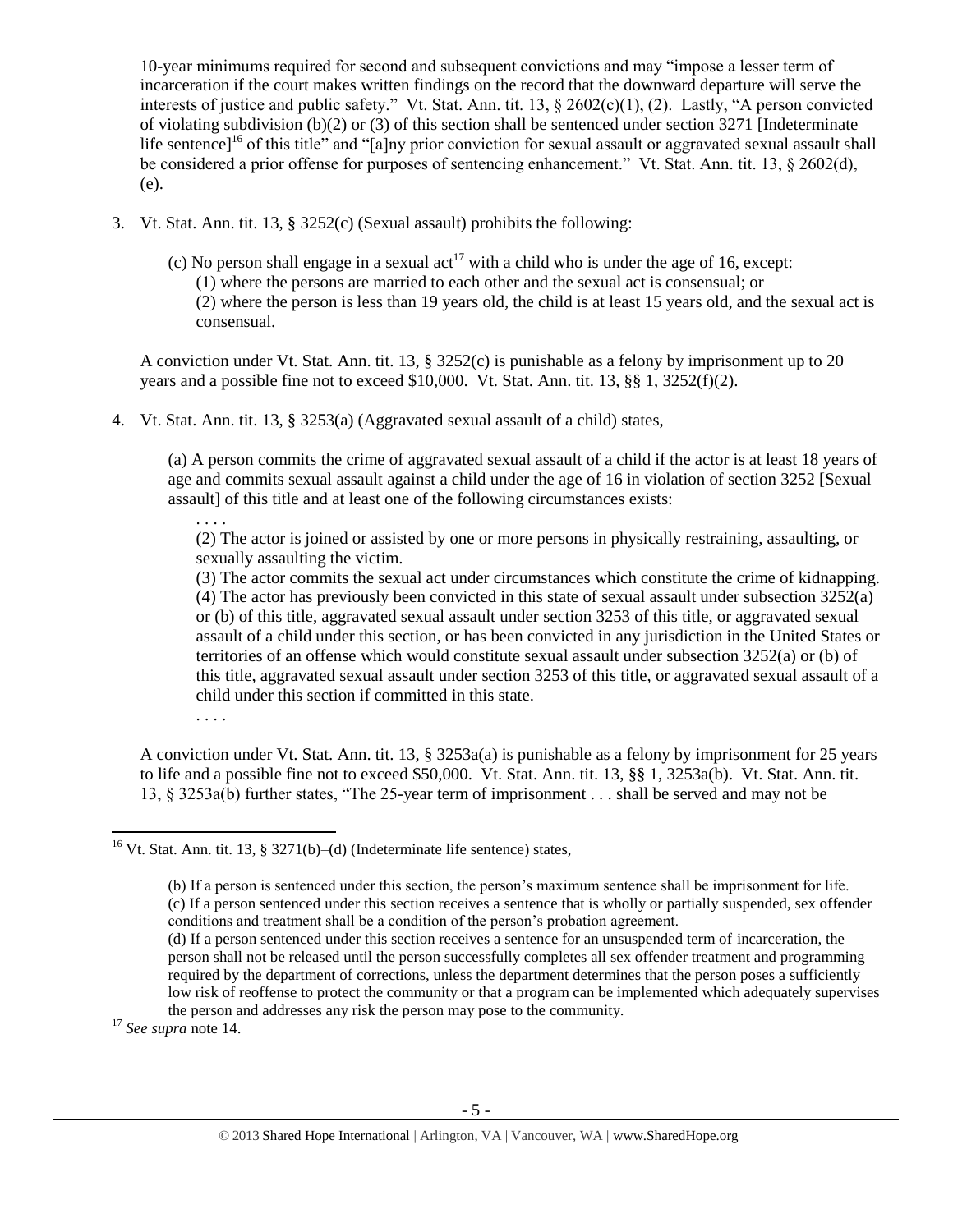10-year minimums required for second and subsequent convictions and may "impose a lesser term of incarceration if the court makes written findings on the record that the downward departure will serve the interests of justice and public safety." Vt. Stat. Ann. tit. 13, § 2602(c)(1), (2). Lastly, "A person convicted of violating subdivision (b)(2) or (3) of this section shall be sentenced under section 3271 [Indeterminate life sentence][16] of this title" and "[a]ny prior conviction for sexual assault or aggravated sexual assault shall be considered a prior offense for purposes of sentencing enhancement." Vt. Stat. Ann. tit. 13, § 2602(d), (e).

3. Vt. Stat. Ann. tit. 13, § 3252(c) (Sexual assault) prohibits the following:

   (c) No person shall engage in a sexual act[17] with a child who is under the age of 16, except:
   (1) where the persons are married to each other and the sexual act is consensual; or
   (2) where the person is less than 19 years old, the child is at least 15 years old, and the sexual act is consensual.

   A conviction under Vt. Stat. Ann. tit. 13, § 3252(c) is punishable as a felony by imprisonment up to 20 years and a possible fine not to exceed $10,000. Vt. Stat. Ann. tit. 13, §§ 1, 3252(f)(2).

4. Vt. Stat. Ann. tit. 13, § 3253(a) (Aggravated sexual assault of a child) states,

   (a) A person commits the crime of aggravated sexual assault of a child if the actor is at least 18 years of age and commits sexual assault against a child under the age of 16 in violation of section 3252 [Sexual assault] of this title and at least one of the following circumstances exists:
   . . . .
   (2) The actor is joined or assisted by one or more persons in physically restraining, assaulting, or sexually assaulting the victim.
   (3) The actor commits the sexual act under circumstances which constitute the crime of kidnapping.
   (4) The actor has previously been convicted in this state of sexual assault under subsection 3252(a) or (b) of this title, aggravated sexual assault under section 3253 of this title, or aggravated sexual assault of a child under this section, or has been convicted in any jurisdiction in the United States or territories of an offense which would constitute sexual assault under subsection 3252(a) or (b) of this title, aggravated sexual assault under section 3253 of this title, or aggravated sexual assault of a child under this section if committed in this state.
   . . . .

   A conviction under Vt. Stat. Ann. tit. 13, § 3253a(a) is punishable as a felony by imprisonment for 25 years to life and a possible fine not to exceed $50,000. Vt. Stat. Ann. tit. 13, §§ 1, 3253a(b). Vt. Stat. Ann. tit. 13, § 3253a(b) further states, "The 25-year term of imprisonment . . . shall be served and may not be

---

[16] Vt. Stat. Ann. tit. 13, § 3271(b)–(d) (Indeterminate life sentence) states,

> (b) If a person is sentenced under this section, the person's maximum sentence shall be imprisonment for life.
> (c) If a person sentenced under this section receives a sentence that is wholly or partially suspended, sex offender conditions and treatment shall be a condition of the person's probation agreement.
> (d) If a person sentenced under this section receives a sentence for an unsuspended term of incarceration, the person shall not be released until the person successfully completes all sex offender treatment and programming required by the department of corrections, unless the department determines that the person poses a sufficiently low risk of reoffense to protect the community or that a program can be implemented which adequately supervises the person and addresses any risk the person may pose to the community.

[17] *See supra* note 14.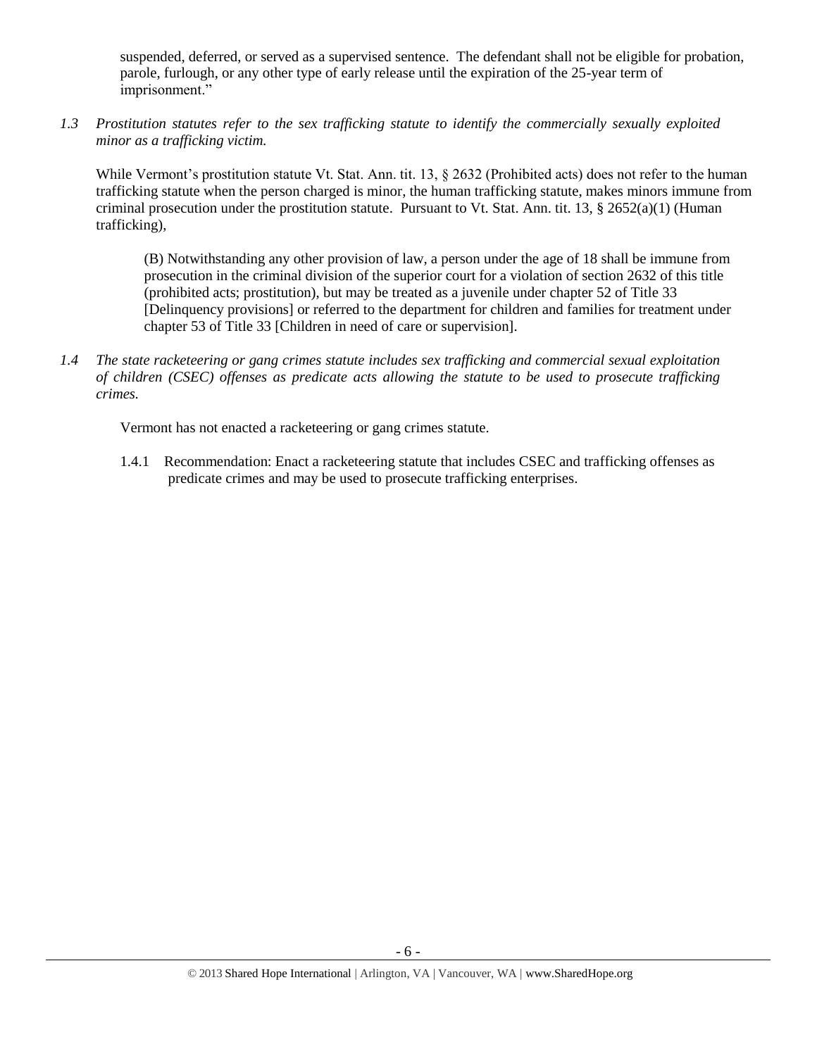suspended, deferred, or served as a supervised sentence. The defendant shall not be eligible for probation, parole, furlough, or any other type of early release until the expiration of the 25-year term of imprisonment."

*1.3 Prostitution statutes refer to the sex trafficking statute to identify the commercially sexually exploited minor as a trafficking victim.*

While Vermont's prostitution statute Vt. Stat. Ann. tit. 13, § 2632 (Prohibited acts) does not refer to the human trafficking statute when the person charged is minor, the human trafficking statute, makes minors immune from criminal prosecution under the prostitution statute. Pursuant to Vt. Stat. Ann. tit. 13, § 2652(a)(1) (Human trafficking),

> (B) Notwithstanding any other provision of law, a person under the age of 18 shall be immune from prosecution in the criminal division of the superior court for a violation of section 2632 of this title (prohibited acts; prostitution), but may be treated as a juvenile under chapter 52 of Title 33 [Delinquency provisions] or referred to the department for children and families for treatment under chapter 53 of Title 33 [Children in need of care or supervision].

*1.4 The state racketeering or gang crimes statute includes sex trafficking and commercial sexual exploitation of children (CSEC) offenses as predicate acts allowing the statute to be used to prosecute trafficking crimes.*

Vermont has not enacted a racketeering or gang crimes statute.

1.4.1 Recommendation: Enact a racketeering statute that includes CSEC and trafficking offenses as predicate crimes and may be used to prosecute trafficking enterprises.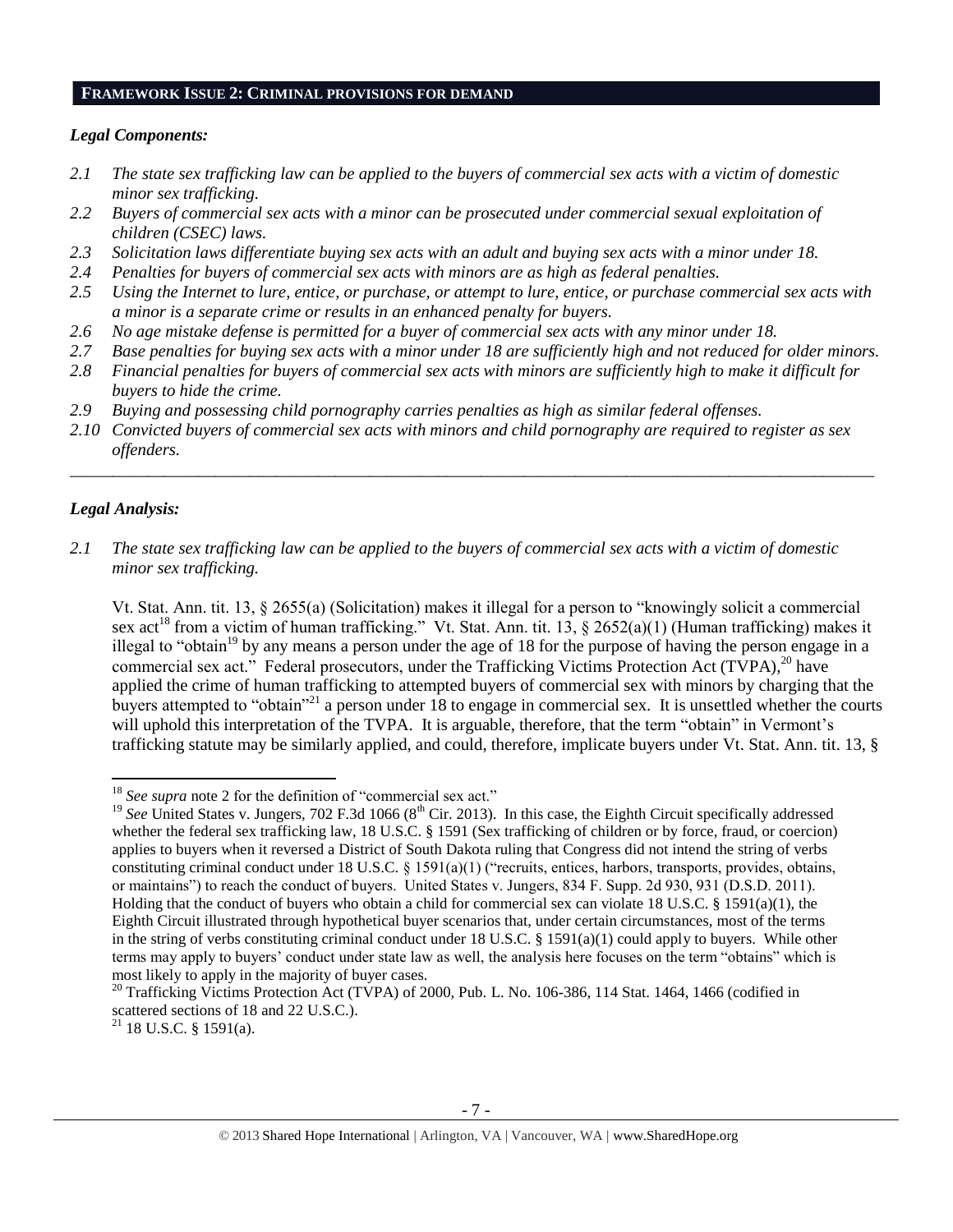## FRAMEWORK ISSUE 2: CRIMINAL PROVISIONS FOR DEMAND

### *Legal Components:*

*2.1 The state sex trafficking law can be applied to the buyers of commercial sex acts with a victim of domestic minor sex trafficking.*

*2.2 Buyers of commercial sex acts with a minor can be prosecuted under commercial sexual exploitation of children (CSEC) laws.*

*2.3 Solicitation laws differentiate buying sex acts with an adult and buying sex acts with a minor under 18.*

*2.4 Penalties for buyers of commercial sex acts with minors are as high as federal penalties.*

*2.5 Using the Internet to lure, entice, or purchase, or attempt to lure, entice, or purchase commercial sex acts with a minor is a separate crime or results in an enhanced penalty for buyers.*

*2.6 No age mistake defense is permitted for a buyer of commercial sex acts with any minor under 18.*

*2.7 Base penalties for buying sex acts with a minor under 18 are sufficiently high and not reduced for older minors.*

*2.8 Financial penalties for buyers of commercial sex acts with minors are sufficiently high to make it difficult for buyers to hide the crime.*

*2.9 Buying and possessing child pornography carries penalties as high as similar federal offenses.*

*2.10 Convicted buyers of commercial sex acts with minors and child pornography are required to register as sex offenders.*

---

### *Legal Analysis:*

*2.1 The state sex trafficking law can be applied to the buyers of commercial sex acts with a victim of domestic minor sex trafficking.*

Vt. Stat. Ann. tit. 13, § 2655(a) (Solicitation) makes it illegal for a person to "knowingly solicit a commercial sex act[18] from a victim of human trafficking." Vt. Stat. Ann. tit. 13, § 2652(a)(1) (Human trafficking) makes it illegal to "obtain[19] by any means a person under the age of 18 for the purpose of having the person engage in a commercial sex act." Federal prosecutors, under the Trafficking Victims Protection Act (TVPA),[20] have applied the crime of human trafficking to attempted buyers of commercial sex with minors by charging that the buyers attempted to "obtain"[21] a person under 18 to engage in commercial sex. It is unsettled whether the courts will uphold this interpretation of the TVPA. It is arguable, therefore, that the term "obtain" in Vermont's trafficking statute may be similarly applied, and could, therefore, implicate buyers under Vt. Stat. Ann. tit. 13, §

---

[18] *See supra* note 2 for the definition of "commercial sex act."

[19] *See* United States v. Jungers, 702 F.3d 1066 (8th Cir. 2013). In this case, the Eighth Circuit specifically addressed whether the federal sex trafficking law, 18 U.S.C. § 1591 (Sex trafficking of children or by force, fraud, or coercion) applies to buyers when it reversed a District of South Dakota ruling that Congress did not intend the string of verbs constituting criminal conduct under 18 U.S.C. § 1591(a)(1) ("recruits, entices, harbors, transports, provides, obtains, or maintains") to reach the conduct of buyers. United States v. Jungers, 834 F. Supp. 2d 930, 931 (D.S.D. 2011). Holding that the conduct of buyers who obtain a child for commercial sex can violate 18 U.S.C. § 1591(a)(1), the Eighth Circuit illustrated through hypothetical buyer scenarios that, under certain circumstances, most of the terms in the string of verbs constituting criminal conduct under 18 U.S.C. § 1591(a)(1) could apply to buyers. While other terms may apply to buyers' conduct under state law as well, the analysis here focuses on the term "obtains" which is most likely to apply in the majority of buyer cases.

[20] Trafficking Victims Protection Act (TVPA) of 2000, Pub. L. No. 106-386, 114 Stat. 1464, 1466 (codified in scattered sections of 18 and 22 U.S.C.).

[21] 18 U.S.C. § 1591(a).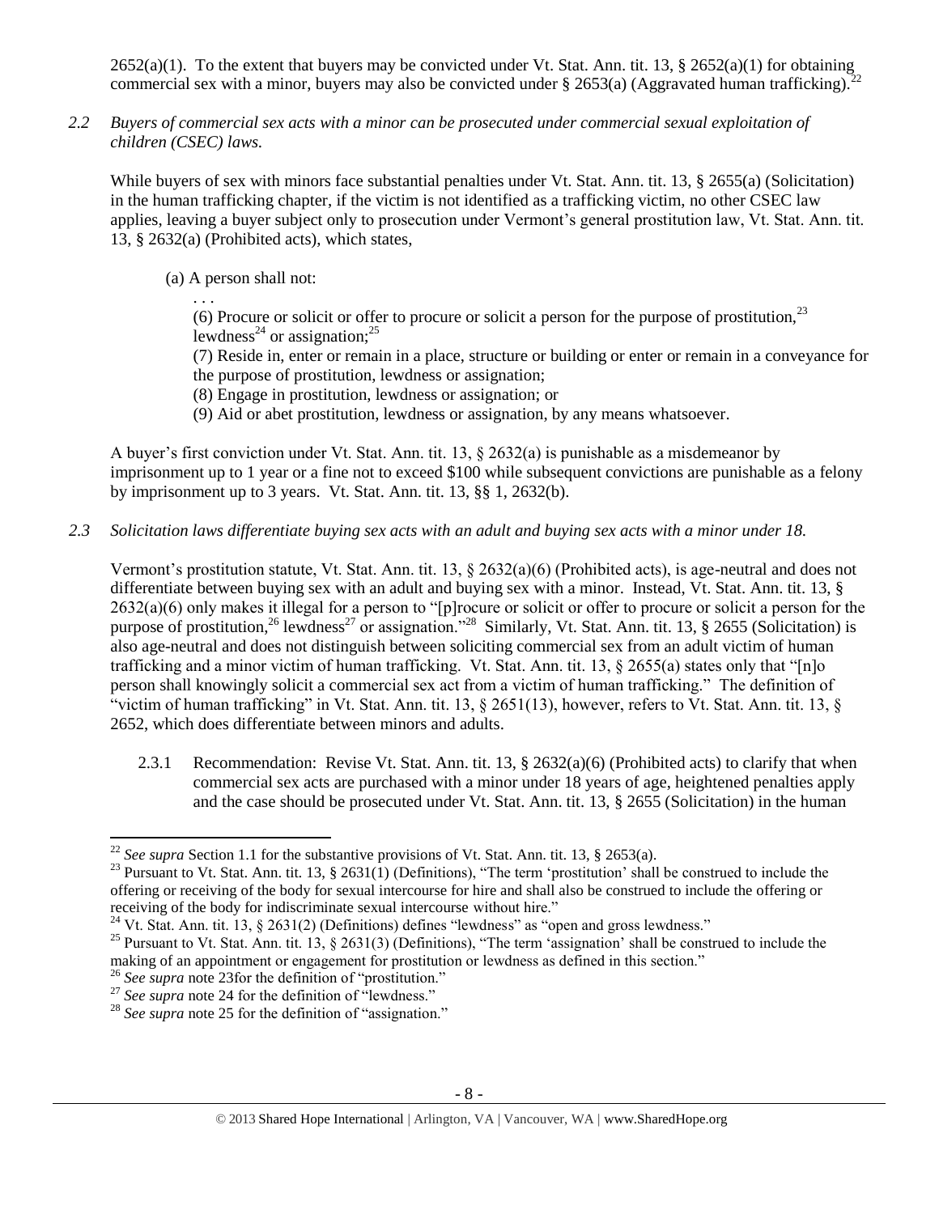2652(a)(1). To the extent that buyers may be convicted under Vt. Stat. Ann. tit. 13, § 2652(a)(1) for obtaining commercial sex with a minor, buyers may also be convicted under § 2653(a) (Aggravated human trafficking).[22]

*2.2 Buyers of commercial sex acts with a minor can be prosecuted under commercial sexual exploitation of children (CSEC) laws.*

While buyers of sex with minors face substantial penalties under Vt. Stat. Ann. tit. 13, § 2655(a) (Solicitation) in the human trafficking chapter, if the victim is not identified as a trafficking victim, no other CSEC law applies, leaving a buyer subject only to prosecution under Vermont's general prostitution law, Vt. Stat. Ann. tit. 13, § 2632(a) (Prohibited acts), which states,

> (a) A person shall not:
>
> . . .
>
> (6) Procure or solicit or offer to procure or solicit a person for the purpose of prostitution,[23] lewdness[24] or assignation;[25]
>
> (7) Reside in, enter or remain in a place, structure or building or enter or remain in a conveyance for the purpose of prostitution, lewdness or assignation;
>
> (8) Engage in prostitution, lewdness or assignation; or
>
> (9) Aid or abet prostitution, lewdness or assignation, by any means whatsoever.

A buyer's first conviction under Vt. Stat. Ann. tit. 13, § 2632(a) is punishable as a misdemeanor by imprisonment up to 1 year or a fine not to exceed $100 while subsequent convictions are punishable as a felony by imprisonment up to 3 years. Vt. Stat. Ann. tit. 13, §§ 1, 2632(b).

*2.3 Solicitation laws differentiate buying sex acts with an adult and buying sex acts with a minor under 18.*

Vermont's prostitution statute, Vt. Stat. Ann. tit. 13, § 2632(a)(6) (Prohibited acts), is age-neutral and does not differentiate between buying sex with an adult and buying sex with a minor. Instead, Vt. Stat. Ann. tit. 13, § 2632(a)(6) only makes it illegal for a person to "[p]rocure or solicit or offer to procure or solicit a person for the purpose of prostitution,[26] lewdness[27] or assignation."[28] Similarly, Vt. Stat. Ann. tit. 13, § 2655 (Solicitation) is also age-neutral and does not distinguish between soliciting commercial sex from an adult victim of human trafficking and a minor victim of human trafficking. Vt. Stat. Ann. tit. 13, § 2655(a) states only that "[n]o person shall knowingly solicit a commercial sex act from a victim of human trafficking." The definition of "victim of human trafficking" in Vt. Stat. Ann. tit. 13, § 2651(13), however, refers to Vt. Stat. Ann. tit. 13, § 2652, which does differentiate between minors and adults.

2.3.1 Recommendation: Revise Vt. Stat. Ann. tit. 13, § 2632(a)(6) (Prohibited acts) to clarify that when commercial sex acts are purchased with a minor under 18 years of age, heightened penalties apply and the case should be prosecuted under Vt. Stat. Ann. tit. 13, § 2655 (Solicitation) in the human

---

[22] *See supra* Section 1.1 for the substantive provisions of Vt. Stat. Ann. tit. 13, § 2653(a).

[23] Pursuant to Vt. Stat. Ann. tit. 13, § 2631(1) (Definitions), "The term 'prostitution' shall be construed to include the offering or receiving of the body for sexual intercourse for hire and shall also be construed to include the offering or receiving of the body for indiscriminate sexual intercourse without hire."

[24] Vt. Stat. Ann. tit. 13, § 2631(2) (Definitions) defines "lewdness" as "open and gross lewdness."

[25] Pursuant to Vt. Stat. Ann. tit. 13, § 2631(3) (Definitions), "The term 'assignation' shall be construed to include the making of an appointment or engagement for prostitution or lewdness as defined in this section."

[26] *See supra* note 23for the definition of "prostitution."

[27] *See supra* note 24 for the definition of "lewdness."

[28] *See supra* note 25 for the definition of "assignation."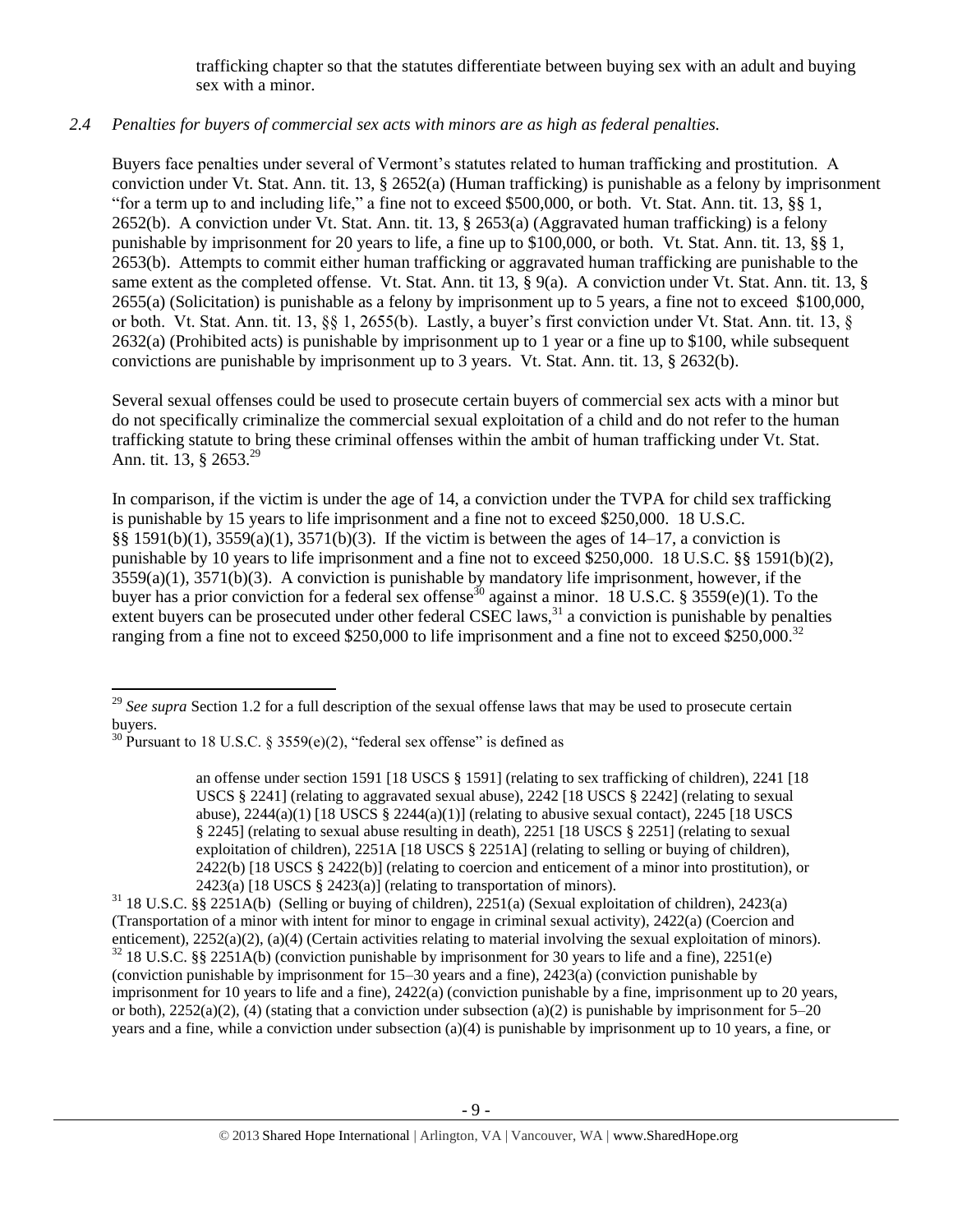trafficking chapter so that the statutes differentiate between buying sex with an adult and buying sex with a minor.

*2.4 Penalties for buyers of commercial sex acts with minors are as high as federal penalties.*

Buyers face penalties under several of Vermont's statutes related to human trafficking and prostitution. A conviction under Vt. Stat. Ann. tit. 13, § 2652(a) (Human trafficking) is punishable as a felony by imprisonment "for a term up to and including life," a fine not to exceed $500,000, or both. Vt. Stat. Ann. tit. 13, §§ 1, 2652(b). A conviction under Vt. Stat. Ann. tit. 13, § 2653(a) (Aggravated human trafficking) is a felony punishable by imprisonment for 20 years to life, a fine up to $100,000, or both. Vt. Stat. Ann. tit. 13, §§ 1, 2653(b). Attempts to commit either human trafficking or aggravated human trafficking are punishable to the same extent as the completed offense. Vt. Stat. Ann. tit 13, § 9(a). A conviction under Vt. Stat. Ann. tit. 13, § 2655(a) (Solicitation) is punishable as a felony by imprisonment up to 5 years, a fine not to exceed $100,000, or both. Vt. Stat. Ann. tit. 13, §§ 1, 2655(b). Lastly, a buyer's first conviction under Vt. Stat. Ann. tit. 13, § 2632(a) (Prohibited acts) is punishable by imprisonment up to 1 year or a fine up to $100, while subsequent convictions are punishable by imprisonment up to 3 years. Vt. Stat. Ann. tit. 13, § 2632(b).

Several sexual offenses could be used to prosecute certain buyers of commercial sex acts with a minor but do not specifically criminalize the commercial sexual exploitation of a child and do not refer to the human trafficking statute to bring these criminal offenses within the ambit of human trafficking under Vt. Stat. Ann. tit. 13, § 2653.[29]

In comparison, if the victim is under the age of 14, a conviction under the TVPA for child sex trafficking is punishable by 15 years to life imprisonment and a fine not to exceed $250,000. 18 U.S.C. §§ 1591(b)(1), 3559(a)(1), 3571(b)(3). If the victim is between the ages of 14–17, a conviction is punishable by 10 years to life imprisonment and a fine not to exceed $250,000. 18 U.S.C. §§ 1591(b)(2), 3559(a)(1), 3571(b)(3). A conviction is punishable by mandatory life imprisonment, however, if the buyer has a prior conviction for a federal sex offense[30] against a minor. 18 U.S.C. § 3559(e)(1). To the extent buyers can be prosecuted under other federal CSEC laws,[31] a conviction is punishable by penalties ranging from a fine not to exceed $250,000 to life imprisonment and a fine not to exceed $250,000.[32]

---

[29] *See supra* Section 1.2 for a full description of the sexual offense laws that may be used to prosecute certain buyers.

[30] Pursuant to 18 U.S.C. § 3559(e)(2), "federal sex offense" is defined as

> an offense under section 1591 [18 USCS § 1591] (relating to sex trafficking of children), 2241 [18 USCS § 2241] (relating to aggravated sexual abuse), 2242 [18 USCS § 2242] (relating to sexual abuse), 2244(a)(1) [18 USCS § 2244(a)(1)] (relating to abusive sexual contact), 2245 [18 USCS § 2245] (relating to sexual abuse resulting in death), 2251 [18 USCS § 2251] (relating to sexual exploitation of children), 2251A [18 USCS § 2251A] (relating to selling or buying of children), 2422(b) [18 USCS § 2422(b)] (relating to coercion and enticement of a minor into prostitution), or 2423(a) [18 USCS § 2423(a)] (relating to transportation of minors).

[31] 18 U.S.C. §§ 2251A(b) (Selling or buying of children), 2251(a) (Sexual exploitation of children), 2423(a) (Transportation of a minor with intent for minor to engage in criminal sexual activity), 2422(a) (Coercion and enticement), 2252(a)(2), (a)(4) (Certain activities relating to material involving the sexual exploitation of minors).

[32] 18 U.S.C. §§ 2251A(b) (conviction punishable by imprisonment for 30 years to life and a fine), 2251(e) (conviction punishable by imprisonment for 15–30 years and a fine), 2423(a) (conviction punishable by imprisonment for 10 years to life and a fine), 2422(a) (conviction punishable by a fine, imprisonment up to 20 years, or both), 2252(a)(2), (4) (stating that a conviction under subsection (a)(2) is punishable by imprisonment for 5–20 years and a fine, while a conviction under subsection (a)(4) is punishable by imprisonment up to 10 years, a fine, or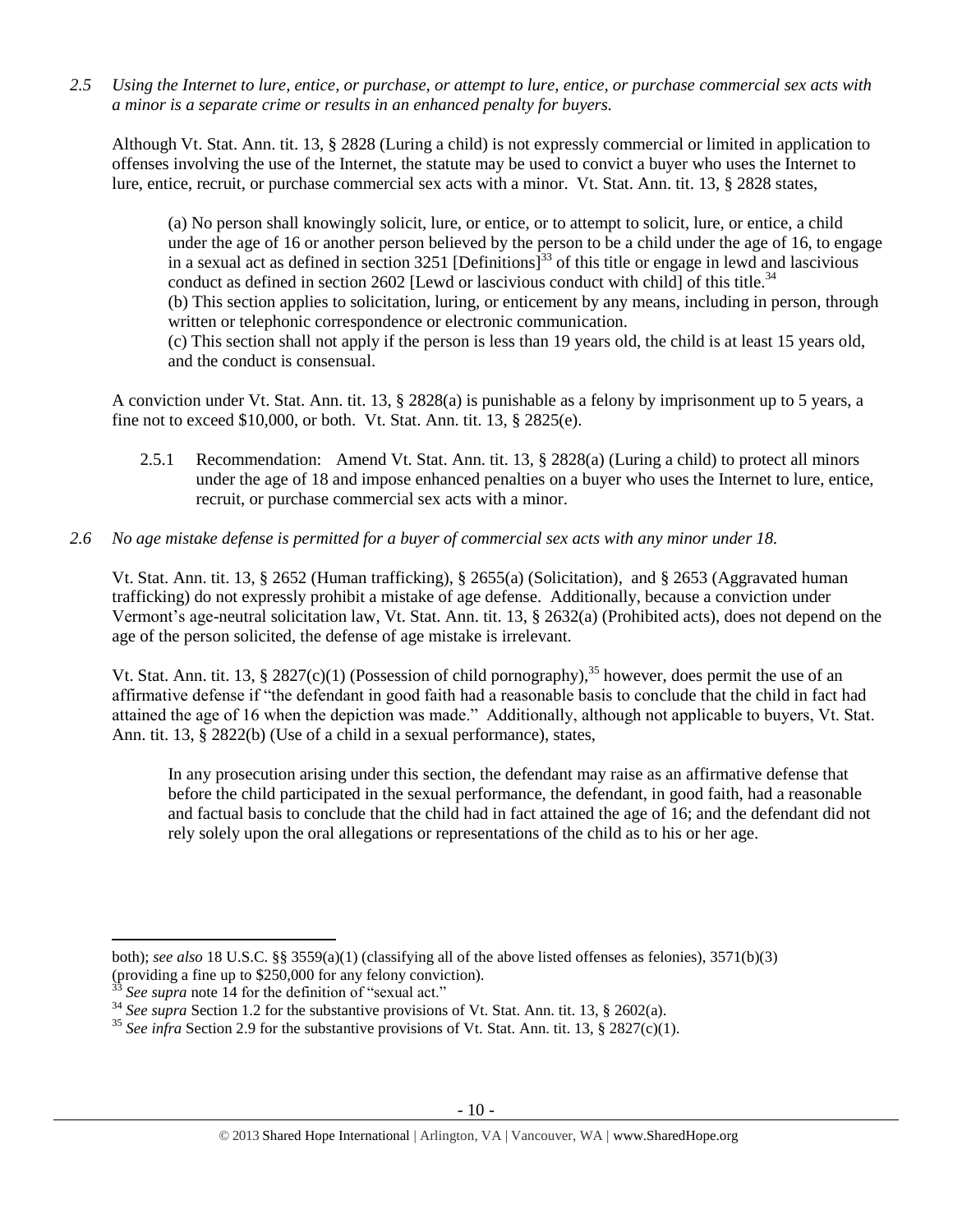*2.5 Using the Internet to lure, entice, or purchase, or attempt to lure, entice, or purchase commercial sex acts with a minor is a separate crime or results in an enhanced penalty for buyers.*

Although Vt. Stat. Ann. tit. 13, § 2828 (Luring a child) is not expressly commercial or limited in application to offenses involving the use of the Internet, the statute may be used to convict a buyer who uses the Internet to lure, entice, recruit, or purchase commercial sex acts with a minor. Vt. Stat. Ann. tit. 13, § 2828 states,

> (a) No person shall knowingly solicit, lure, or entice, or to attempt to solicit, lure, or entice, a child under the age of 16 or another person believed by the person to be a child under the age of 16, to engage in a sexual act as defined in section 3251 [Definitions][33] of this title or engage in lewd and lascivious conduct as defined in section 2602 [Lewd or lascivious conduct with child] of this title.[34]
>
> (b) This section applies to solicitation, luring, or enticement by any means, including in person, through written or telephonic correspondence or electronic communication.
>
> (c) This section shall not apply if the person is less than 19 years old, the child is at least 15 years old, and the conduct is consensual.

A conviction under Vt. Stat. Ann. tit. 13, § 2828(a) is punishable as a felony by imprisonment up to 5 years, a fine not to exceed $10,000, or both. Vt. Stat. Ann. tit. 13, § 2825(e).

2.5.1 Recommendation: Amend Vt. Stat. Ann. tit. 13, § 2828(a) (Luring a child) to protect all minors under the age of 18 and impose enhanced penalties on a buyer who uses the Internet to lure, entice, recruit, or purchase commercial sex acts with a minor.

*2.6 No age mistake defense is permitted for a buyer of commercial sex acts with any minor under 18.*

Vt. Stat. Ann. tit. 13, § 2652 (Human trafficking), § 2655(a) (Solicitation), and § 2653 (Aggravated human trafficking) do not expressly prohibit a mistake of age defense. Additionally, because a conviction under Vermont's age-neutral solicitation law, Vt. Stat. Ann. tit. 13, § 2632(a) (Prohibited acts), does not depend on the age of the person solicited, the defense of age mistake is irrelevant.

Vt. Stat. Ann. tit. 13, § 2827(c)(1) (Possession of child pornography),[35] however, does permit the use of an affirmative defense if "the defendant in good faith had a reasonable basis to conclude that the child in fact had attained the age of 16 when the depiction was made." Additionally, although not applicable to buyers, Vt. Stat. Ann. tit. 13, § 2822(b) (Use of a child in a sexual performance), states,

> In any prosecution arising under this section, the defendant may raise as an affirmative defense that before the child participated in the sexual performance, the defendant, in good faith, had a reasonable and factual basis to conclude that the child had in fact attained the age of 16; and the defendant did not rely solely upon the oral allegations or representations of the child as to his or her age.

---

both); *see also* 18 U.S.C. §§ 3559(a)(1) (classifying all of the above listed offenses as felonies), 3571(b)(3) (providing a fine up to $250,000 for any felony conviction).

[33] *See supra* note 14 for the definition of "sexual act."

[34] *See supra* Section 1.2 for the substantive provisions of Vt. Stat. Ann. tit. 13, § 2602(a).

[35] *See infra* Section 2.9 for the substantive provisions of Vt. Stat. Ann. tit. 13, § 2827(c)(1).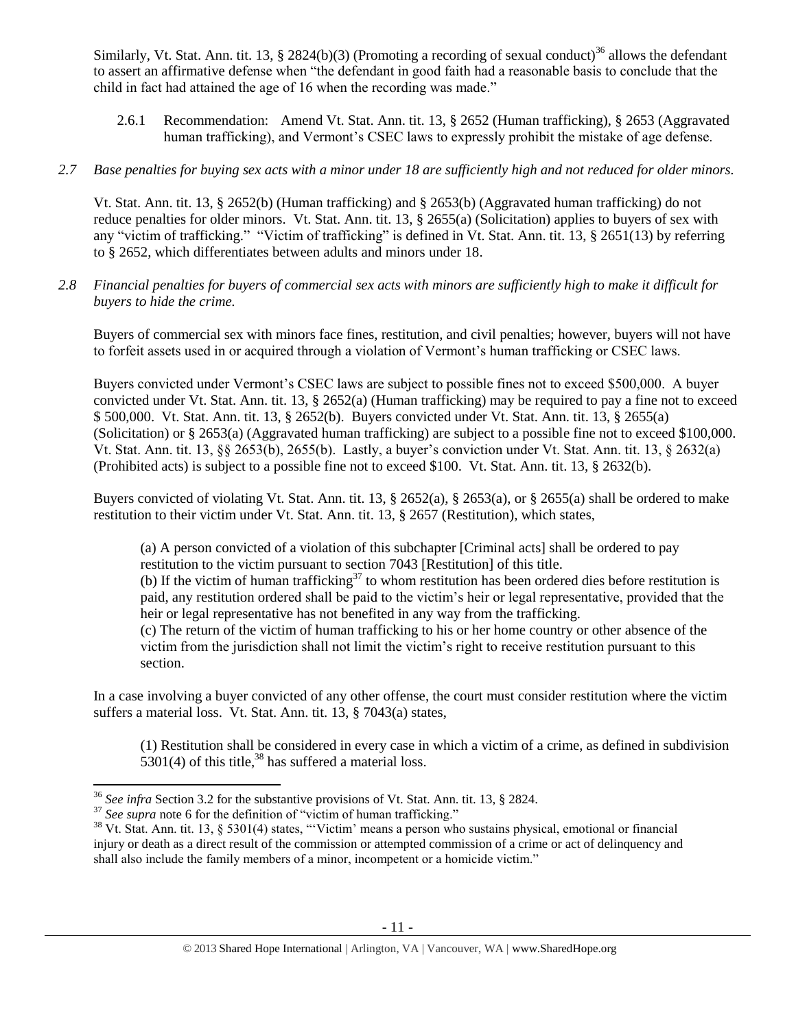Similarly, Vt. Stat. Ann. tit. 13, § 2824(b)(3) (Promoting a recording of sexual conduct)[36] allows the defendant to assert an affirmative defense when "the defendant in good faith had a reasonable basis to conclude that the child in fact had attained the age of 16 when the recording was made."

> 2.6.1 Recommendation: Amend Vt. Stat. Ann. tit. 13, § 2652 (Human trafficking), § 2653 (Aggravated human trafficking), and Vermont's CSEC laws to expressly prohibit the mistake of age defense.

*2.7 Base penalties for buying sex acts with a minor under 18 are sufficiently high and not reduced for older minors.*

Vt. Stat. Ann. tit. 13, § 2652(b) (Human trafficking) and § 2653(b) (Aggravated human trafficking) do not reduce penalties for older minors. Vt. Stat. Ann. tit. 13, § 2655(a) (Solicitation) applies to buyers of sex with any "victim of trafficking." "Victim of trafficking" is defined in Vt. Stat. Ann. tit. 13, § 2651(13) by referring to § 2652, which differentiates between adults and minors under 18.

*2.8 Financial penalties for buyers of commercial sex acts with minors are sufficiently high to make it difficult for buyers to hide the crime.*

Buyers of commercial sex with minors face fines, restitution, and civil penalties; however, buyers will not have to forfeit assets used in or acquired through a violation of Vermont's human trafficking or CSEC laws.

Buyers convicted under Vermont's CSEC laws are subject to possible fines not to exceed $500,000. A buyer convicted under Vt. Stat. Ann. tit. 13, § 2652(a) (Human trafficking) may be required to pay a fine not to exceed $ 500,000. Vt. Stat. Ann. tit. 13, § 2652(b). Buyers convicted under Vt. Stat. Ann. tit. 13, § 2655(a) (Solicitation) or § 2653(a) (Aggravated human trafficking) are subject to a possible fine not to exceed $100,000. Vt. Stat. Ann. tit. 13, §§ 2653(b), 2655(b). Lastly, a buyer's conviction under Vt. Stat. Ann. tit. 13, § 2632(a) (Prohibited acts) is subject to a possible fine not to exceed $100. Vt. Stat. Ann. tit. 13, § 2632(b).

Buyers convicted of violating Vt. Stat. Ann. tit. 13, § 2652(a), § 2653(a), or § 2655(a) shall be ordered to make restitution to their victim under Vt. Stat. Ann. tit. 13, § 2657 (Restitution), which states,

> (a) A person convicted of a violation of this subchapter [Criminal acts] shall be ordered to pay restitution to the victim pursuant to section 7043 [Restitution] of this title.
> (b) If the victim of human trafficking[37] to whom restitution has been ordered dies before restitution is paid, any restitution ordered shall be paid to the victim's heir or legal representative, provided that the heir or legal representative has not benefited in any way from the trafficking.
> (c) The return of the victim of human trafficking to his or her home country or other absence of the victim from the jurisdiction shall not limit the victim's right to receive restitution pursuant to this section.

In a case involving a buyer convicted of any other offense, the court must consider restitution where the victim suffers a material loss. Vt. Stat. Ann. tit. 13, § 7043(a) states,

> (1) Restitution shall be considered in every case in which a victim of a crime, as defined in subdivision 5301(4) of this title,[38] has suffered a material loss.

---

[36] *See infra* Section 3.2 for the substantive provisions of Vt. Stat. Ann. tit. 13, § 2824.
[37] *See supra* note 6 for the definition of "victim of human trafficking."
[38] Vt. Stat. Ann. tit. 13, § 5301(4) states, "'Victim' means a person who sustains physical, emotional or financial injury or death as a direct result of the commission or attempted commission of a crime or act of delinquency and shall also include the family members of a minor, incompetent or a homicide victim."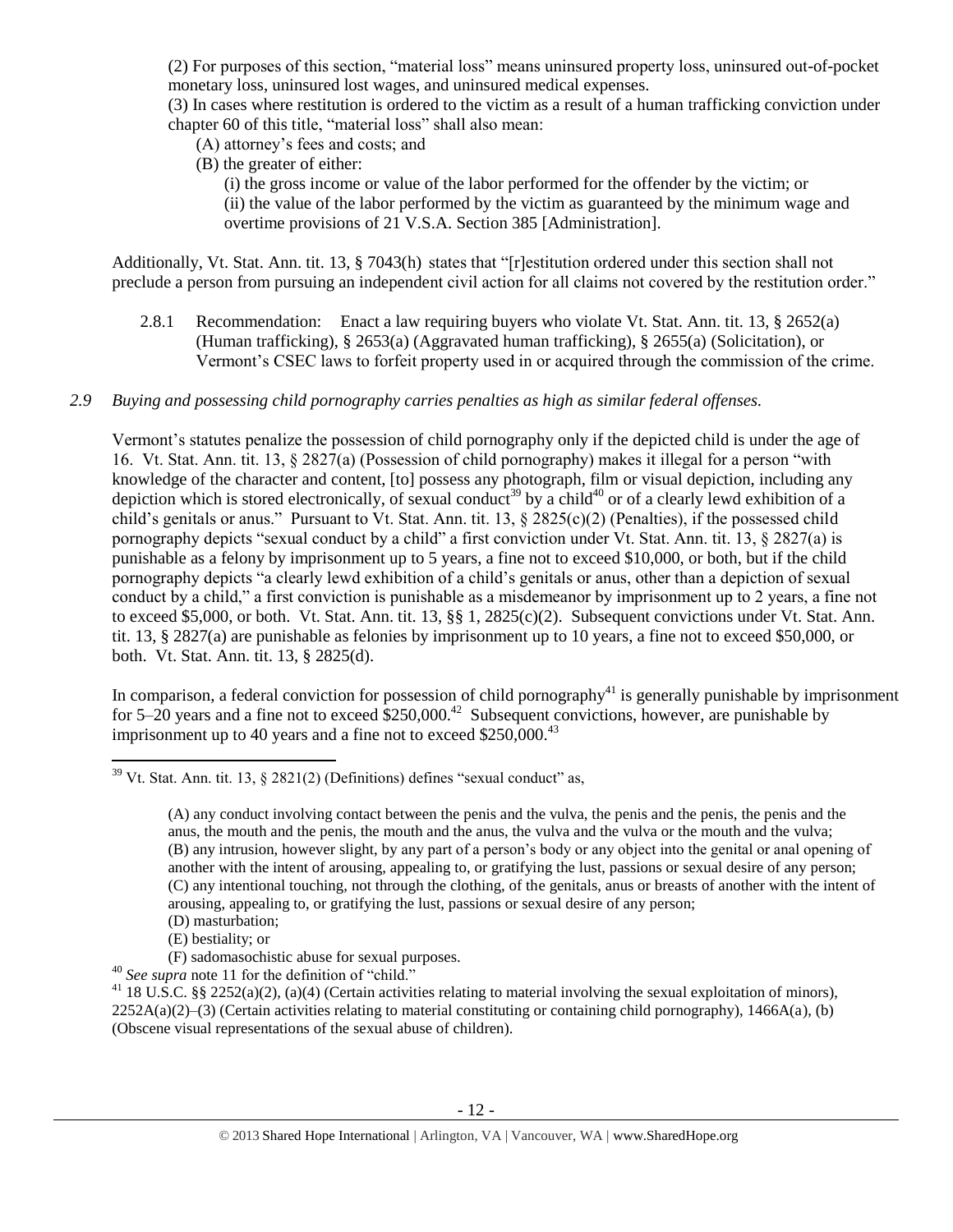(2) For purposes of this section, "material loss" means uninsured property loss, uninsured out-of-pocket monetary loss, uninsured lost wages, and uninsured medical expenses.

(3) In cases where restitution is ordered to the victim as a result of a human trafficking conviction under chapter 60 of this title, "material loss" shall also mean:

(A) attorney's fees and costs; and

(B) the greater of either:

(i) the gross income or value of the labor performed for the offender by the victim; or

(ii) the value of the labor performed by the victim as guaranteed by the minimum wage and overtime provisions of 21 V.S.A. Section 385 [Administration].

Additionally, Vt. Stat. Ann. tit. 13, § 7043(h) states that "[r]estitution ordered under this section shall not preclude a person from pursuing an independent civil action for all claims not covered by the restitution order."

2.8.1 Recommendation: Enact a law requiring buyers who violate Vt. Stat. Ann. tit. 13, § 2652(a) (Human trafficking), § 2653(a) (Aggravated human trafficking), § 2655(a) (Solicitation), or Vermont's CSEC laws to forfeit property used in or acquired through the commission of the crime.

*2.9 Buying and possessing child pornography carries penalties as high as similar federal offenses.*

Vermont's statutes penalize the possession of child pornography only if the depicted child is under the age of 16. Vt. Stat. Ann. tit. 13, § 2827(a) (Possession of child pornography) makes it illegal for a person "with knowledge of the character and content, [to] possess any photograph, film or visual depiction, including any depiction which is stored electronically, of sexual conduct[39] by a child[40] or of a clearly lewd exhibition of a child's genitals or anus." Pursuant to Vt. Stat. Ann. tit. 13, § 2825(c)(2) (Penalties), if the possessed child pornography depicts "sexual conduct by a child" a first conviction under Vt. Stat. Ann. tit. 13, § 2827(a) is punishable as a felony by imprisonment up to 5 years, a fine not to exceed $10,000, or both, but if the child pornography depicts "a clearly lewd exhibition of a child's genitals or anus, other than a depiction of sexual conduct by a child," a first conviction is punishable as a misdemeanor by imprisonment up to 2 years, a fine not to exceed $5,000, or both. Vt. Stat. Ann. tit. 13, §§ 1, 2825(c)(2). Subsequent convictions under Vt. Stat. Ann. tit. 13, § 2827(a) are punishable as felonies by imprisonment up to 10 years, a fine not to exceed $50,000, or both. Vt. Stat. Ann. tit. 13, § 2825(d).

In comparison, a federal conviction for possession of child pornography[41] is generally punishable by imprisonment for 5–20 years and a fine not to exceed $250,000.[42] Subsequent convictions, however, are punishable by imprisonment up to 40 years and a fine not to exceed $250,000.[43]

---

[39] Vt. Stat. Ann. tit. 13, § 2821(2) (Definitions) defines "sexual conduct" as,

> (A) any conduct involving contact between the penis and the vulva, the penis and the penis, the penis and the anus, the mouth and the penis, the mouth and the anus, the vulva and the vulva or the mouth and the vulva;
> (B) any intrusion, however slight, by any part of a person's body or any object into the genital or anal opening of another with the intent of arousing, appealing to, or gratifying the lust, passions or sexual desire of any person;
> (C) any intentional touching, not through the clothing, of the genitals, anus or breasts of another with the intent of arousing, appealing to, or gratifying the lust, passions or sexual desire of any person;
> (D) masturbation;
> (E) bestiality; or
> (F) sadomasochistic abuse for sexual purposes.

[40] *See supra* note 11 for the definition of "child."

[41] 18 U.S.C. §§ 2252(a)(2), (a)(4) (Certain activities relating to material involving the sexual exploitation of minors), 2252A(a)(2)–(3) (Certain activities relating to material constituting or containing child pornography), 1466A(a), (b) (Obscene visual representations of the sexual abuse of children).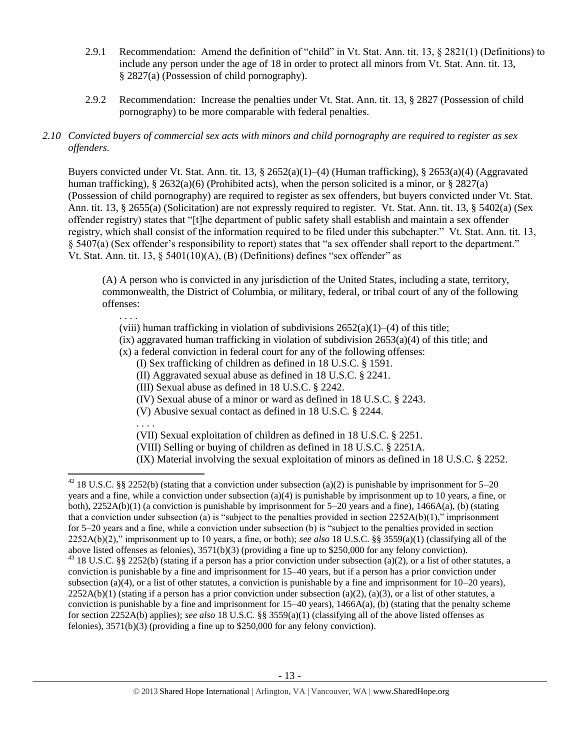2.9.1 Recommendation: Amend the definition of "child" in Vt. Stat. Ann. tit. 13, § 2821(1) (Definitions) to include any person under the age of 18 in order to protect all minors from Vt. Stat. Ann. tit. 13, § 2827(a) (Possession of child pornography).

2.9.2 Recommendation: Increase the penalties under Vt. Stat. Ann. tit. 13, § 2827 (Possession of child pornography) to be more comparable with federal penalties.

*2.10 Convicted buyers of commercial sex acts with minors and child pornography are required to register as sex offenders.*

Buyers convicted under Vt. Stat. Ann. tit. 13, § 2652(a)(1)–(4) (Human trafficking), § 2653(a)(4) (Aggravated human trafficking), § 2632(a)(6) (Prohibited acts), when the person solicited is a minor, or § 2827(a) (Possession of child pornography) are required to register as sex offenders, but buyers convicted under Vt. Stat. Ann. tit. 13, § 2655(a) (Solicitation) are not expressly required to register. Vt. Stat. Ann. tit. 13, § 5402(a) (Sex offender registry) states that "[t]he department of public safety shall establish and maintain a sex offender registry, which shall consist of the information required to be filed under this subchapter." Vt. Stat. Ann. tit. 13, § 5407(a) (Sex offender's responsibility to report) states that "a sex offender shall report to the department." Vt. Stat. Ann. tit. 13, § 5401(10)(A), (B) (Definitions) defines "sex offender" as

> (A) A person who is convicted in any jurisdiction of the United States, including a state, territory, commonwealth, the District of Columbia, or military, federal, or tribal court of any of the following offenses:
>
> . . . .
>
> (viii) human trafficking in violation of subdivisions 2652(a)(1)–(4) of this title;
>
> (ix) aggravated human trafficking in violation of subdivision 2653(a)(4) of this title; and
>
> (x) a federal conviction in federal court for any of the following offenses:
>
> (I) Sex trafficking of children as defined in 18 U.S.C. § 1591.
>
> (II) Aggravated sexual abuse as defined in 18 U.S.C. § 2241.
>
> (III) Sexual abuse as defined in 18 U.S.C. § 2242.
>
> (IV) Sexual abuse of a minor or ward as defined in 18 U.S.C. § 2243.
>
> (V) Abusive sexual contact as defined in 18 U.S.C. § 2244.
>
> . . . .
>
> (VII) Sexual exploitation of children as defined in 18 U.S.C. § 2251.
>
> (VIII) Selling or buying of children as defined in 18 U.S.C. § 2251A.
>
> (IX) Material involving the sexual exploitation of minors as defined in 18 U.S.C. § 2252.

---

[42] 18 U.S.C. §§ 2252(b) (stating that a conviction under subsection (a)(2) is punishable by imprisonment for 5–20 years and a fine, while a conviction under subsection (a)(4) is punishable by imprisonment up to 10 years, a fine, or both), 2252A(b)(1) (a conviction is punishable by imprisonment for 5–20 years and a fine), 1466A(a), (b) (stating that a conviction under subsection (a) is "subject to the penalties provided in section 2252A(b)(1)," imprisonment for 5–20 years and a fine, while a conviction under subsection (b) is "subject to the penalties provided in section 2252A(b)(2)," imprisonment up to 10 years, a fine, or both); *see also* 18 U.S.C. §§ 3559(a)(1) (classifying all of the above listed offenses as felonies), 3571(b)(3) (providing a fine up to $250,000 for any felony conviction).

[43] 18 U.S.C. §§ 2252(b) (stating if a person has a prior conviction under subsection (a)(2), or a list of other statutes, a conviction is punishable by a fine and imprisonment for 15–40 years, but if a person has a prior conviction under subsection (a)(4), or a list of other statutes, a conviction is punishable by a fine and imprisonment for 10–20 years), 2252A(b)(1) (stating if a person has a prior conviction under subsection (a)(2), (a)(3), or a list of other statutes, a conviction is punishable by a fine and imprisonment for 15–40 years), 1466A(a), (b) (stating that the penalty scheme for section 2252A(b) applies); *see also* 18 U.S.C. §§ 3559(a)(1) (classifying all of the above listed offenses as felonies), 3571(b)(3) (providing a fine up to $250,000 for any felony conviction).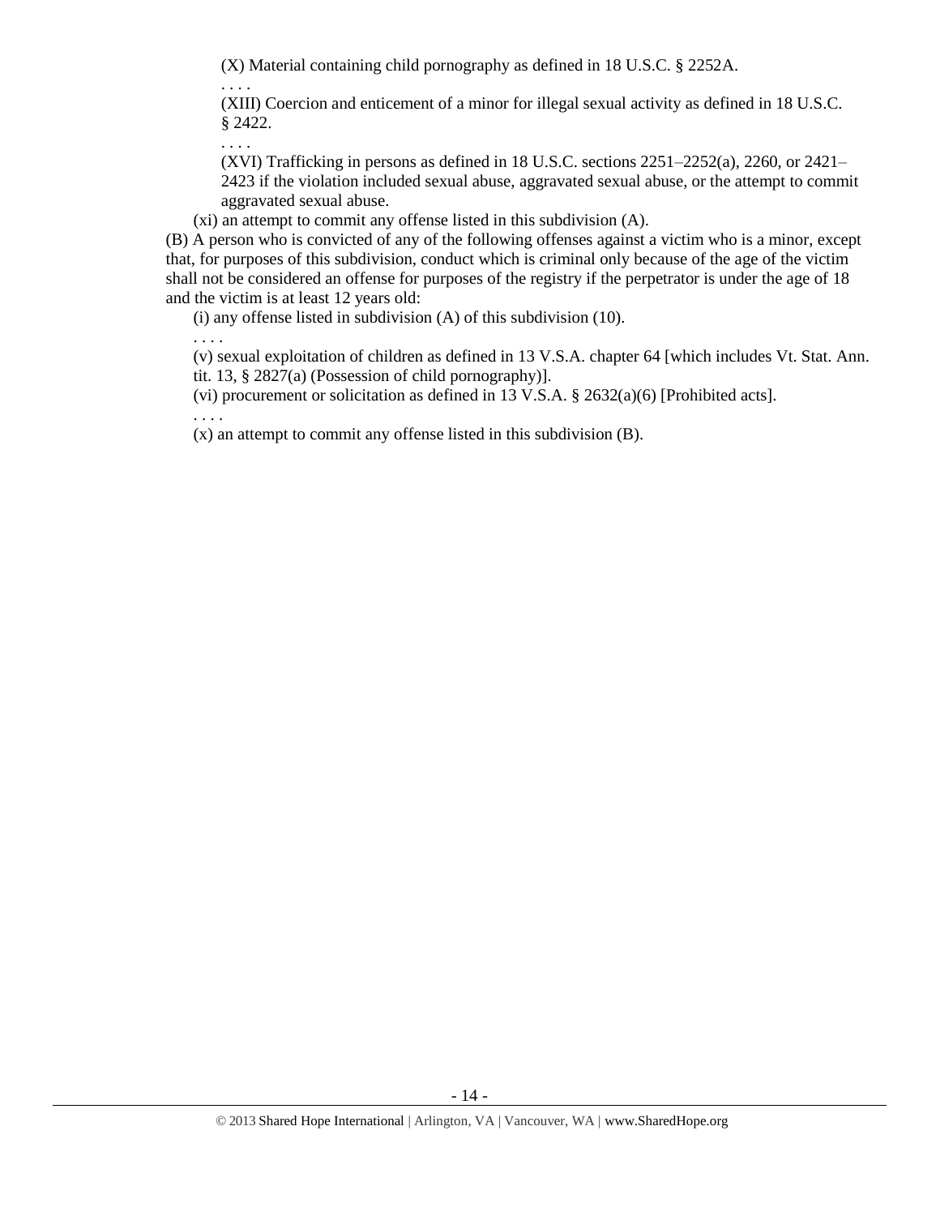(X) Material containing child pornography as defined in 18 U.S.C. § 2252A.

. . . .

(XIII) Coercion and enticement of a minor for illegal sexual activity as defined in 18 U.S.C. § 2422.

. . . .

(XVI) Trafficking in persons as defined in 18 U.S.C. sections 2251–2252(a), 2260, or 2421–2423 if the violation included sexual abuse, aggravated sexual abuse, or the attempt to commit aggravated sexual abuse.

(xi) an attempt to commit any offense listed in this subdivision (A).

(B) A person who is convicted of any of the following offenses against a victim who is a minor, except that, for purposes of this subdivision, conduct which is criminal only because of the age of the victim shall not be considered an offense for purposes of the registry if the perpetrator is under the age of 18 and the victim is at least 12 years old:

(i) any offense listed in subdivision (A) of this subdivision (10).

. . . .

(v) sexual exploitation of children as defined in 13 V.S.A. chapter 64 [which includes Vt. Stat. Ann. tit. 13, § 2827(a) (Possession of child pornography)].

(vi) procurement or solicitation as defined in 13 V.S.A. § 2632(a)(6) [Prohibited acts].

. . . .

(x) an attempt to commit any offense listed in this subdivision (B).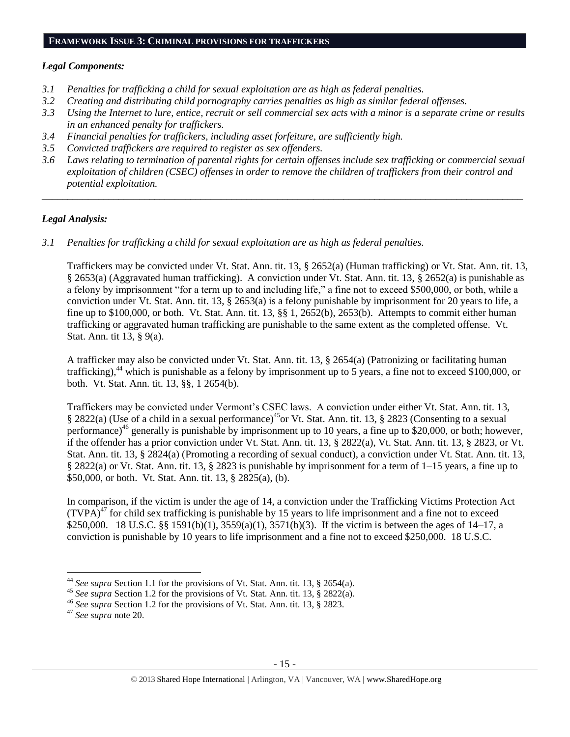## FRAMEWORK ISSUE 3: CRIMINAL PROVISIONS FOR TRAFFICKERS

### *Legal Components:*

*3.1 Penalties for trafficking a child for sexual exploitation are as high as federal penalties.*

*3.2 Creating and distributing child pornography carries penalties as high as similar federal offenses.*

*3.3 Using the Internet to lure, entice, recruit or sell commercial sex acts with a minor is a separate crime or results in an enhanced penalty for traffickers.*

*3.4 Financial penalties for traffickers, including asset forfeiture, are sufficiently high.*

*3.5 Convicted traffickers are required to register as sex offenders.*

*3.6 Laws relating to termination of parental rights for certain offenses include sex trafficking or commercial sexual exploitation of children (CSEC) offenses in order to remove the children of traffickers from their control and potential exploitation.*

---

### *Legal Analysis:*

*3.1 Penalties for trafficking a child for sexual exploitation are as high as federal penalties.*

Traffickers may be convicted under Vt. Stat. Ann. tit. 13, § 2652(a) (Human trafficking) or Vt. Stat. Ann. tit. 13, § 2653(a) (Aggravated human trafficking). A conviction under Vt. Stat. Ann. tit. 13, § 2652(a) is punishable as a felony by imprisonment "for a term up to and including life," a fine not to exceed $500,000, or both, while a conviction under Vt. Stat. Ann. tit. 13, § 2653(a) is a felony punishable by imprisonment for 20 years to life, a fine up to $100,000, or both. Vt. Stat. Ann. tit. 13, §§ 1, 2652(b), 2653(b). Attempts to commit either human trafficking or aggravated human trafficking are punishable to the same extent as the completed offense. Vt. Stat. Ann. tit 13, § 9(a).

A trafficker may also be convicted under Vt. Stat. Ann. tit. 13, § 2654(a) (Patronizing or facilitating human trafficking),[44] which is punishable as a felony by imprisonment up to 5 years, a fine not to exceed $100,000, or both. Vt. Stat. Ann. tit. 13, §§, 1 2654(b).

Traffickers may be convicted under Vermont's CSEC laws. A conviction under either Vt. Stat. Ann. tit. 13, § 2822(a) (Use of a child in a sexual performance)[45] or Vt. Stat. Ann. tit. 13, § 2823 (Consenting to a sexual performance)[46] generally is punishable by imprisonment up to 10 years, a fine up to $20,000, or both; however, if the offender has a prior conviction under Vt. Stat. Ann. tit. 13, § 2822(a), Vt. Stat. Ann. tit. 13, § 2823, or Vt. Stat. Ann. tit. 13, § 2824(a) (Promoting a recording of sexual conduct), a conviction under Vt. Stat. Ann. tit. 13, § 2822(a) or Vt. Stat. Ann. tit. 13, § 2823 is punishable by imprisonment for a term of 1–15 years, a fine up to $50,000, or both. Vt. Stat. Ann. tit. 13, § 2825(a), (b).

In comparison, if the victim is under the age of 14, a conviction under the Trafficking Victims Protection Act (TVPA)[47] for child sex trafficking is punishable by 15 years to life imprisonment and a fine not to exceed $250,000. 18 U.S.C. §§ 1591(b)(1), 3559(a)(1), 3571(b)(3). If the victim is between the ages of 14–17, a conviction is punishable by 10 years to life imprisonment and a fine not to exceed $250,000. 18 U.S.C.

---

[44] *See supra* Section 1.1 for the provisions of Vt. Stat. Ann. tit. 13, § 2654(a).

[45] *See supra* Section 1.2 for the provisions of Vt. Stat. Ann. tit. 13, § 2822(a).

[46] *See supra* Section 1.2 for the provisions of Vt. Stat. Ann. tit. 13, § 2823.

[47] *See supra* note 20.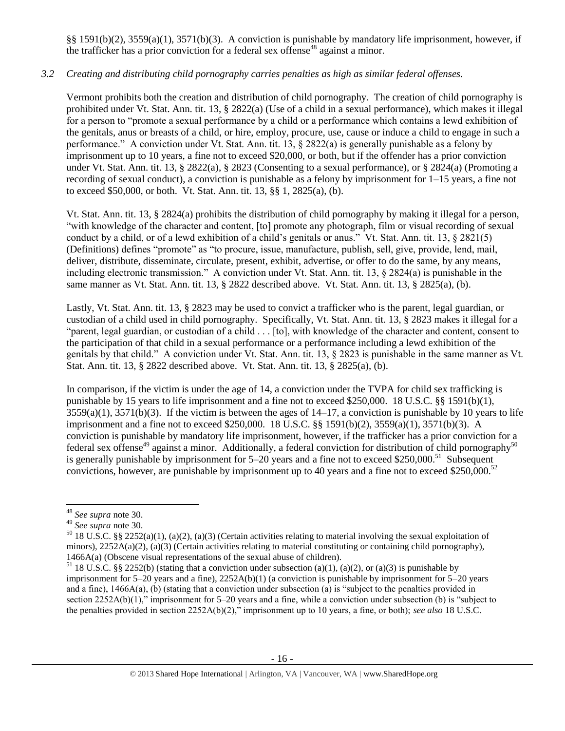§§ 1591(b)(2), 3559(a)(1), 3571(b)(3). A conviction is punishable by mandatory life imprisonment, however, if the trafficker has a prior conviction for a federal sex offense[48] against a minor.

*3.2 Creating and distributing child pornography carries penalties as high as similar federal offenses.*

Vermont prohibits both the creation and distribution of child pornography. The creation of child pornography is prohibited under Vt. Stat. Ann. tit. 13, § 2822(a) (Use of a child in a sexual performance), which makes it illegal for a person to "promote a sexual performance by a child or a performance which contains a lewd exhibition of the genitals, anus or breasts of a child, or hire, employ, procure, use, cause or induce a child to engage in such a performance." A conviction under Vt. Stat. Ann. tit. 13, § 2822(a) is generally punishable as a felony by imprisonment up to 10 years, a fine not to exceed $20,000, or both, but if the offender has a prior conviction under Vt. Stat. Ann. tit. 13, § 2822(a), § 2823 (Consenting to a sexual performance), or § 2824(a) (Promoting a recording of sexual conduct), a conviction is punishable as a felony by imprisonment for 1–15 years, a fine not to exceed $50,000, or both. Vt. Stat. Ann. tit. 13, §§ 1, 2825(a), (b).

Vt. Stat. Ann. tit. 13, § 2824(a) prohibits the distribution of child pornography by making it illegal for a person, "with knowledge of the character and content, [to] promote any photograph, film or visual recording of sexual conduct by a child, or of a lewd exhibition of a child's genitals or anus." Vt. Stat. Ann. tit. 13, § 2821(5) (Definitions) defines "promote" as "to procure, issue, manufacture, publish, sell, give, provide, lend, mail, deliver, distribute, disseminate, circulate, present, exhibit, advertise, or offer to do the same, by any means, including electronic transmission." A conviction under Vt. Stat. Ann. tit. 13, § 2824(a) is punishable in the same manner as Vt. Stat. Ann. tit. 13, § 2822 described above. Vt. Stat. Ann. tit. 13, § 2825(a), (b).

Lastly, Vt. Stat. Ann. tit. 13, § 2823 may be used to convict a trafficker who is the parent, legal guardian, or custodian of a child used in child pornography. Specifically, Vt. Stat. Ann. tit. 13, § 2823 makes it illegal for a "parent, legal guardian, or custodian of a child . . . [to], with knowledge of the character and content, consent to the participation of that child in a sexual performance or a performance including a lewd exhibition of the genitals by that child." A conviction under Vt. Stat. Ann. tit. 13, § 2823 is punishable in the same manner as Vt. Stat. Ann. tit. 13, § 2822 described above. Vt. Stat. Ann. tit. 13, § 2825(a), (b).

In comparison, if the victim is under the age of 14, a conviction under the TVPA for child sex trafficking is punishable by 15 years to life imprisonment and a fine not to exceed $250,000. 18 U.S.C. §§ 1591(b)(1), 3559(a)(1), 3571(b)(3). If the victim is between the ages of 14–17, a conviction is punishable by 10 years to life imprisonment and a fine not to exceed $250,000. 18 U.S.C. §§ 1591(b)(2), 3559(a)(1), 3571(b)(3). A conviction is punishable by mandatory life imprisonment, however, if the trafficker has a prior conviction for a federal sex offense[49] against a minor. Additionally, a federal conviction for distribution of child pornography[50] is generally punishable by imprisonment for 5–20 years and a fine not to exceed $250,000.[51] Subsequent convictions, however, are punishable by imprisonment up to 40 years and a fine not to exceed $250,000.[52]

---

[48] *See supra* note 30.

[49] *See supra* note 30.

[50] 18 U.S.C. §§ 2252(a)(1), (a)(2), (a)(3) (Certain activities relating to material involving the sexual exploitation of minors), 2252A(a)(2), (a)(3) (Certain activities relating to material constituting or containing child pornography), 1466A(a) (Obscene visual representations of the sexual abuse of children).

[51] 18 U.S.C. §§ 2252(b) (stating that a conviction under subsection (a)(1), (a)(2), or (a)(3) is punishable by imprisonment for 5–20 years and a fine), 2252A(b)(1) (a conviction is punishable by imprisonment for 5–20 years and a fine), 1466A(a), (b) (stating that a conviction under subsection (a) is "subject to the penalties provided in section 2252A(b)(1)," imprisonment for 5–20 years and a fine, while a conviction under subsection (b) is "subject to the penalties provided in section 2252A(b)(2)," imprisonment up to 10 years, a fine, or both); *see also* 18 U.S.C.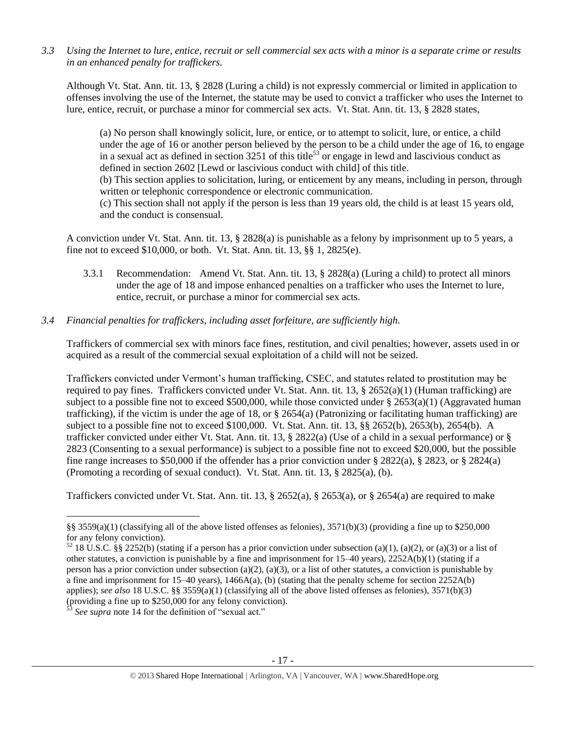*3.3 Using the Internet to lure, entice, recruit or sell commercial sex acts with a minor is a separate crime or results in an enhanced penalty for traffickers.*

Although Vt. Stat. Ann. tit. 13, § 2828 (Luring a child) is not expressly commercial or limited in application to offenses involving the use of the Internet, the statute may be used to convict a trafficker who uses the Internet to lure, entice, recruit, or purchase a minor for commercial sex acts. Vt. Stat. Ann. tit. 13, § 2828 states,

> (a) No person shall knowingly solicit, lure, or entice, or to attempt to solicit, lure, or entice, a child under the age of 16 or another person believed by the person to be a child under the age of 16, to engage in a sexual act as defined in section 3251 of this title[53] or engage in lewd and lascivious conduct as defined in section 2602 [Lewd or lascivious conduct with child] of this title.
>
> (b) This section applies to solicitation, luring, or enticement by any means, including in person, through written or telephonic correspondence or electronic communication.
>
> (c) This section shall not apply if the person is less than 19 years old, the child is at least 15 years old, and the conduct is consensual.

A conviction under Vt. Stat. Ann. tit. 13, § 2828(a) is punishable as a felony by imprisonment up to 5 years, a fine not to exceed $10,000, or both. Vt. Stat. Ann. tit. 13, §§ 1, 2825(e).

3.3.1 Recommendation: Amend Vt. Stat. Ann. tit. 13, § 2828(a) (Luring a child) to protect all minors under the age of 18 and impose enhanced penalties on a trafficker who uses the Internet to lure, entice, recruit, or purchase a minor for commercial sex acts.

*3.4 Financial penalties for traffickers, including asset forfeiture, are sufficiently high.*

Traffickers of commercial sex with minors face fines, restitution, and civil penalties; however, assets used in or acquired as a result of the commercial sexual exploitation of a child will not be seized.

Traffickers convicted under Vermont's human trafficking, CSEC, and statutes related to prostitution may be required to pay fines. Traffickers convicted under Vt. Stat. Ann. tit. 13, § 2652(a)(1) (Human trafficking) are subject to a possible fine not to exceed $500,000, while those convicted under § 2653(a)(1) (Aggravated human trafficking), if the victim is under the age of 18, or § 2654(a) (Patronizing or facilitating human trafficking) are subject to a possible fine not to exceed $100,000. Vt. Stat. Ann. tit. 13, §§ 2652(b), 2653(b), 2654(b). A trafficker convicted under either Vt. Stat. Ann. tit. 13, § 2822(a) (Use of a child in a sexual performance) or § 2823 (Consenting to a sexual performance) is subject to a possible fine not to exceed $20,000, but the possible fine range increases to $50,000 if the offender has a prior conviction under § 2822(a), § 2823, or § 2824(a) (Promoting a recording of sexual conduct). Vt. Stat. Ann. tit. 13, § 2825(a), (b).

Traffickers convicted under Vt. Stat. Ann. tit. 13, § 2652(a), § 2653(a), or § 2654(a) are required to make

---

§§ 3559(a)(1) (classifying all of the above listed offenses as felonies), 3571(b)(3) (providing a fine up to $250,000 for any felony conviction).

[52] 18 U.S.C. §§ 2252(b) (stating if a person has a prior conviction under subsection (a)(1), (a)(2), or (a)(3) or a list of other statutes, a conviction is punishable by a fine and imprisonment for 15–40 years), 2252A(b)(1) (stating if a person has a prior conviction under subsection (a)(2), (a)(3), or a list of other statutes, a conviction is punishable by a fine and imprisonment for 15–40 years), 1466A(a), (b) (stating that the penalty scheme for section 2252A(b) applies); *see also* 18 U.S.C. §§ 3559(a)(1) (classifying all of the above listed offenses as felonies), 3571(b)(3) (providing a fine up to $250,000 for any felony conviction).

[53] *See supra* note 14 for the definition of "sexual act."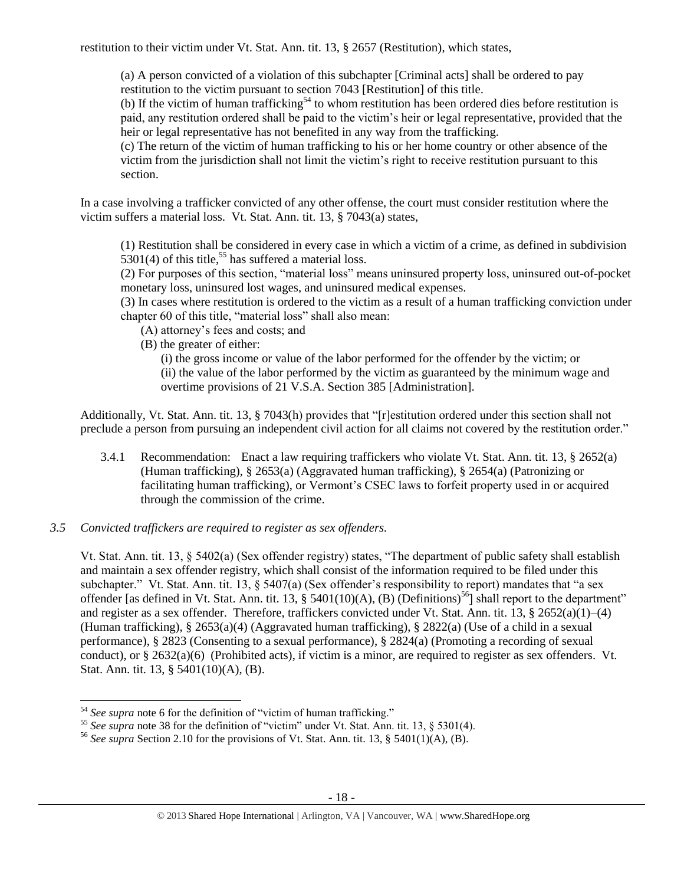restitution to their victim under Vt. Stat. Ann. tit. 13, § 2657 (Restitution), which states,

> (a) A person convicted of a violation of this subchapter [Criminal acts] shall be ordered to pay restitution to the victim pursuant to section 7043 [Restitution] of this title.
>
> (b) If the victim of human trafficking[54] to whom restitution has been ordered dies before restitution is paid, any restitution ordered shall be paid to the victim's heir or legal representative, provided that the heir or legal representative has not benefited in any way from the trafficking.
>
> (c) The return of the victim of human trafficking to his or her home country or other absence of the victim from the jurisdiction shall not limit the victim's right to receive restitution pursuant to this section.

In a case involving a trafficker convicted of any other offense, the court must consider restitution where the victim suffers a material loss. Vt. Stat. Ann. tit. 13, § 7043(a) states,

> (1) Restitution shall be considered in every case in which a victim of a crime, as defined in subdivision 5301(4) of this title,[55] has suffered a material loss.
>
> (2) For purposes of this section, "material loss" means uninsured property loss, uninsured out-of-pocket monetary loss, uninsured lost wages, and uninsured medical expenses.
>
> (3) In cases where restitution is ordered to the victim as a result of a human trafficking conviction under chapter 60 of this title, "material loss" shall also mean:
>
> (A) attorney's fees and costs; and
>
> (B) the greater of either:
>
> (i) the gross income or value of the labor performed for the offender by the victim; or
>
> (ii) the value of the labor performed by the victim as guaranteed by the minimum wage and overtime provisions of 21 V.S.A. Section 385 [Administration].

Additionally, Vt. Stat. Ann. tit. 13, § 7043(h) provides that "[r]estitution ordered under this section shall not preclude a person from pursuing an independent civil action for all claims not covered by the restitution order."

3.4.1 Recommendation: Enact a law requiring traffickers who violate Vt. Stat. Ann. tit. 13, § 2652(a) (Human trafficking), § 2653(a) (Aggravated human trafficking), § 2654(a) (Patronizing or facilitating human trafficking), or Vermont's CSEC laws to forfeit property used in or acquired through the commission of the crime.

*3.5 Convicted traffickers are required to register as sex offenders.*

Vt. Stat. Ann. tit. 13, § 5402(a) (Sex offender registry) states, "The department of public safety shall establish and maintain a sex offender registry, which shall consist of the information required to be filed under this subchapter." Vt. Stat. Ann. tit. 13, § 5407(a) (Sex offender's responsibility to report) mandates that "a sex offender [as defined in Vt. Stat. Ann. tit. 13, § 5401(10)(A), (B) (Definitions)[56]] shall report to the department" and register as a sex offender. Therefore, traffickers convicted under Vt. Stat. Ann. tit. 13, § 2652(a)(1)–(4) (Human trafficking), § 2653(a)(4) (Aggravated human trafficking), § 2822(a) (Use of a child in a sexual performance), § 2823 (Consenting to a sexual performance), § 2824(a) (Promoting a recording of sexual conduct), or § 2632(a)(6) (Prohibited acts), if victim is a minor, are required to register as sex offenders. Vt. Stat. Ann. tit. 13, § 5401(10)(A), (B).

---

[54] *See supra* note 6 for the definition of "victim of human trafficking."

[55] *See supra* note 38 for the definition of "victim" under Vt. Stat. Ann. tit. 13, § 5301(4).

[56] *See supra* Section 2.10 for the provisions of Vt. Stat. Ann. tit. 13, § 5401(1)(A), (B).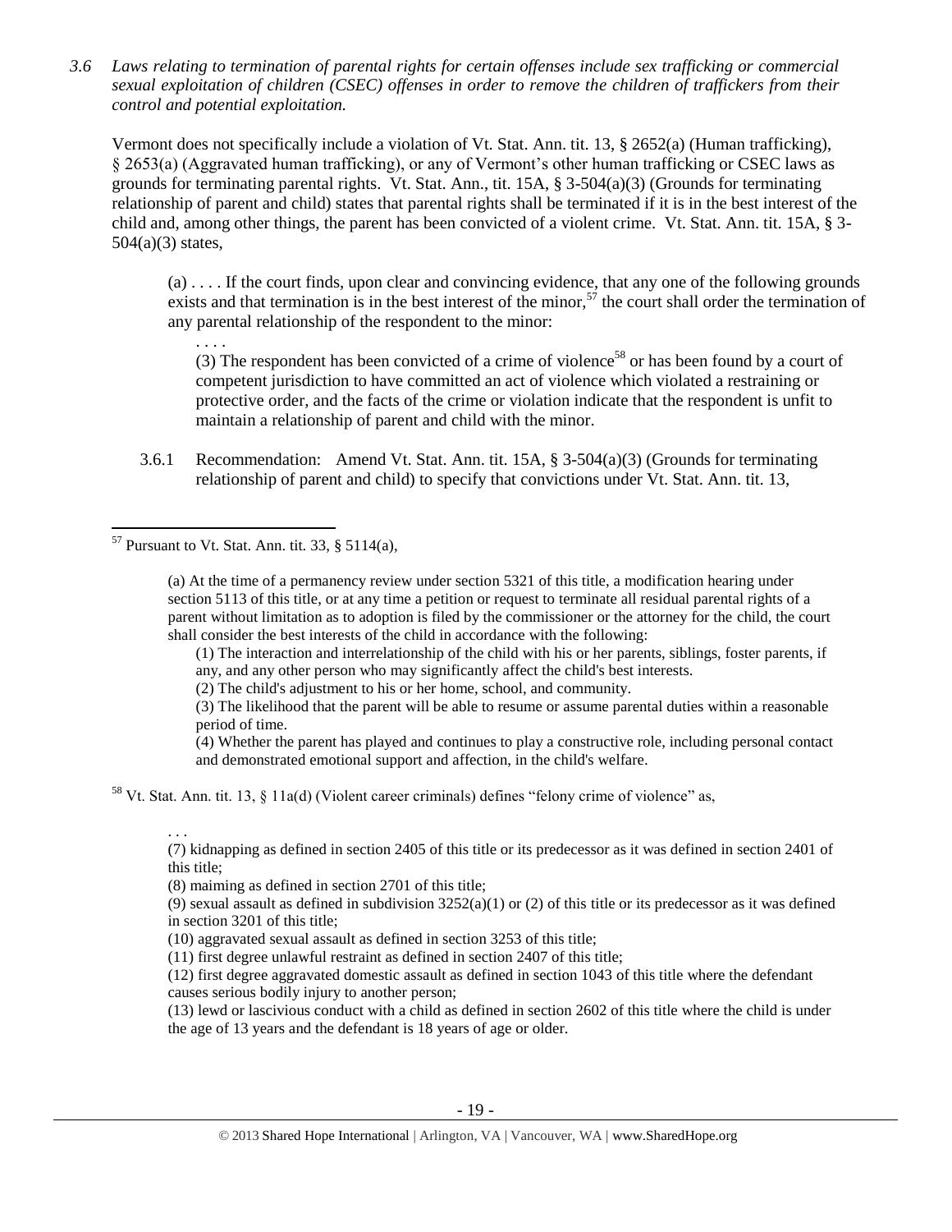*3.6 Laws relating to termination of parental rights for certain offenses include sex trafficking or commercial sexual exploitation of children (CSEC) offenses in order to remove the children of traffickers from their control and potential exploitation.*

Vermont does not specifically include a violation of Vt. Stat. Ann. tit. 13, § 2652(a) (Human trafficking), § 2653(a) (Aggravated human trafficking), or any of Vermont's other human trafficking or CSEC laws as grounds for terminating parental rights. Vt. Stat. Ann., tit. 15A, § 3-504(a)(3) (Grounds for terminating relationship of parent and child) states that parental rights shall be terminated if it is in the best interest of the child and, among other things, the parent has been convicted of a violent crime. Vt. Stat. Ann. tit. 15A, § 3-504(a)(3) states,

> (a) . . . . If the court finds, upon clear and convincing evidence, that any one of the following grounds exists and that termination is in the best interest of the minor,[57] the court shall order the termination of any parental relationship of the respondent to the minor:
>
> . . . .
>
> (3) The respondent has been convicted of a crime of violence[58] or has been found by a court of competent jurisdiction to have committed an act of violence which violated a restraining or protective order, and the facts of the crime or violation indicate that the respondent is unfit to maintain a relationship of parent and child with the minor.

3.6.1 Recommendation: Amend Vt. Stat. Ann. tit. 15A, § 3-504(a)(3) (Grounds for terminating relationship of parent and child) to specify that convictions under Vt. Stat. Ann. tit. 13,

---

[57] Pursuant to Vt. Stat. Ann. tit. 33, § 5114(a),

> (a) At the time of a permanency review under section 5321 of this title, a modification hearing under section 5113 of this title, or at any time a petition or request to terminate all residual parental rights of a parent without limitation as to adoption is filed by the commissioner or the attorney for the child, the court shall consider the best interests of the child in accordance with the following:
>
> (1) The interaction and interrelationship of the child with his or her parents, siblings, foster parents, if any, and any other person who may significantly affect the child's best interests.
>
> (2) The child's adjustment to his or her home, school, and community.
>
> (3) The likelihood that the parent will be able to resume or assume parental duties within a reasonable period of time.
>
> (4) Whether the parent has played and continues to play a constructive role, including personal contact and demonstrated emotional support and affection, in the child's welfare.

[58] Vt. Stat. Ann. tit. 13, § 11a(d) (Violent career criminals) defines "felony crime of violence" as,

> . . .
>
> (7) kidnapping as defined in section 2405 of this title or its predecessor as it was defined in section 2401 of this title;
>
> (8) maiming as defined in section 2701 of this title;
>
> (9) sexual assault as defined in subdivision 3252(a)(1) or (2) of this title or its predecessor as it was defined in section 3201 of this title;
>
> (10) aggravated sexual assault as defined in section 3253 of this title;
>
> (11) first degree unlawful restraint as defined in section 2407 of this title;
>
> (12) first degree aggravated domestic assault as defined in section 1043 of this title where the defendant causes serious bodily injury to another person;
>
> (13) lewd or lascivious conduct with a child as defined in section 2602 of this title where the child is under the age of 13 years and the defendant is 18 years of age or older.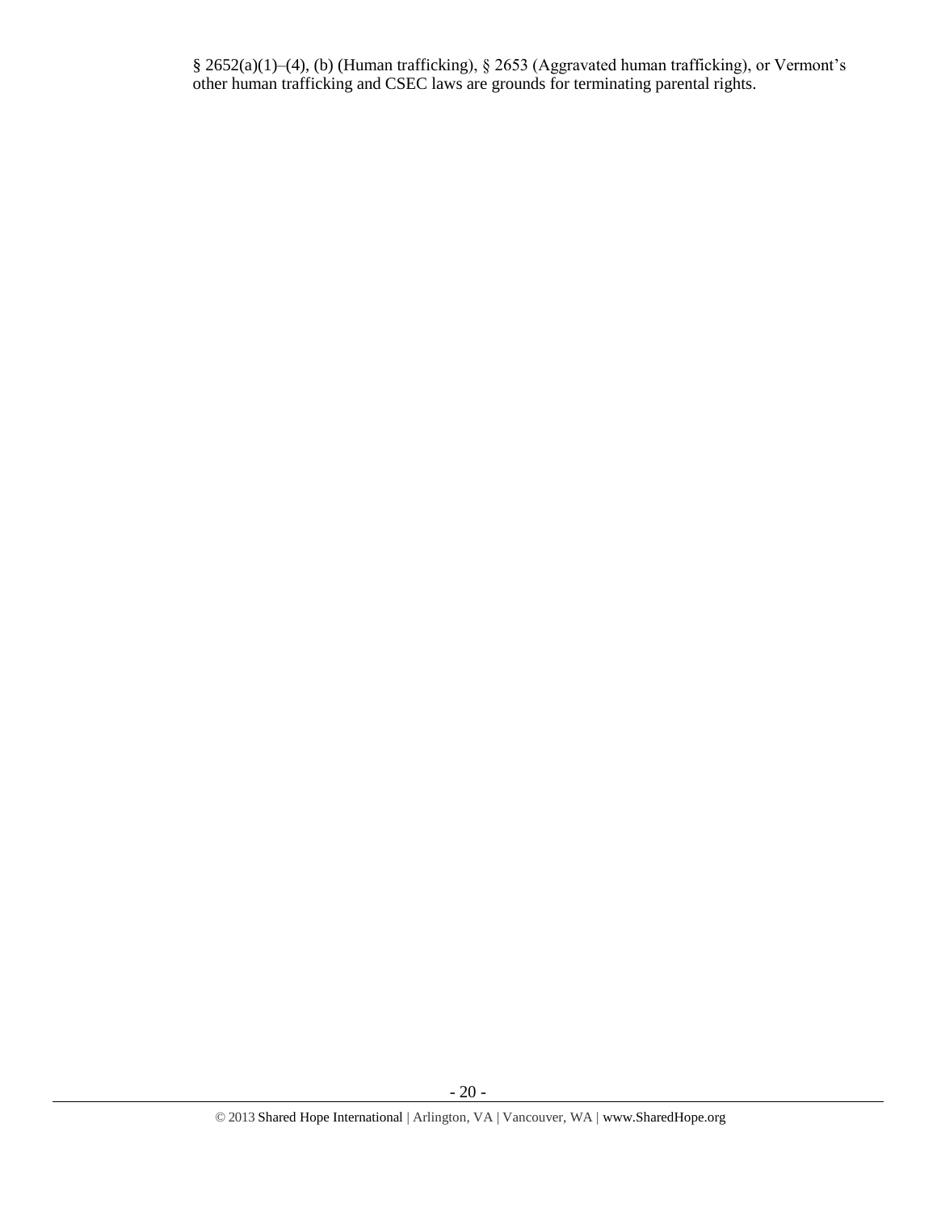§ 2652(a)(1)–(4), (b) (Human trafficking), § 2653 (Aggravated human trafficking), or Vermont's other human trafficking and CSEC laws are grounds for terminating parental rights.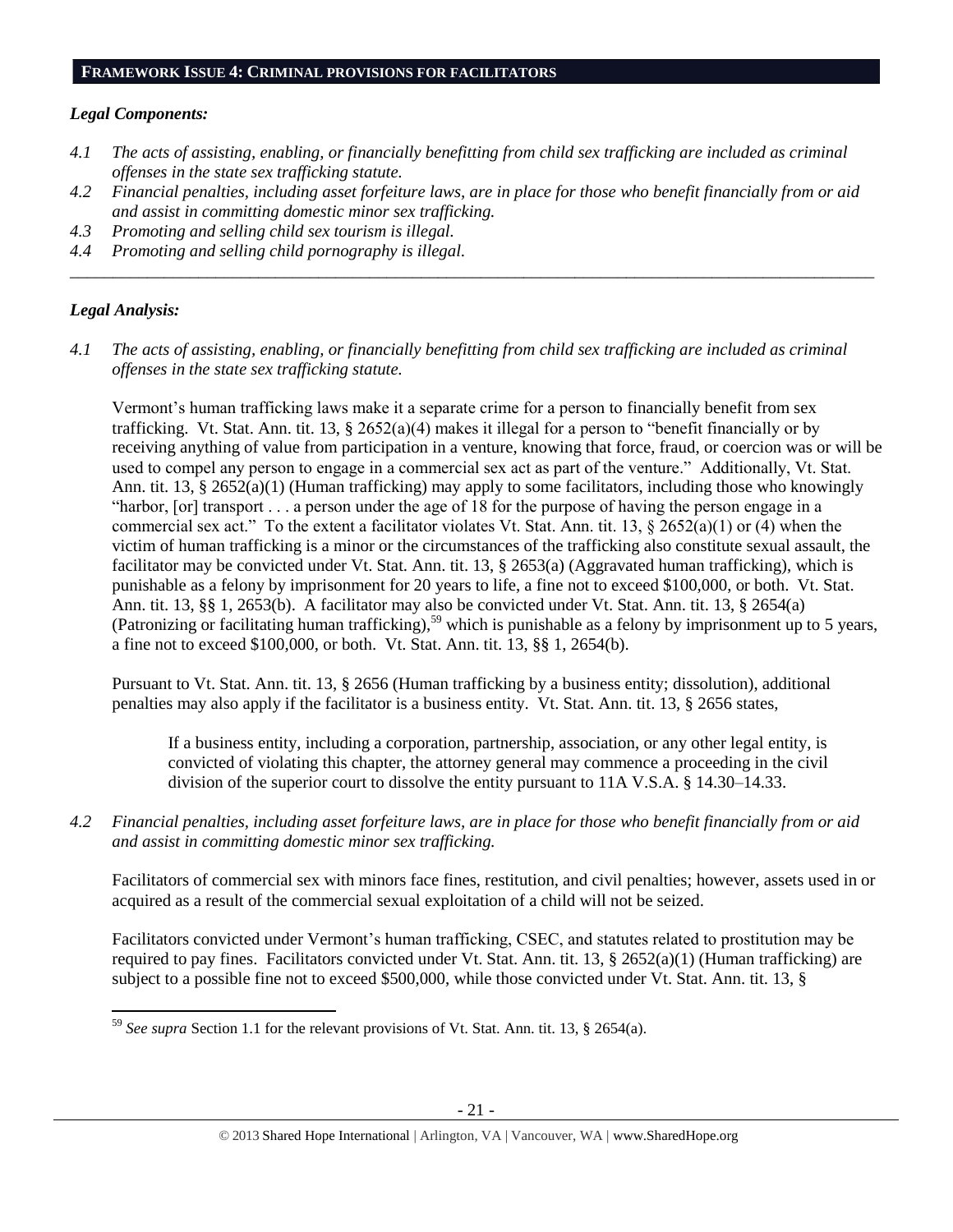## FRAMEWORK ISSUE 4: CRIMINAL PROVISIONS FOR FACILITATORS

### *Legal Components:*

*4.1 The acts of assisting, enabling, or financially benefitting from child sex trafficking are included as criminal offenses in the state sex trafficking statute.*

*4.2 Financial penalties, including asset forfeiture laws, are in place for those who benefit financially from or aid and assist in committing domestic minor sex trafficking.*

*4.3 Promoting and selling child sex tourism is illegal.*

*4.4 Promoting and selling child pornography is illegal.*

---

### *Legal Analysis:*

*4.1 The acts of assisting, enabling, or financially benefitting from child sex trafficking are included as criminal offenses in the state sex trafficking statute.*

Vermont's human trafficking laws make it a separate crime for a person to financially benefit from sex trafficking. Vt. Stat. Ann. tit. 13, § 2652(a)(4) makes it illegal for a person to "benefit financially or by receiving anything of value from participation in a venture, knowing that force, fraud, or coercion was or will be used to compel any person to engage in a commercial sex act as part of the venture." Additionally, Vt. Stat. Ann. tit. 13, § 2652(a)(1) (Human trafficking) may apply to some facilitators, including those who knowingly "harbor, [or] transport . . . a person under the age of 18 for the purpose of having the person engage in a commercial sex act." To the extent a facilitator violates Vt. Stat. Ann. tit. 13, § 2652(a)(1) or (4) when the victim of human trafficking is a minor or the circumstances of the trafficking also constitute sexual assault, the facilitator may be convicted under Vt. Stat. Ann. tit. 13, § 2653(a) (Aggravated human trafficking), which is punishable as a felony by imprisonment for 20 years to life, a fine not to exceed $100,000, or both. Vt. Stat. Ann. tit. 13, §§ 1, 2653(b). A facilitator may also be convicted under Vt. Stat. Ann. tit. 13, § 2654(a) (Patronizing or facilitating human trafficking),[59] which is punishable as a felony by imprisonment up to 5 years, a fine not to exceed $100,000, or both. Vt. Stat. Ann. tit. 13, §§ 1, 2654(b).

Pursuant to Vt. Stat. Ann. tit. 13, § 2656 (Human trafficking by a business entity; dissolution), additional penalties may also apply if the facilitator is a business entity. Vt. Stat. Ann. tit. 13, § 2656 states,

> If a business entity, including a corporation, partnership, association, or any other legal entity, is convicted of violating this chapter, the attorney general may commence a proceeding in the civil division of the superior court to dissolve the entity pursuant to 11A V.S.A. § 14.30–14.33.

*4.2 Financial penalties, including asset forfeiture laws, are in place for those who benefit financially from or aid and assist in committing domestic minor sex trafficking.*

Facilitators of commercial sex with minors face fines, restitution, and civil penalties; however, assets used in or acquired as a result of the commercial sexual exploitation of a child will not be seized.

Facilitators convicted under Vermont's human trafficking, CSEC, and statutes related to prostitution may be required to pay fines. Facilitators convicted under Vt. Stat. Ann. tit. 13, § 2652(a)(1) (Human trafficking) are subject to a possible fine not to exceed $500,000, while those convicted under Vt. Stat. Ann. tit. 13, §

---

[59] *See supra* Section 1.1 for the relevant provisions of Vt. Stat. Ann. tit. 13, § 2654(a).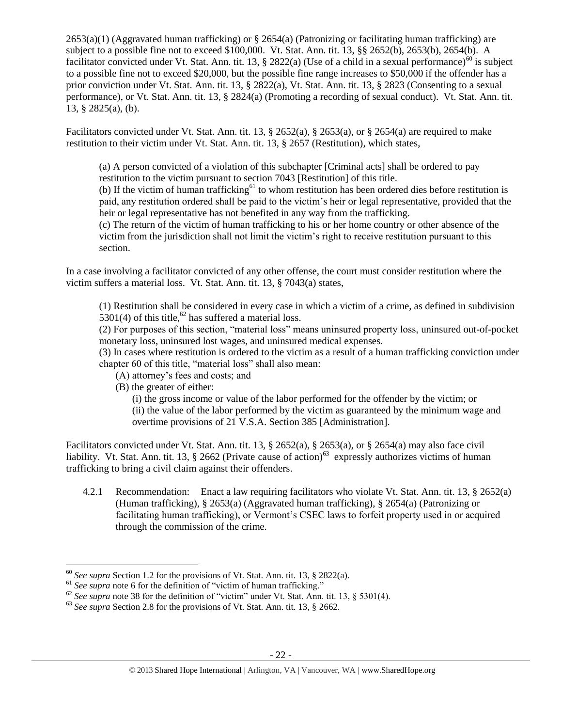2653(a)(1) (Aggravated human trafficking) or § 2654(a) (Patronizing or facilitating human trafficking) are subject to a possible fine not to exceed $100,000. Vt. Stat. Ann. tit. 13, §§ 2652(b), 2653(b), 2654(b). A facilitator convicted under Vt. Stat. Ann. tit. 13, § 2822(a) (Use of a child in a sexual performance)[60] is subject to a possible fine not to exceed $20,000, but the possible fine range increases to $50,000 if the offender has a prior conviction under Vt. Stat. Ann. tit. 13, § 2822(a), Vt. Stat. Ann. tit. 13, § 2823 (Consenting to a sexual performance), or Vt. Stat. Ann. tit. 13, § 2824(a) (Promoting a recording of sexual conduct). Vt. Stat. Ann. tit. 13, § 2825(a), (b).

Facilitators convicted under Vt. Stat. Ann. tit. 13, § 2652(a), § 2653(a), or § 2654(a) are required to make restitution to their victim under Vt. Stat. Ann. tit. 13, § 2657 (Restitution), which states,

> (a) A person convicted of a violation of this subchapter [Criminal acts] shall be ordered to pay restitution to the victim pursuant to section 7043 [Restitution] of this title.
> (b) If the victim of human trafficking[61] to whom restitution has been ordered dies before restitution is paid, any restitution ordered shall be paid to the victim's heir or legal representative, provided that the heir or legal representative has not benefited in any way from the trafficking.
> (c) The return of the victim of human trafficking to his or her home country or other absence of the victim from the jurisdiction shall not limit the victim's right to receive restitution pursuant to this section.

In a case involving a facilitator convicted of any other offense, the court must consider restitution where the victim suffers a material loss. Vt. Stat. Ann. tit. 13, § 7043(a) states,

> (1) Restitution shall be considered in every case in which a victim of a crime, as defined in subdivision 5301(4) of this title,[62] has suffered a material loss.
> (2) For purposes of this section, "material loss" means uninsured property loss, uninsured out-of-pocket monetary loss, uninsured lost wages, and uninsured medical expenses.
> (3) In cases where restitution is ordered to the victim as a result of a human trafficking conviction under chapter 60 of this title, "material loss" shall also mean:
> (A) attorney's fees and costs; and
> (B) the greater of either:
> (i) the gross income or value of the labor performed for the offender by the victim; or
> (ii) the value of the labor performed by the victim as guaranteed by the minimum wage and overtime provisions of 21 V.S.A. Section 385 [Administration].

Facilitators convicted under Vt. Stat. Ann. tit. 13, § 2652(a), § 2653(a), or § 2654(a) may also face civil liability. Vt. Stat. Ann. tit. 13, § 2662 (Private cause of action)[63] expressly authorizes victims of human trafficking to bring a civil claim against their offenders.

4.2.1 Recommendation: Enact a law requiring facilitators who violate Vt. Stat. Ann. tit. 13, § 2652(a) (Human trafficking), § 2653(a) (Aggravated human trafficking), § 2654(a) (Patronizing or facilitating human trafficking), or Vermont's CSEC laws to forfeit property used in or acquired through the commission of the crime.

---

[60] *See supra* Section 1.2 for the provisions of Vt. Stat. Ann. tit. 13, § 2822(a).
[61] *See supra* note 6 for the definition of "victim of human trafficking."
[62] *See supra* note 38 for the definition of "victim" under Vt. Stat. Ann. tit. 13, § 5301(4).
[63] *See supra* Section 2.8 for the provisions of Vt. Stat. Ann. tit. 13, § 2662.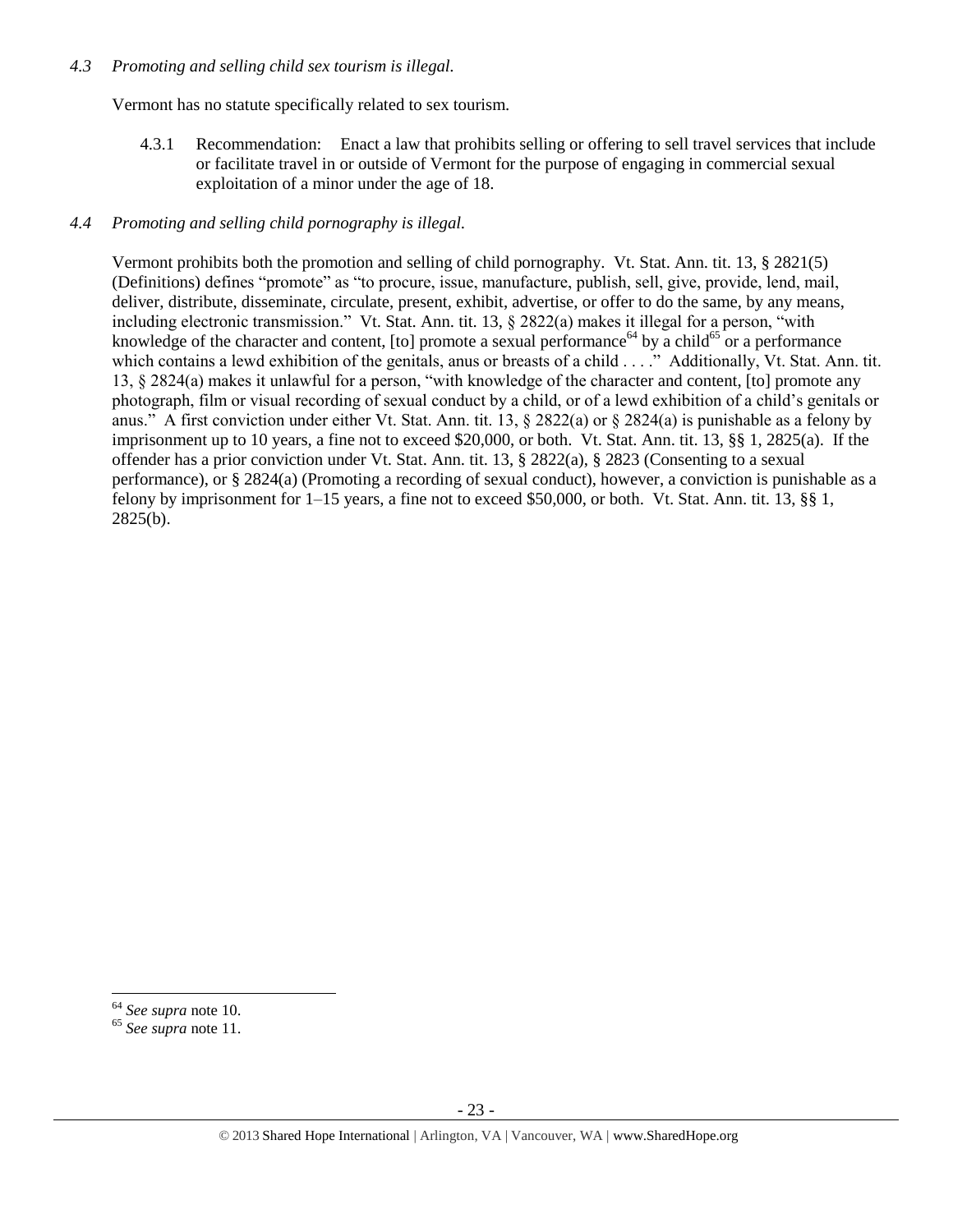*4.3 Promoting and selling child sex tourism is illegal.*

Vermont has no statute specifically related to sex tourism.

4.3.1 Recommendation: Enact a law that prohibits selling or offering to sell travel services that include or facilitate travel in or outside of Vermont for the purpose of engaging in commercial sexual exploitation of a minor under the age of 18.

*4.4 Promoting and selling child pornography is illegal.*

Vermont prohibits both the promotion and selling of child pornography. Vt. Stat. Ann. tit. 13, § 2821(5) (Definitions) defines "promote" as "to procure, issue, manufacture, publish, sell, give, provide, lend, mail, deliver, distribute, disseminate, circulate, present, exhibit, advertise, or offer to do the same, by any means, including electronic transmission." Vt. Stat. Ann. tit. 13, § 2822(a) makes it illegal for a person, "with knowledge of the character and content, [to] promote a sexual performance[64] by a child[65] or a performance which contains a lewd exhibition of the genitals, anus or breasts of a child . . . ." Additionally, Vt. Stat. Ann. tit. 13, § 2824(a) makes it unlawful for a person, "with knowledge of the character and content, [to] promote any photograph, film or visual recording of sexual conduct by a child, or of a lewd exhibition of a child's genitals or anus." A first conviction under either Vt. Stat. Ann. tit. 13, § 2822(a) or § 2824(a) is punishable as a felony by imprisonment up to 10 years, a fine not to exceed $20,000, or both. Vt. Stat. Ann. tit. 13, §§ 1, 2825(a). If the offender has a prior conviction under Vt. Stat. Ann. tit. 13, § 2822(a), § 2823 (Consenting to a sexual performance), or § 2824(a) (Promoting a recording of sexual conduct), however, a conviction is punishable as a felony by imprisonment for 1–15 years, a fine not to exceed $50,000, or both. Vt. Stat. Ann. tit. 13, §§ 1, 2825(b).

---

[64] *See supra* note 10.

[65] *See supra* note 11.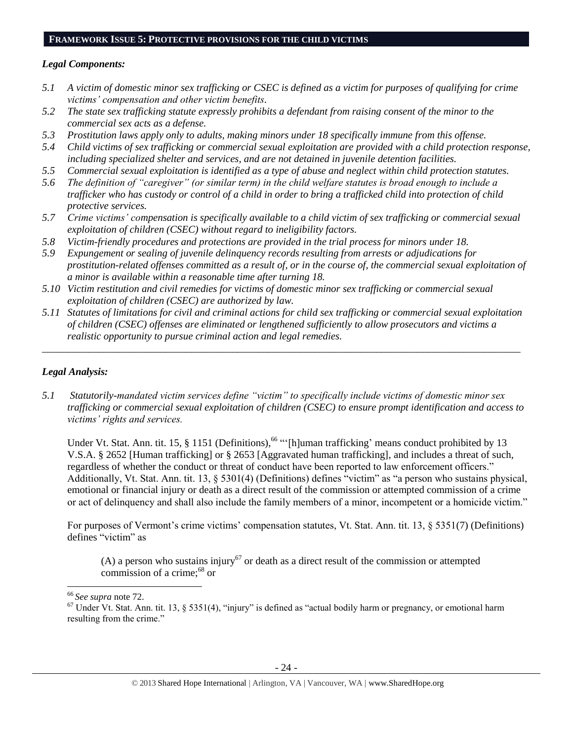## FRAMEWORK ISSUE 5: PROTECTIVE PROVISIONS FOR THE CHILD VICTIMS

### *Legal Components:*

*5.1 A victim of domestic minor sex trafficking or CSEC is defined as a victim for purposes of qualifying for crime victims' compensation and other victim benefits.*

*5.2 The state sex trafficking statute expressly prohibits a defendant from raising consent of the minor to the commercial sex acts as a defense.*

*5.3 Prostitution laws apply only to adults, making minors under 18 specifically immune from this offense.*

*5.4 Child victims of sex trafficking or commercial sexual exploitation are provided with a child protection response, including specialized shelter and services, and are not detained in juvenile detention facilities.*

*5.5 Commercial sexual exploitation is identified as a type of abuse and neglect within child protection statutes.*

*5.6 The definition of "caregiver" (or similar term) in the child welfare statutes is broad enough to include a trafficker who has custody or control of a child in order to bring a trafficked child into protection of child protective services.*

*5.7 Crime victims' compensation is specifically available to a child victim of sex trafficking or commercial sexual exploitation of children (CSEC) without regard to ineligibility factors.*

*5.8 Victim-friendly procedures and protections are provided in the trial process for minors under 18.*

*5.9 Expungement or sealing of juvenile delinquency records resulting from arrests or adjudications for prostitution-related offenses committed as a result of, or in the course of, the commercial sexual exploitation of a minor is available within a reasonable time after turning 18.*

*5.10 Victim restitution and civil remedies for victims of domestic minor sex trafficking or commercial sexual exploitation of children (CSEC) are authorized by law.*

*5.11 Statutes of limitations for civil and criminal actions for child sex trafficking or commercial sexual exploitation of children (CSEC) offenses are eliminated or lengthened sufficiently to allow prosecutors and victims a realistic opportunity to pursue criminal action and legal remedies.*

---

### *Legal Analysis:*

*5.1 Statutorily-mandated victim services define "victim" to specifically include victims of domestic minor sex trafficking or commercial sexual exploitation of children (CSEC) to ensure prompt identification and access to victims' rights and services.*

Under Vt. Stat. Ann. tit. 15, § 1151 (Definitions),[66] "'[h]uman trafficking' means conduct prohibited by 13 V.S.A. § 2652 [Human trafficking] or § 2653 [Aggravated human trafficking], and includes a threat of such, regardless of whether the conduct or threat of conduct have been reported to law enforcement officers." Additionally, Vt. Stat. Ann. tit. 13, § 5301(4) (Definitions) defines "victim" as "a person who sustains physical, emotional or financial injury or death as a direct result of the commission or attempted commission of a crime or act of delinquency and shall also include the family members of a minor, incompetent or a homicide victim."

For purposes of Vermont's crime victims' compensation statutes, Vt. Stat. Ann. tit. 13, § 5351(7) (Definitions) defines "victim" as

> (A) a person who sustains injury[67] or death as a direct result of the commission or attempted commission of a crime;[68] or

---

[66] *See supra* note 72.

[67] Under Vt. Stat. Ann. tit. 13, § 5351(4), "injury" is defined as "actual bodily harm or pregnancy, or emotional harm resulting from the crime."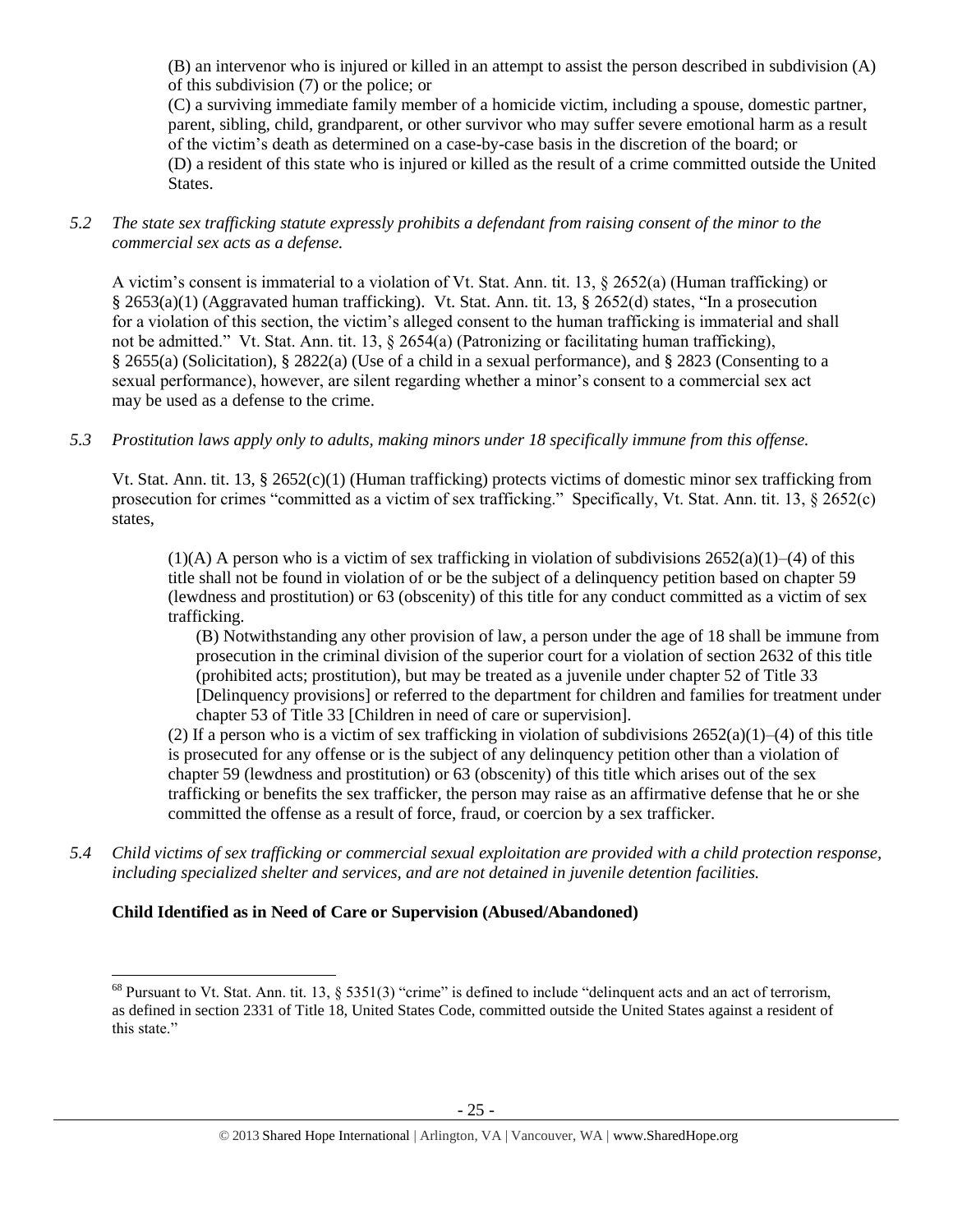(B) an intervenor who is injured or killed in an attempt to assist the person described in subdivision (A) of this subdivision (7) or the police; or

(C) a surviving immediate family member of a homicide victim, including a spouse, domestic partner, parent, sibling, child, grandparent, or other survivor who may suffer severe emotional harm as a result of the victim's death as determined on a case-by-case basis in the discretion of the board; or

(D) a resident of this state who is injured or killed as the result of a crime committed outside the United States.

*5.2 The state sex trafficking statute expressly prohibits a defendant from raising consent of the minor to the commercial sex acts as a defense.*

A victim's consent is immaterial to a violation of Vt. Stat. Ann. tit. 13, § 2652(a) (Human trafficking) or § 2653(a)(1) (Aggravated human trafficking). Vt. Stat. Ann. tit. 13, § 2652(d) states, "In a prosecution for a violation of this section, the victim's alleged consent to the human trafficking is immaterial and shall not be admitted." Vt. Stat. Ann. tit. 13, § 2654(a) (Patronizing or facilitating human trafficking), § 2655(a) (Solicitation), § 2822(a) (Use of a child in a sexual performance), and § 2823 (Consenting to a sexual performance), however, are silent regarding whether a minor's consent to a commercial sex act may be used as a defense to the crime.

*5.3 Prostitution laws apply only to adults, making minors under 18 specifically immune from this offense.*

Vt. Stat. Ann. tit. 13, § 2652(c)(1) (Human trafficking) protects victims of domestic minor sex trafficking from prosecution for crimes "committed as a victim of sex trafficking." Specifically, Vt. Stat. Ann. tit. 13, § 2652(c) states,

> (1)(A) A person who is a victim of sex trafficking in violation of subdivisions 2652(a)(1)–(4) of this title shall not be found in violation of or be the subject of a delinquency petition based on chapter 59 (lewdness and prostitution) or 63 (obscenity) of this title for any conduct committed as a victim of sex trafficking.
>
> > (B) Notwithstanding any other provision of law, a person under the age of 18 shall be immune from prosecution in the criminal division of the superior court for a violation of section 2632 of this title (prohibited acts; prostitution), but may be treated as a juvenile under chapter 52 of Title 33 [Delinquency provisions] or referred to the department for children and families for treatment under chapter 53 of Title 33 [Children in need of care or supervision].
>
> (2) If a person who is a victim of sex trafficking in violation of subdivisions 2652(a)(1)–(4) of this title is prosecuted for any offense or is the subject of any delinquency petition other than a violation of chapter 59 (lewdness and prostitution) or 63 (obscenity) of this title which arises out of the sex trafficking or benefits the sex trafficker, the person may raise as an affirmative defense that he or she committed the offense as a result of force, fraud, or coercion by a sex trafficker.

*5.4 Child victims of sex trafficking or commercial sexual exploitation are provided with a child protection response, including specialized shelter and services, and are not detained in juvenile detention facilities.*

**Child Identified as in Need of Care or Supervision (Abused/Abandoned)**

---

[68] Pursuant to Vt. Stat. Ann. tit. 13, § 5351(3) "crime" is defined to include "delinquent acts and an act of terrorism, as defined in section 2331 of Title 18, United States Code, committed outside the United States against a resident of this state."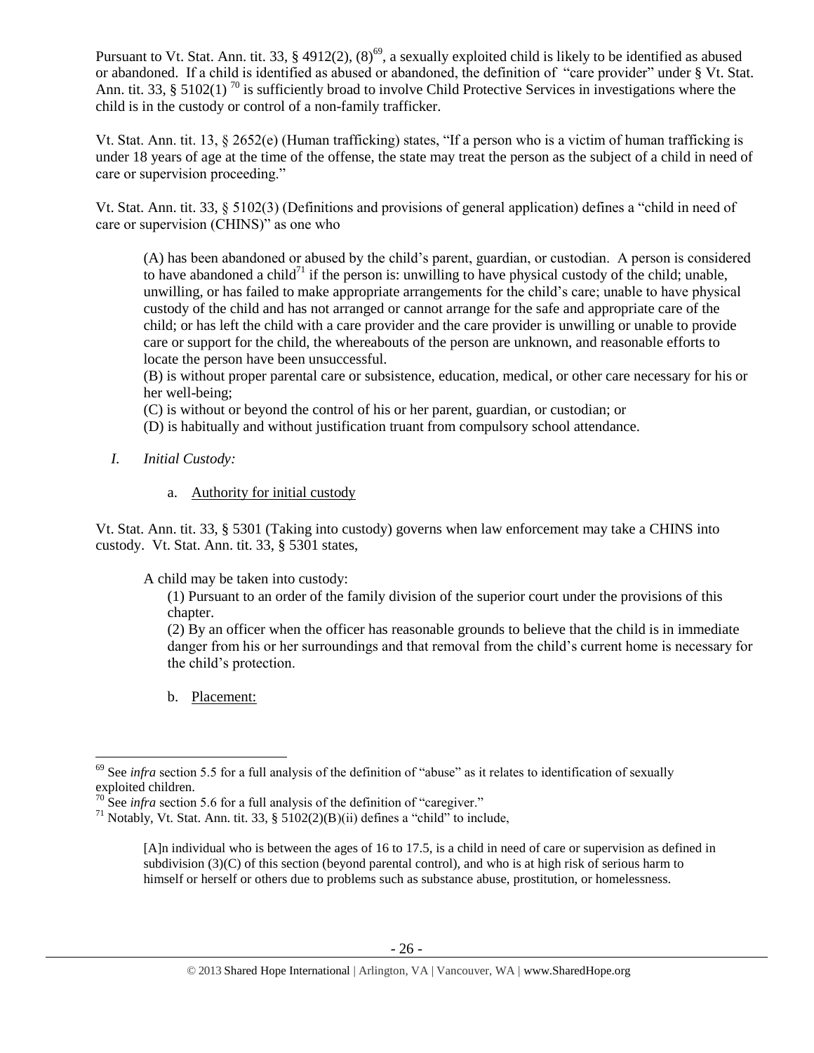Pursuant to Vt. Stat. Ann. tit. 33, § 4912(2), (8)[69], a sexually exploited child is likely to be identified as abused or abandoned. If a child is identified as abused or abandoned, the definition of "care provider" under § Vt. Stat. Ann. tit. 33, § 5102(1) [70] is sufficiently broad to involve Child Protective Services in investigations where the child is in the custody or control of a non-family trafficker.

Vt. Stat. Ann. tit. 13, § 2652(e) (Human trafficking) states, "If a person who is a victim of human trafficking is under 18 years of age at the time of the offense, the state may treat the person as the subject of a child in need of care or supervision proceeding."

Vt. Stat. Ann. tit. 33, § 5102(3) (Definitions and provisions of general application) defines a "child in need of care or supervision (CHINS)" as one who

> (A) has been abandoned or abused by the child's parent, guardian, or custodian. A person is considered to have abandoned a child[71] if the person is: unwilling to have physical custody of the child; unable, unwilling, or has failed to make appropriate arrangements for the child's care; unable to have physical custody of the child and has not arranged or cannot arrange for the safe and appropriate care of the child; or has left the child with a care provider and the care provider is unwilling or unable to provide care or support for the child, the whereabouts of the person are unknown, and reasonable efforts to locate the person have been unsuccessful.
> (B) is without proper parental care or subsistence, education, medical, or other care necessary for his or her well-being;
> (C) is without or beyond the control of his or her parent, guardian, or custodian; or
> (D) is habitually and without justification truant from compulsory school attendance.

*I. Initial Custody:*

a. Authority for initial custody

Vt. Stat. Ann. tit. 33, § 5301 (Taking into custody) governs when law enforcement may take a CHINS into custody. Vt. Stat. Ann. tit. 33, § 5301 states,

> A child may be taken into custody:
>
> (1) Pursuant to an order of the family division of the superior court under the provisions of this chapter.
> (2) By an officer when the officer has reasonable grounds to believe that the child is in immediate danger from his or her surroundings and that removal from the child's current home is necessary for the child's protection.

b. Placement:

---

[69] See *infra* section 5.5 for a full analysis of the definition of "abuse" as it relates to identification of sexually exploited children.

[70] See *infra* section 5.6 for a full analysis of the definition of "caregiver."

[71] Notably, Vt. Stat. Ann. tit. 33, § 5102(2)(B)(ii) defines a "child" to include,

> [A]n individual who is between the ages of 16 to 17.5, is a child in need of care or supervision as defined in subdivision (3)(C) of this section (beyond parental control), and who is at high risk of serious harm to himself or herself or others due to problems such as substance abuse, prostitution, or homelessness.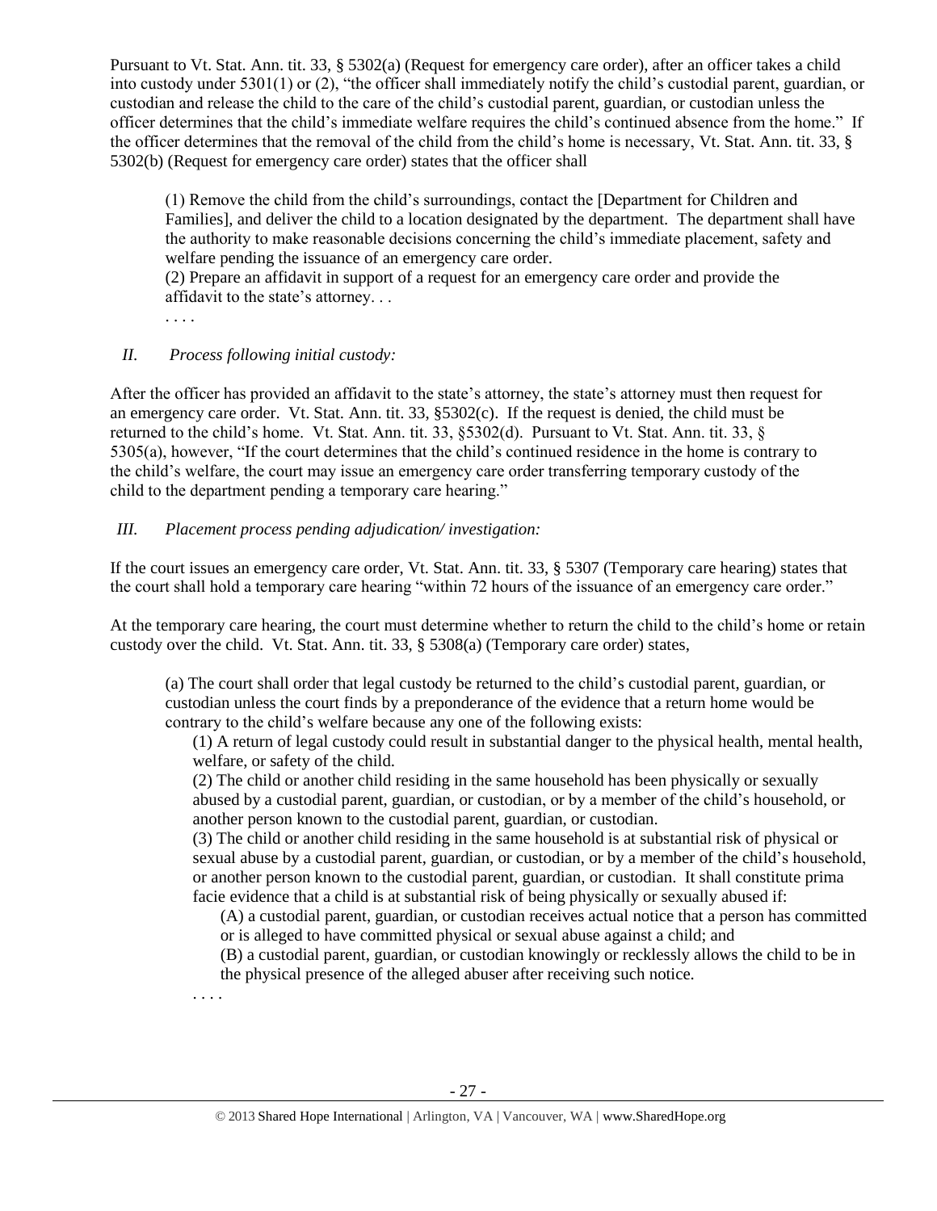Pursuant to Vt. Stat. Ann. tit. 33, § 5302(a) (Request for emergency care order), after an officer takes a child into custody under 5301(1) or (2), "the officer shall immediately notify the child's custodial parent, guardian, or custodian and release the child to the care of the child's custodial parent, guardian, or custodian unless the officer determines that the child's immediate welfare requires the child's continued absence from the home." If the officer determines that the removal of the child from the child's home is necessary, Vt. Stat. Ann. tit. 33, § 5302(b) (Request for emergency care order) states that the officer shall

> (1) Remove the child from the child's surroundings, contact the [Department for Children and Families], and deliver the child to a location designated by the department. The department shall have the authority to make reasonable decisions concerning the child's immediate placement, safety and welfare pending the issuance of an emergency care order.
> (2) Prepare an affidavit in support of a request for an emergency care order and provide the affidavit to the state's attorney. . .
> . . . .

*II. Process following initial custody:*

After the officer has provided an affidavit to the state's attorney, the state's attorney must then request for an emergency care order. Vt. Stat. Ann. tit. 33, §5302(c). If the request is denied, the child must be returned to the child's home. Vt. Stat. Ann. tit. 33, §5302(d). Pursuant to Vt. Stat. Ann. tit. 33, § 5305(a), however, "If the court determines that the child's continued residence in the home is contrary to the child's welfare, the court may issue an emergency care order transferring temporary custody of the child to the department pending a temporary care hearing."

*III. Placement process pending adjudication/ investigation:*

If the court issues an emergency care order, Vt. Stat. Ann. tit. 33, § 5307 (Temporary care hearing) states that the court shall hold a temporary care hearing "within 72 hours of the issuance of an emergency care order."

At the temporary care hearing, the court must determine whether to return the child to the child's home or retain custody over the child. Vt. Stat. Ann. tit. 33, § 5308(a) (Temporary care order) states,

> (a) The court shall order that legal custody be returned to the child's custodial parent, guardian, or custodian unless the court finds by a preponderance of the evidence that a return home would be contrary to the child's welfare because any one of the following exists:
>
> (1) A return of legal custody could result in substantial danger to the physical health, mental health, welfare, or safety of the child.
>
> (2) The child or another child residing in the same household has been physically or sexually abused by a custodial parent, guardian, or custodian, or by a member of the child's household, or another person known to the custodial parent, guardian, or custodian.
>
> (3) The child or another child residing in the same household is at substantial risk of physical or sexual abuse by a custodial parent, guardian, or custodian, or by a member of the child's household, or another person known to the custodial parent, guardian, or custodian. It shall constitute prima facie evidence that a child is at substantial risk of being physically or sexually abused if:
>
> (A) a custodial parent, guardian, or custodian receives actual notice that a person has committed or is alleged to have committed physical or sexual abuse against a child; and
>
> (B) a custodial parent, guardian, or custodian knowingly or recklessly allows the child to be in the physical presence of the alleged abuser after receiving such notice.
>
> . . . .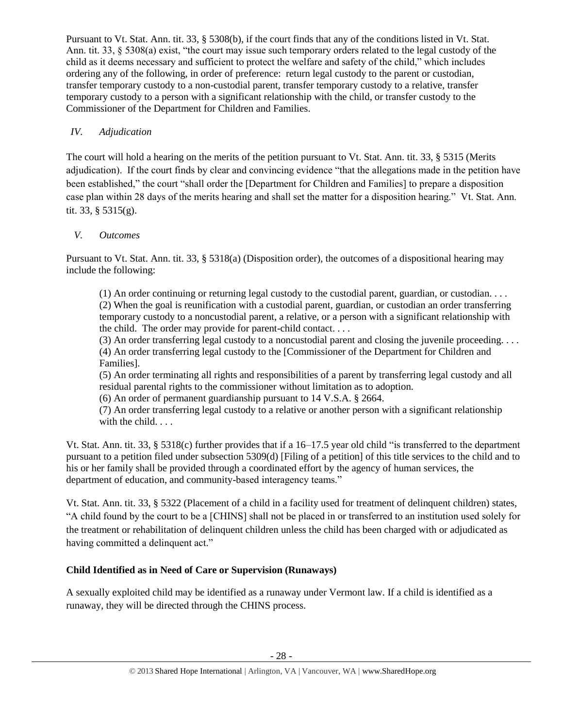Pursuant to Vt. Stat. Ann. tit. 33, § 5308(b), if the court finds that any of the conditions listed in Vt. Stat. Ann. tit. 33, § 5308(a) exist, "the court may issue such temporary orders related to the legal custody of the child as it deems necessary and sufficient to protect the welfare and safety of the child," which includes ordering any of the following, in order of preference: return legal custody to the parent or custodian, transfer temporary custody to a non-custodial parent, transfer temporary custody to a relative, transfer temporary custody to a person with a significant relationship with the child, or transfer custody to the Commissioner of the Department for Children and Families.

*IV. Adjudication*

The court will hold a hearing on the merits of the petition pursuant to Vt. Stat. Ann. tit. 33, § 5315 (Merits adjudication). If the court finds by clear and convincing evidence "that the allegations made in the petition have been established," the court "shall order the [Department for Children and Families] to prepare a disposition case plan within 28 days of the merits hearing and shall set the matter for a disposition hearing." Vt. Stat. Ann. tit. 33, § 5315(g).

*V. Outcomes*

Pursuant to Vt. Stat. Ann. tit. 33, § 5318(a) (Disposition order), the outcomes of a dispositional hearing may include the following:

> (1) An order continuing or returning legal custody to the custodial parent, guardian, or custodian. . . .
> (2) When the goal is reunification with a custodial parent, guardian, or custodian an order transferring temporary custody to a noncustodial parent, a relative, or a person with a significant relationship with the child. The order may provide for parent-child contact. . . .
> (3) An order transferring legal custody to a noncustodial parent and closing the juvenile proceeding. . . .
> (4) An order transferring legal custody to the [Commissioner of the Department for Children and Families].
> (5) An order terminating all rights and responsibilities of a parent by transferring legal custody and all residual parental rights to the commissioner without limitation as to adoption.
> (6) An order of permanent guardianship pursuant to 14 V.S.A. § 2664.
> (7) An order transferring legal custody to a relative or another person with a significant relationship with the child. . . .

Vt. Stat. Ann. tit. 33, § 5318(c) further provides that if a 16–17.5 year old child "is transferred to the department pursuant to a petition filed under subsection 5309(d) [Filing of a petition] of this title services to the child and to his or her family shall be provided through a coordinated effort by the agency of human services, the department of education, and community-based interagency teams."

Vt. Stat. Ann. tit. 33, § 5322 (Placement of a child in a facility used for treatment of delinquent children) states, "A child found by the court to be a [CHINS] shall not be placed in or transferred to an institution used solely for the treatment or rehabilitation of delinquent children unless the child has been charged with or adjudicated as having committed a delinquent act."

**Child Identified as in Need of Care or Supervision (Runaways)**

A sexually exploited child may be identified as a runaway under Vermont law. If a child is identified as a runaway, they will be directed through the CHINS process.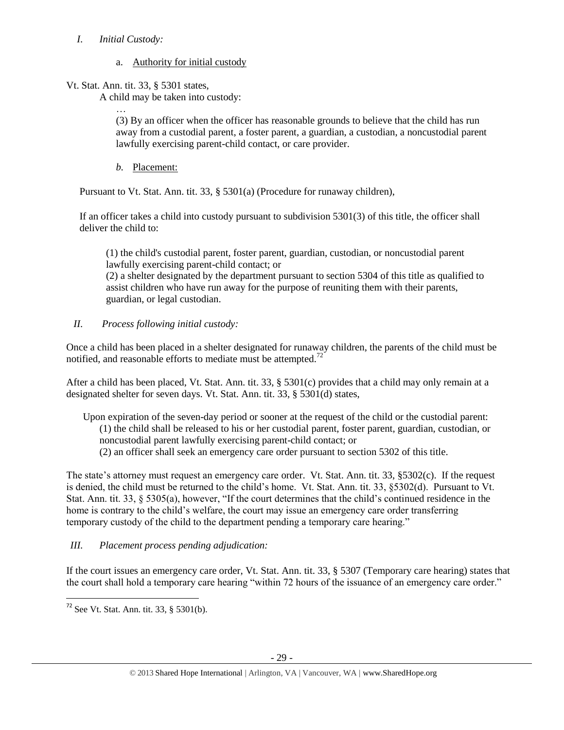*I. Initial Custody:*

a. Authority for initial custody

Vt. Stat. Ann. tit. 33, § 5301 states,

> A child may be taken into custody:
>
> …
>
> (3) By an officer when the officer has reasonable grounds to believe that the child has run away from a custodial parent, a foster parent, a guardian, a custodian, a noncustodial parent lawfully exercising parent-child contact, or care provider.

*b.* Placement:

Pursuant to Vt. Stat. Ann. tit. 33, § 5301(a) (Procedure for runaway children),

> If an officer takes a child into custody pursuant to subdivision 5301(3) of this title, the officer shall deliver the child to:
>
> (1) the child's custodial parent, foster parent, guardian, custodian, or noncustodial parent lawfully exercising parent-child contact; or
>
> (2) a shelter designated by the department pursuant to section 5304 of this title as qualified to assist children who have run away for the purpose of reuniting them with their parents, guardian, or legal custodian.

*II. Process following initial custody:*

Once a child has been placed in a shelter designated for runaway children, the parents of the child must be notified, and reasonable efforts to mediate must be attempted.[72]

After a child has been placed, Vt. Stat. Ann. tit. 33, § 5301(c) provides that a child may only remain at a designated shelter for seven days. Vt. Stat. Ann. tit. 33, § 5301(d) states,

> Upon expiration of the seven-day period or sooner at the request of the child or the custodial parent:
>
> (1) the child shall be released to his or her custodial parent, foster parent, guardian, custodian, or noncustodial parent lawfully exercising parent-child contact; or
>
> (2) an officer shall seek an emergency care order pursuant to section 5302 of this title.

The state's attorney must request an emergency care order. Vt. Stat. Ann. tit. 33, §5302(c). If the request is denied, the child must be returned to the child's home. Vt. Stat. Ann. tit. 33, §5302(d). Pursuant to Vt. Stat. Ann. tit. 33, § 5305(a), however, "If the court determines that the child's continued residence in the home is contrary to the child's welfare, the court may issue an emergency care order transferring temporary custody of the child to the department pending a temporary care hearing."

*III. Placement process pending adjudication:*

If the court issues an emergency care order, Vt. Stat. Ann. tit. 33, § 5307 (Temporary care hearing) states that the court shall hold a temporary care hearing "within 72 hours of the issuance of an emergency care order."

---

[72] See Vt. Stat. Ann. tit. 33, § 5301(b).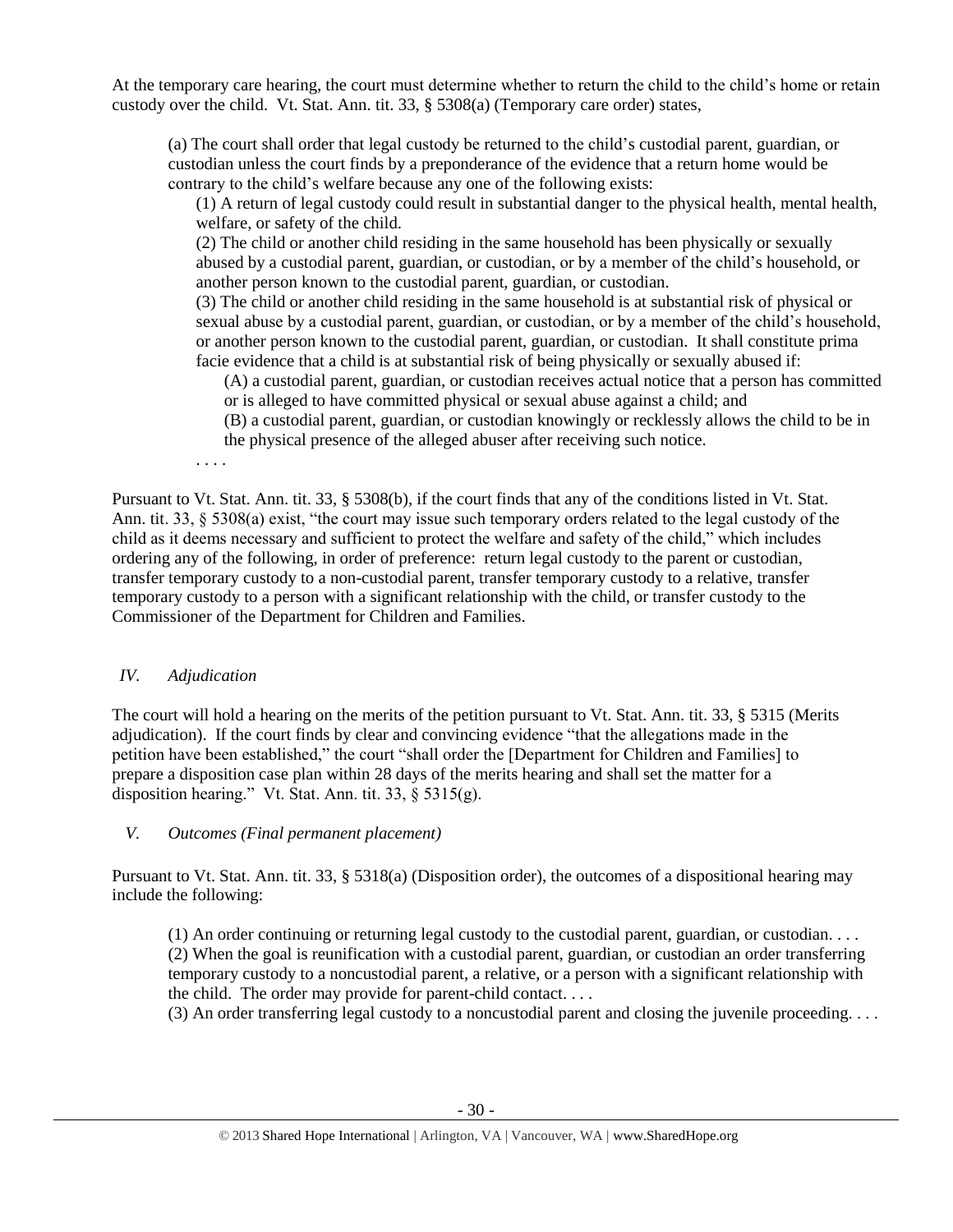At the temporary care hearing, the court must determine whether to return the child to the child's home or retain custody over the child. Vt. Stat. Ann. tit. 33, § 5308(a) (Temporary care order) states,

> (a) The court shall order that legal custody be returned to the child's custodial parent, guardian, or custodian unless the court finds by a preponderance of the evidence that a return home would be contrary to the child's welfare because any one of the following exists:
>
> > (1) A return of legal custody could result in substantial danger to the physical health, mental health, welfare, or safety of the child.
> >
> > (2) The child or another child residing in the same household has been physically or sexually abused by a custodial parent, guardian, or custodian, or by a member of the child's household, or another person known to the custodial parent, guardian, or custodian.
> >
> > (3) The child or another child residing in the same household is at substantial risk of physical or sexual abuse by a custodial parent, guardian, or custodian, or by a member of the child's household, or another person known to the custodial parent, guardian, or custodian. It shall constitute prima facie evidence that a child is at substantial risk of being physically or sexually abused if:
> >
> > > (A) a custodial parent, guardian, or custodian receives actual notice that a person has committed or is alleged to have committed physical or sexual abuse against a child; and
> > >
> > > (B) a custodial parent, guardian, or custodian knowingly or recklessly allows the child to be in the physical presence of the alleged abuser after receiving such notice.
>
> . . . .

Pursuant to Vt. Stat. Ann. tit. 33, § 5308(b), if the court finds that any of the conditions listed in Vt. Stat. Ann. tit. 33, § 5308(a) exist, "the court may issue such temporary orders related to the legal custody of the child as it deems necessary and sufficient to protect the welfare and safety of the child," which includes ordering any of the following, in order of preference: return legal custody to the parent or custodian, transfer temporary custody to a non-custodial parent, transfer temporary custody to a relative, transfer temporary custody to a person with a significant relationship with the child, or transfer custody to the Commissioner of the Department for Children and Families.

### *IV. Adjudication*

The court will hold a hearing on the merits of the petition pursuant to Vt. Stat. Ann. tit. 33, § 5315 (Merits adjudication). If the court finds by clear and convincing evidence "that the allegations made in the petition have been established," the court "shall order the [Department for Children and Families] to prepare a disposition case plan within 28 days of the merits hearing and shall set the matter for a disposition hearing." Vt. Stat. Ann. tit. 33, § 5315(g).

### *V. Outcomes (Final permanent placement)*

Pursuant to Vt. Stat. Ann. tit. 33, § 5318(a) (Disposition order), the outcomes of a dispositional hearing may include the following:

> (1) An order continuing or returning legal custody to the custodial parent, guardian, or custodian. . . .
>
> (2) When the goal is reunification with a custodial parent, guardian, or custodian an order transferring temporary custody to a noncustodial parent, a relative, or a person with a significant relationship with the child. The order may provide for parent-child contact. . . .
>
> (3) An order transferring legal custody to a noncustodial parent and closing the juvenile proceeding. . . .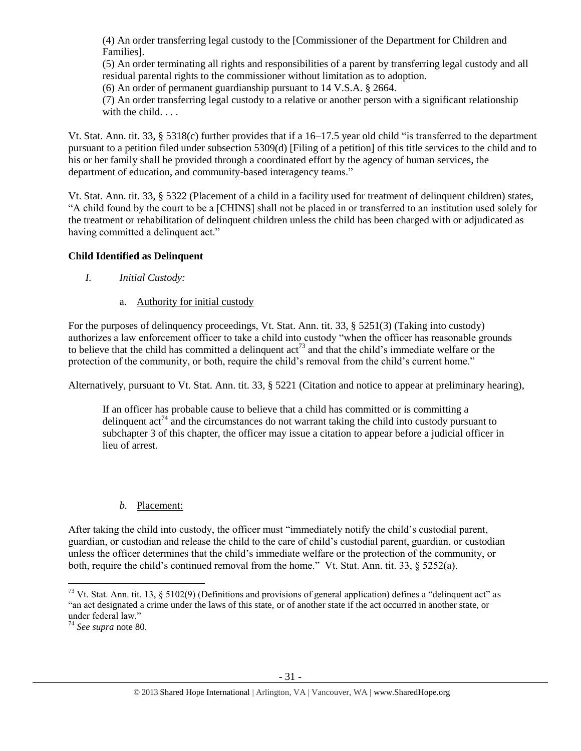> (4) An order transferring legal custody to the [Commissioner of the Department for Children and Families].
> (5) An order terminating all rights and responsibilities of a parent by transferring legal custody and all residual parental rights to the commissioner without limitation as to adoption.
> (6) An order of permanent guardianship pursuant to 14 V.S.A. § 2664.
> (7) An order transferring legal custody to a relative or another person with a significant relationship with the child. . . .

Vt. Stat. Ann. tit. 33, § 5318(c) further provides that if a 16–17.5 year old child "is transferred to the department pursuant to a petition filed under subsection 5309(d) [Filing of a petition] of this title services to the child and to his or her family shall be provided through a coordinated effort by the agency of human services, the department of education, and community-based interagency teams."

Vt. Stat. Ann. tit. 33, § 5322 (Placement of a child in a facility used for treatment of delinquent children) states, "A child found by the court to be a [CHINS] shall not be placed in or transferred to an institution used solely for the treatment or rehabilitation of delinquent children unless the child has been charged with or adjudicated as having committed a delinquent act."

## Child Identified as Delinquent

*I. Initial Custody:*

a. Authority for initial custody

For the purposes of delinquency proceedings, Vt. Stat. Ann. tit. 33, § 5251(3) (Taking into custody) authorizes a law enforcement officer to take a child into custody "when the officer has reasonable grounds to believe that the child has committed a delinquent act[73] and that the child's immediate welfare or the protection of the community, or both, require the child's removal from the child's current home."

Alternatively, pursuant to Vt. Stat. Ann. tit. 33, § 5221 (Citation and notice to appear at preliminary hearing),

> If an officer has probable cause to believe that a child has committed or is committing a delinquent act[74] and the circumstances do not warrant taking the child into custody pursuant to subchapter 3 of this chapter, the officer may issue a citation to appear before a judicial officer in lieu of arrest.

*b.* Placement:

After taking the child into custody, the officer must "immediately notify the child's custodial parent, guardian, or custodian and release the child to the care of child's custodial parent, guardian, or custodian unless the officer determines that the child's immediate welfare or the protection of the community, or both, require the child's continued removal from the home." Vt. Stat. Ann. tit. 33, § 5252(a).

---

[73] Vt. Stat. Ann. tit. 13, § 5102(9) (Definitions and provisions of general application) defines a "delinquent act" as "an act designated a crime under the laws of this state, or of another state if the act occurred in another state, or under federal law."

[74] *See supra* note 80.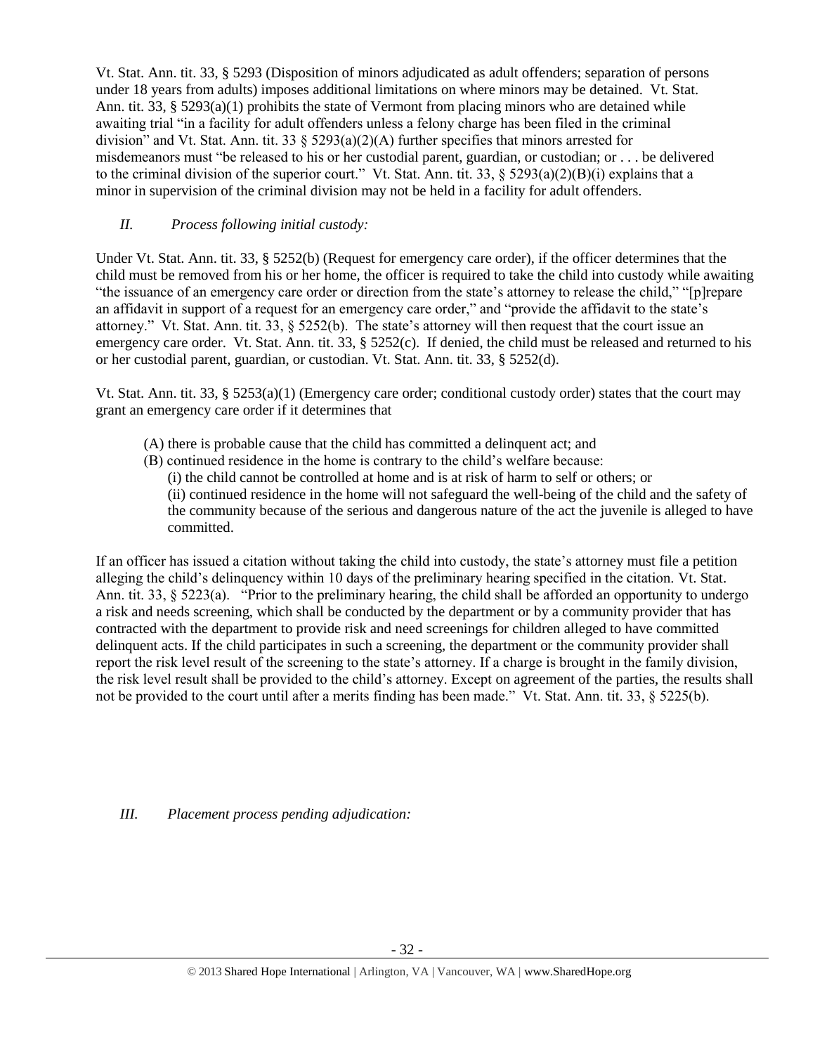Vt. Stat. Ann. tit. 33, § 5293 (Disposition of minors adjudicated as adult offenders; separation of persons under 18 years from adults) imposes additional limitations on where minors may be detained. Vt. Stat. Ann. tit. 33, § 5293(a)(1) prohibits the state of Vermont from placing minors who are detained while awaiting trial "in a facility for adult offenders unless a felony charge has been filed in the criminal division" and Vt. Stat. Ann. tit. 33 § 5293(a)(2)(A) further specifies that minors arrested for misdemeanors must "be released to his or her custodial parent, guardian, or custodian; or . . . be delivered to the criminal division of the superior court." Vt. Stat. Ann. tit. 33, § 5293(a)(2)(B)(i) explains that a minor in supervision of the criminal division may not be held in a facility for adult offenders.

*II. Process following initial custody:*

Under Vt. Stat. Ann. tit. 33, § 5252(b) (Request for emergency care order), if the officer determines that the child must be removed from his or her home, the officer is required to take the child into custody while awaiting "the issuance of an emergency care order or direction from the state's attorney to release the child," "[p]repare an affidavit in support of a request for an emergency care order," and "provide the affidavit to the state's attorney." Vt. Stat. Ann. tit. 33, § 5252(b). The state's attorney will then request that the court issue an emergency care order. Vt. Stat. Ann. tit. 33, § 5252(c). If denied, the child must be released and returned to his or her custodial parent, guardian, or custodian. Vt. Stat. Ann. tit. 33, § 5252(d).

Vt. Stat. Ann. tit. 33, § 5253(a)(1) (Emergency care order; conditional custody order) states that the court may grant an emergency care order if it determines that

> (A) there is probable cause that the child has committed a delinquent act; and
> (B) continued residence in the home is contrary to the child's welfare because:
> (i) the child cannot be controlled at home and is at risk of harm to self or others; or
> (ii) continued residence in the home will not safeguard the well-being of the child and the safety of the community because of the serious and dangerous nature of the act the juvenile is alleged to have committed.

If an officer has issued a citation without taking the child into custody, the state's attorney must file a petition alleging the child's delinquency within 10 days of the preliminary hearing specified in the citation. Vt. Stat. Ann. tit. 33, § 5223(a). "Prior to the preliminary hearing, the child shall be afforded an opportunity to undergo a risk and needs screening, which shall be conducted by the department or by a community provider that has contracted with the department to provide risk and need screenings for children alleged to have committed delinquent acts. If the child participates in such a screening, the department or the community provider shall report the risk level result of the screening to the state's attorney. If a charge is brought in the family division, the risk level result shall be provided to the child's attorney. Except on agreement of the parties, the results shall not be provided to the court until after a merits finding has been made." Vt. Stat. Ann. tit. 33, § 5225(b).

*III. Placement process pending adjudication:*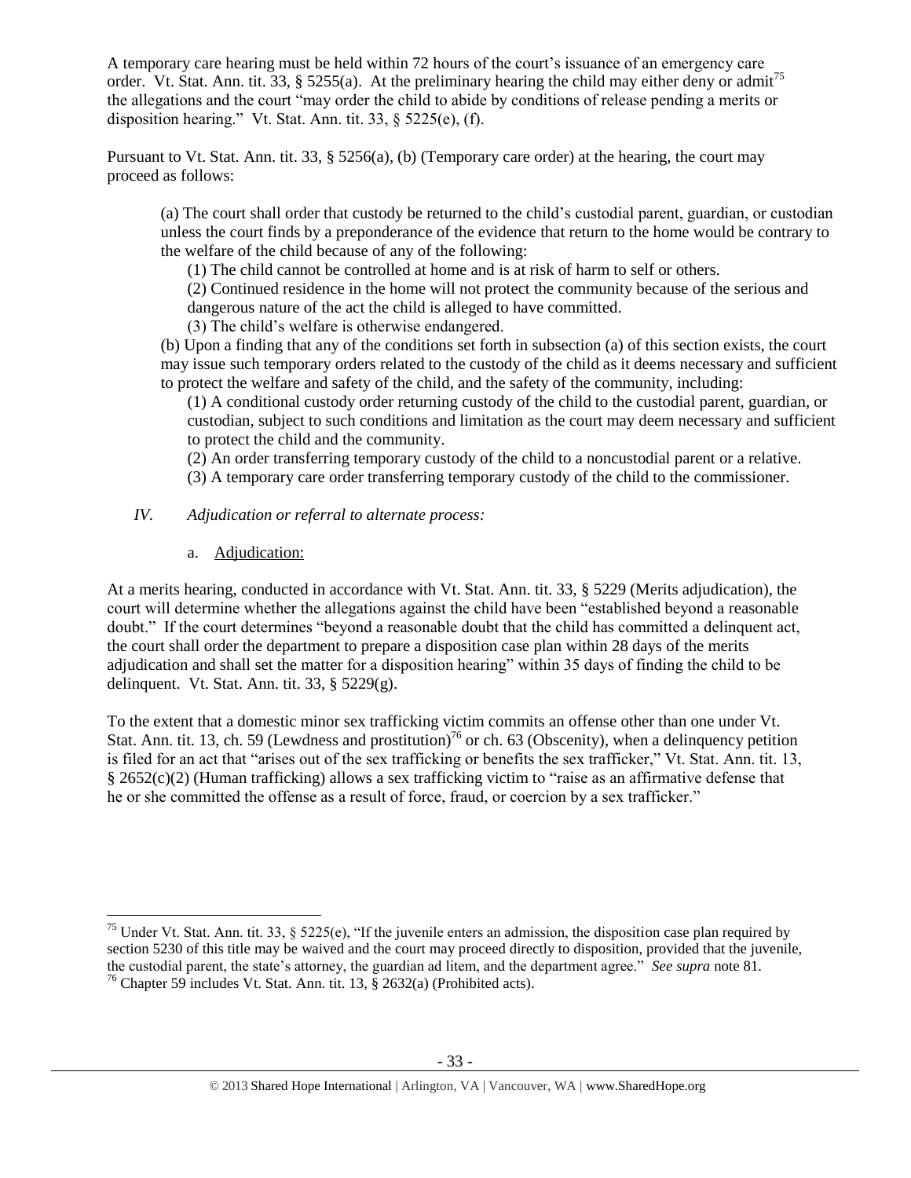A temporary care hearing must be held within 72 hours of the court's issuance of an emergency care order. Vt. Stat. Ann. tit. 33, § 5255(a). At the preliminary hearing the child may either deny or admit[75] the allegations and the court "may order the child to abide by conditions of release pending a merits or disposition hearing." Vt. Stat. Ann. tit. 33, § 5225(e), (f).

Pursuant to Vt. Stat. Ann. tit. 33, § 5256(a), (b) (Temporary care order) at the hearing, the court may proceed as follows:

> (a) The court shall order that custody be returned to the child's custodial parent, guardian, or custodian unless the court finds by a preponderance of the evidence that return to the home would be contrary to the welfare of the child because of any of the following:
>
> (1) The child cannot be controlled at home and is at risk of harm to self or others.
>
> (2) Continued residence in the home will not protect the community because of the serious and dangerous nature of the act the child is alleged to have committed.
>
> (3) The child's welfare is otherwise endangered.
>
> (b) Upon a finding that any of the conditions set forth in subsection (a) of this section exists, the court may issue such temporary orders related to the custody of the child as it deems necessary and sufficient to protect the welfare and safety of the child, and the safety of the community, including:
>
> (1) A conditional custody order returning custody of the child to the custodial parent, guardian, or custodian, subject to such conditions and limitation as the court may deem necessary and sufficient to protect the child and the community.
>
> (2) An order transferring temporary custody of the child to a noncustodial parent or a relative.
>
> (3) A temporary care order transferring temporary custody of the child to the commissioner.

*IV. Adjudication or referral to alternate process:*

a. Adjudication:

At a merits hearing, conducted in accordance with Vt. Stat. Ann. tit. 33, § 5229 (Merits adjudication), the court will determine whether the allegations against the child have been "established beyond a reasonable doubt." If the court determines "beyond a reasonable doubt that the child has committed a delinquent act, the court shall order the department to prepare a disposition case plan within 28 days of the merits adjudication and shall set the matter for a disposition hearing" within 35 days of finding the child to be delinquent. Vt. Stat. Ann. tit. 33, § 5229(g).

To the extent that a domestic minor sex trafficking victim commits an offense other than one under Vt. Stat. Ann. tit. 13, ch. 59 (Lewdness and prostitution)[76] or ch. 63 (Obscenity), when a delinquency petition is filed for an act that "arises out of the sex trafficking or benefits the sex trafficker," Vt. Stat. Ann. tit. 13, § 2652(c)(2) (Human trafficking) allows a sex trafficking victim to "raise as an affirmative defense that he or she committed the offense as a result of force, fraud, or coercion by a sex trafficker."

---

[75] Under Vt. Stat. Ann. tit. 33, § 5225(e), "If the juvenile enters an admission, the disposition case plan required by section 5230 of this title may be waived and the court may proceed directly to disposition, provided that the juvenile, the custodial parent, the state's attorney, the guardian ad litem, and the department agree." *See supra* note 81.

[76] Chapter 59 includes Vt. Stat. Ann. tit. 13, § 2632(a) (Prohibited acts).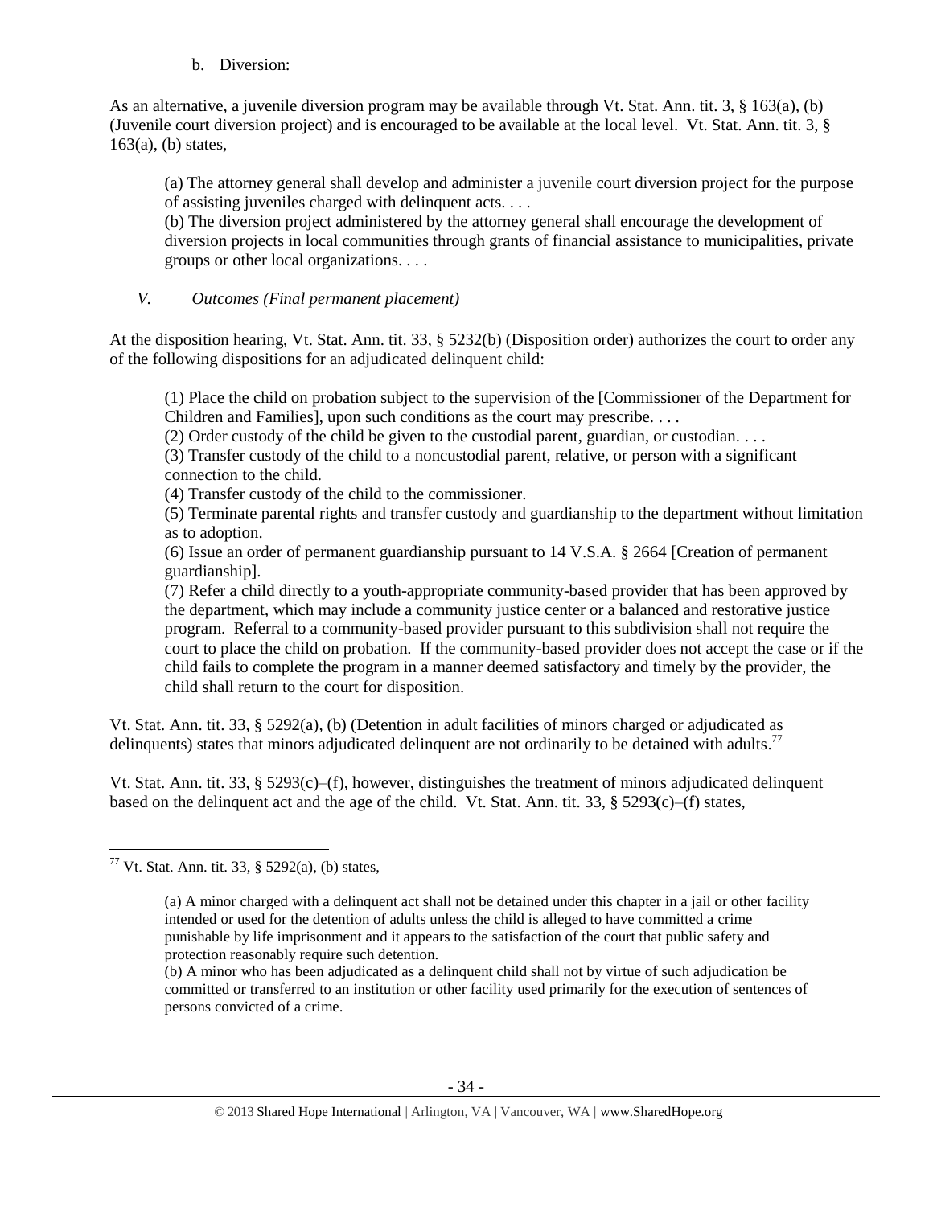b. Diversion:

As an alternative, a juvenile diversion program may be available through Vt. Stat. Ann. tit. 3, § 163(a), (b) (Juvenile court diversion project) and is encouraged to be available at the local level. Vt. Stat. Ann. tit. 3, § 163(a), (b) states,

> (a) The attorney general shall develop and administer a juvenile court diversion project for the purpose of assisting juveniles charged with delinquent acts. . . .
> (b) The diversion project administered by the attorney general shall encourage the development of diversion projects in local communities through grants of financial assistance to municipalities, private groups or other local organizations. . . .

*V. Outcomes (Final permanent placement)*

At the disposition hearing, Vt. Stat. Ann. tit. 33, § 5232(b) (Disposition order) authorizes the court to order any of the following dispositions for an adjudicated delinquent child:

> (1) Place the child on probation subject to the supervision of the [Commissioner of the Department for Children and Families], upon such conditions as the court may prescribe. . . .
> (2) Order custody of the child be given to the custodial parent, guardian, or custodian. . . .
> (3) Transfer custody of the child to a noncustodial parent, relative, or person with a significant connection to the child.
> (4) Transfer custody of the child to the commissioner.
> (5) Terminate parental rights and transfer custody and guardianship to the department without limitation as to adoption.
> (6) Issue an order of permanent guardianship pursuant to 14 V.S.A. § 2664 [Creation of permanent guardianship].
> (7) Refer a child directly to a youth-appropriate community-based provider that has been approved by the department, which may include a community justice center or a balanced and restorative justice program. Referral to a community-based provider pursuant to this subdivision shall not require the court to place the child on probation. If the community-based provider does not accept the case or if the child fails to complete the program in a manner deemed satisfactory and timely by the provider, the child shall return to the court for disposition.

Vt. Stat. Ann. tit. 33, § 5292(a), (b) (Detention in adult facilities of minors charged or adjudicated as delinquents) states that minors adjudicated delinquent are not ordinarily to be detained with adults.[77]

Vt. Stat. Ann. tit. 33, § 5293(c)–(f), however, distinguishes the treatment of minors adjudicated delinquent based on the delinquent act and the age of the child. Vt. Stat. Ann. tit. 33, § 5293(c)–(f) states,

---

[77] Vt. Stat. Ann. tit. 33, § 5292(a), (b) states,

> (a) A minor charged with a delinquent act shall not be detained under this chapter in a jail or other facility intended or used for the detention of adults unless the child is alleged to have committed a crime punishable by life imprisonment and it appears to the satisfaction of the court that public safety and protection reasonably require such detention.
> (b) A minor who has been adjudicated as a delinquent child shall not by virtue of such adjudication be committed or transferred to an institution or other facility used primarily for the execution of sentences of persons convicted of a crime.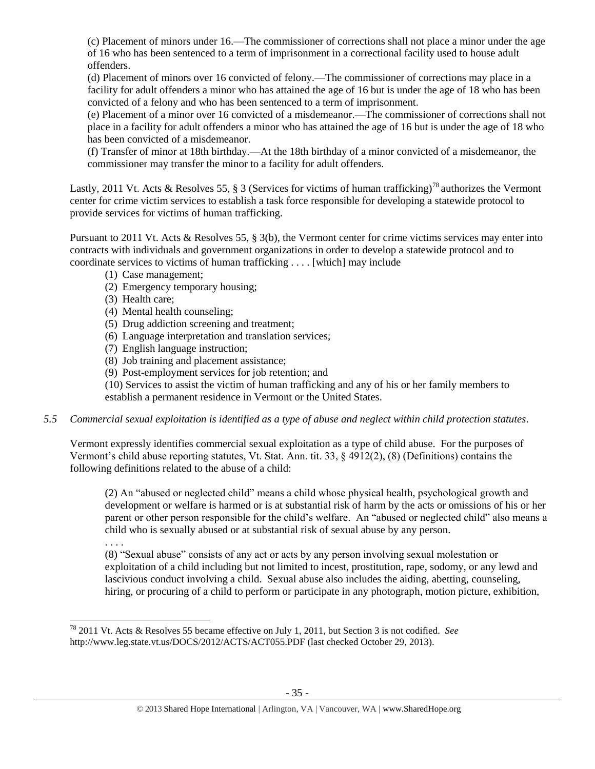(c) Placement of minors under 16.—The commissioner of corrections shall not place a minor under the age of 16 who has been sentenced to a term of imprisonment in a correctional facility used to house adult offenders.

(d) Placement of minors over 16 convicted of felony.—The commissioner of corrections may place in a facility for adult offenders a minor who has attained the age of 16 but is under the age of 18 who has been convicted of a felony and who has been sentenced to a term of imprisonment.

(e) Placement of a minor over 16 convicted of a misdemeanor.—The commissioner of corrections shall not place in a facility for adult offenders a minor who has attained the age of 16 but is under the age of 18 who has been convicted of a misdemeanor.

(f) Transfer of minor at 18th birthday.—At the 18th birthday of a minor convicted of a misdemeanor, the commissioner may transfer the minor to a facility for adult offenders.

Lastly, 2011 Vt. Acts & Resolves 55, § 3 (Services for victims of human trafficking)[78] authorizes the Vermont center for crime victim services to establish a task force responsible for developing a statewide protocol to provide services for victims of human trafficking.

Pursuant to 2011 Vt. Acts & Resolves 55, § 3(b), the Vermont center for crime victims services may enter into contracts with individuals and government organizations in order to develop a statewide protocol and to coordinate services to victims of human trafficking . . . . [which] may include

(1) Case management;
(2) Emergency temporary housing;
(3) Health care;
(4) Mental health counseling;
(5) Drug addiction screening and treatment;
(6) Language interpretation and translation services;
(7) English language instruction;
(8) Job training and placement assistance;
(9) Post-employment services for job retention; and
(10) Services to assist the victim of human trafficking and any of his or her family members to establish a permanent residence in Vermont or the United States.

*5.5 Commercial sexual exploitation is identified as a type of abuse and neglect within child protection statutes.*

Vermont expressly identifies commercial sexual exploitation as a type of child abuse. For the purposes of Vermont's child abuse reporting statutes, Vt. Stat. Ann. tit. 33, § 4912(2), (8) (Definitions) contains the following definitions related to the abuse of a child:

(2) An "abused or neglected child" means a child whose physical health, psychological growth and development or welfare is harmed or is at substantial risk of harm by the acts or omissions of his or her parent or other person responsible for the child's welfare. An "abused or neglected child" also means a child who is sexually abused or at substantial risk of sexual abuse by any person.

. . . .

(8) "Sexual abuse" consists of any act or acts by any person involving sexual molestation or exploitation of a child including but not limited to incest, prostitution, rape, sodomy, or any lewd and lascivious conduct involving a child. Sexual abuse also includes the aiding, abetting, counseling, hiring, or procuring of a child to perform or participate in any photograph, motion picture, exhibition,

[78] 2011 Vt. Acts & Resolves 55 became effective on July 1, 2011, but Section 3 is not codified. *See* http://www.leg.state.vt.us/DOCS/2012/ACTS/ACT055.PDF (last checked October 29, 2013).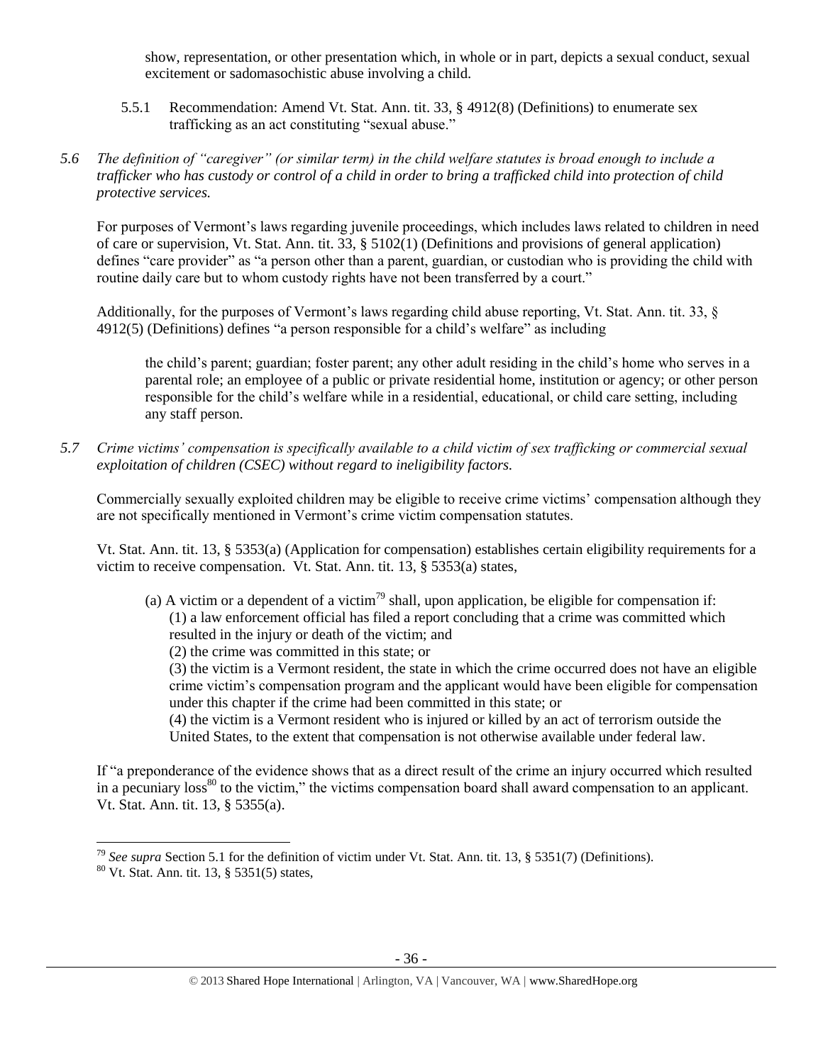show, representation, or other presentation which, in whole or in part, depicts a sexual conduct, sexual excitement or sadomasochistic abuse involving a child.

5.5.1 Recommendation: Amend Vt. Stat. Ann. tit. 33, § 4912(8) (Definitions) to enumerate sex trafficking as an act constituting "sexual abuse."

*5.6 The definition of "caregiver" (or similar term) in the child welfare statutes is broad enough to include a trafficker who has custody or control of a child in order to bring a trafficked child into protection of child protective services.*

For purposes of Vermont's laws regarding juvenile proceedings, which includes laws related to children in need of care or supervision, Vt. Stat. Ann. tit. 33, § 5102(1) (Definitions and provisions of general application) defines "care provider" as "a person other than a parent, guardian, or custodian who is providing the child with routine daily care but to whom custody rights have not been transferred by a court."

Additionally, for the purposes of Vermont's laws regarding child abuse reporting, Vt. Stat. Ann. tit. 33, § 4912(5) (Definitions) defines "a person responsible for a child's welfare" as including

> the child's parent; guardian; foster parent; any other adult residing in the child's home who serves in a parental role; an employee of a public or private residential home, institution or agency; or other person responsible for the child's welfare while in a residential, educational, or child care setting, including any staff person.

*5.7 Crime victims' compensation is specifically available to a child victim of sex trafficking or commercial sexual exploitation of children (CSEC) without regard to ineligibility factors.*

Commercially sexually exploited children may be eligible to receive crime victims' compensation although they are not specifically mentioned in Vermont's crime victim compensation statutes.

Vt. Stat. Ann. tit. 13, § 5353(a) (Application for compensation) establishes certain eligibility requirements for a victim to receive compensation. Vt. Stat. Ann. tit. 13, § 5353(a) states,

> (a) A victim or a dependent of a victim[79] shall, upon application, be eligible for compensation if:
> (1) a law enforcement official has filed a report concluding that a crime was committed which resulted in the injury or death of the victim; and
> (2) the crime was committed in this state; or
> (3) the victim is a Vermont resident, the state in which the crime occurred does not have an eligible crime victim's compensation program and the applicant would have been eligible for compensation under this chapter if the crime had been committed in this state; or
> (4) the victim is a Vermont resident who is injured or killed by an act of terrorism outside the United States, to the extent that compensation is not otherwise available under federal law.

If "a preponderance of the evidence shows that as a direct result of the crime an injury occurred which resulted in a pecuniary loss[80] to the victim," the victims compensation board shall award compensation to an applicant. Vt. Stat. Ann. tit. 13, § 5355(a).

---

[79] *See supra* Section 5.1 for the definition of victim under Vt. Stat. Ann. tit. 13, § 5351(7) (Definitions).

[80] Vt. Stat. Ann. tit. 13, § 5351(5) states,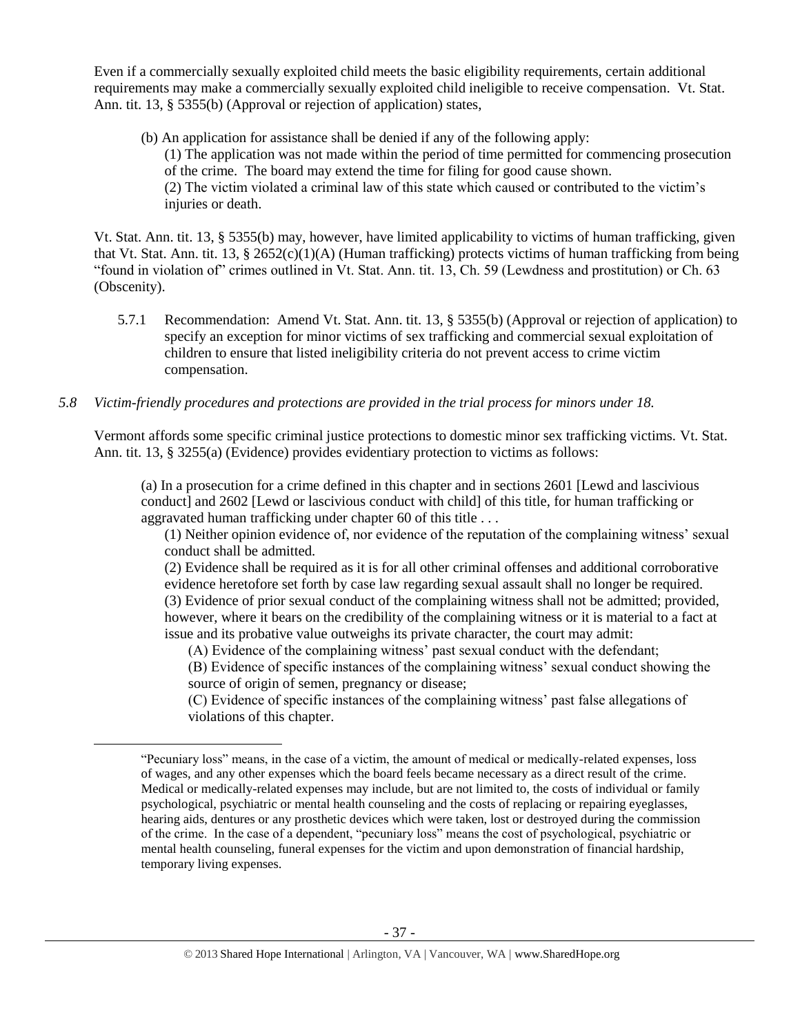Even if a commercially sexually exploited child meets the basic eligibility requirements, certain additional requirements may make a commercially sexually exploited child ineligible to receive compensation. Vt. Stat. Ann. tit. 13, § 5355(b) (Approval or rejection of application) states,

> (b) An application for assistance shall be denied if any of the following apply:
>
> (1) The application was not made within the period of time permitted for commencing prosecution of the crime. The board may extend the time for filing for good cause shown.
>
> (2) The victim violated a criminal law of this state which caused or contributed to the victim's injuries or death.

Vt. Stat. Ann. tit. 13, § 5355(b) may, however, have limited applicability to victims of human trafficking, given that Vt. Stat. Ann. tit. 13, § 2652(c)(1)(A) (Human trafficking) protects victims of human trafficking from being "found in violation of" crimes outlined in Vt. Stat. Ann. tit. 13, Ch. 59 (Lewdness and prostitution) or Ch. 63 (Obscenity).

5.7.1 Recommendation: Amend Vt. Stat. Ann. tit. 13, § 5355(b) (Approval or rejection of application) to specify an exception for minor victims of sex trafficking and commercial sexual exploitation of children to ensure that listed ineligibility criteria do not prevent access to crime victim compensation.

*5.8 Victim-friendly procedures and protections are provided in the trial process for minors under 18.*

Vermont affords some specific criminal justice protections to domestic minor sex trafficking victims. Vt. Stat. Ann. tit. 13, § 3255(a) (Evidence) provides evidentiary protection to victims as follows:

> (a) In a prosecution for a crime defined in this chapter and in sections 2601 [Lewd and lascivious conduct] and 2602 [Lewd or lascivious conduct with child] of this title, for human trafficking or aggravated human trafficking under chapter 60 of this title . . .
>
> (1) Neither opinion evidence of, nor evidence of the reputation of the complaining witness' sexual conduct shall be admitted.
>
> (2) Evidence shall be required as it is for all other criminal offenses and additional corroborative evidence heretofore set forth by case law regarding sexual assault shall no longer be required.
>
> (3) Evidence of prior sexual conduct of the complaining witness shall not be admitted; provided, however, where it bears on the credibility of the complaining witness or it is material to a fact at issue and its probative value outweighs its private character, the court may admit:
>
> (A) Evidence of the complaining witness' past sexual conduct with the defendant;
>
> (B) Evidence of specific instances of the complaining witness' sexual conduct showing the source of origin of semen, pregnancy or disease;
>
> (C) Evidence of specific instances of the complaining witness' past false allegations of violations of this chapter.

---

"Pecuniary loss" means, in the case of a victim, the amount of medical or medically-related expenses, loss of wages, and any other expenses which the board feels became necessary as a direct result of the crime. Medical or medically-related expenses may include, but are not limited to, the costs of individual or family psychological, psychiatric or mental health counseling and the costs of replacing or repairing eyeglasses, hearing aids, dentures or any prosthetic devices which were taken, lost or destroyed during the commission of the crime. In the case of a dependent, "pecuniary loss" means the cost of psychological, psychiatric or mental health counseling, funeral expenses for the victim and upon demonstration of financial hardship, temporary living expenses.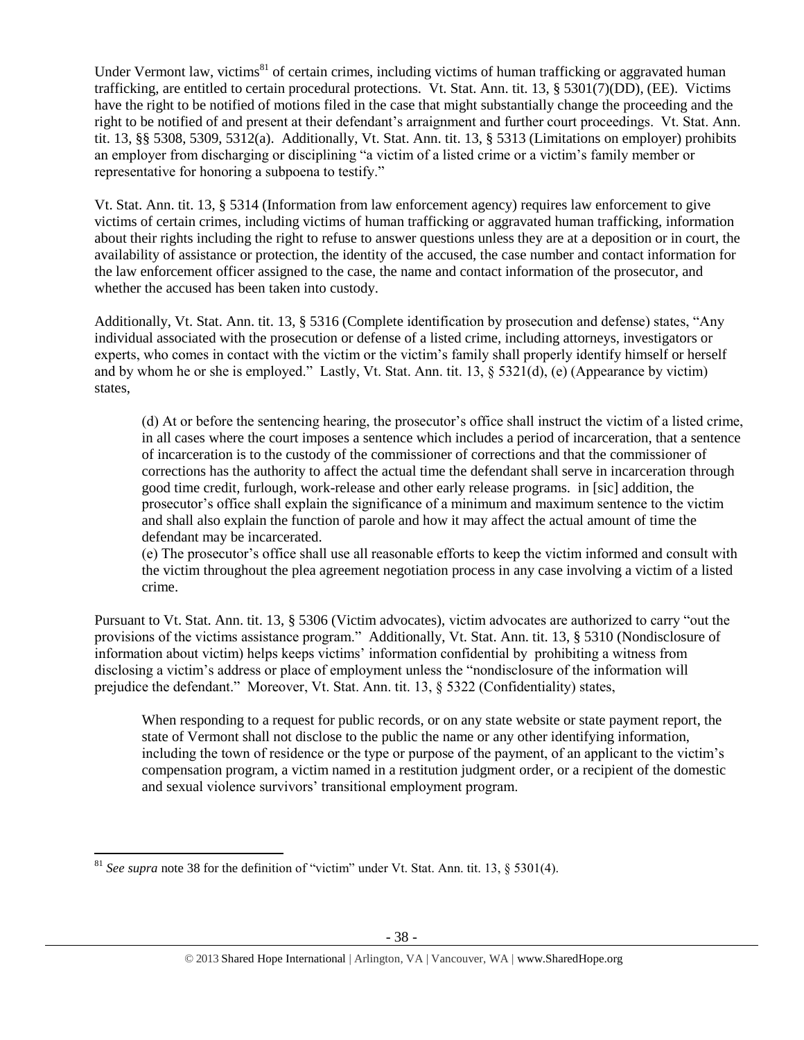Under Vermont law, victims[81] of certain crimes, including victims of human trafficking or aggravated human trafficking, are entitled to certain procedural protections. Vt. Stat. Ann. tit. 13, § 5301(7)(DD), (EE). Victims have the right to be notified of motions filed in the case that might substantially change the proceeding and the right to be notified of and present at their defendant's arraignment and further court proceedings. Vt. Stat. Ann. tit. 13, §§ 5308, 5309, 5312(a). Additionally, Vt. Stat. Ann. tit. 13, § 5313 (Limitations on employer) prohibits an employer from discharging or disciplining "a victim of a listed crime or a victim's family member or representative for honoring a subpoena to testify."

Vt. Stat. Ann. tit. 13, § 5314 (Information from law enforcement agency) requires law enforcement to give victims of certain crimes, including victims of human trafficking or aggravated human trafficking, information about their rights including the right to refuse to answer questions unless they are at a deposition or in court, the availability of assistance or protection, the identity of the accused, the case number and contact information for the law enforcement officer assigned to the case, the name and contact information of the prosecutor, and whether the accused has been taken into custody.

Additionally, Vt. Stat. Ann. tit. 13, § 5316 (Complete identification by prosecution and defense) states, "Any individual associated with the prosecution or defense of a listed crime, including attorneys, investigators or experts, who comes in contact with the victim or the victim's family shall properly identify himself or herself and by whom he or she is employed." Lastly, Vt. Stat. Ann. tit. 13, § 5321(d), (e) (Appearance by victim) states,

> (d) At or before the sentencing hearing, the prosecutor's office shall instruct the victim of a listed crime, in all cases where the court imposes a sentence which includes a period of incarceration, that a sentence of incarceration is to the custody of the commissioner of corrections and that the commissioner of corrections has the authority to affect the actual time the defendant shall serve in incarceration through good time credit, furlough, work-release and other early release programs. in [sic] addition, the prosecutor's office shall explain the significance of a minimum and maximum sentence to the victim and shall also explain the function of parole and how it may affect the actual amount of time the defendant may be incarcerated.
>
> (e) The prosecutor's office shall use all reasonable efforts to keep the victim informed and consult with the victim throughout the plea agreement negotiation process in any case involving a victim of a listed crime.

Pursuant to Vt. Stat. Ann. tit. 13, § 5306 (Victim advocates), victim advocates are authorized to carry "out the provisions of the victims assistance program." Additionally, Vt. Stat. Ann. tit. 13, § 5310 (Nondisclosure of information about victim) helps keeps victims' information confidential by prohibiting a witness from disclosing a victim's address or place of employment unless the "nondisclosure of the information will prejudice the defendant." Moreover, Vt. Stat. Ann. tit. 13, § 5322 (Confidentiality) states,

> When responding to a request for public records, or on any state website or state payment report, the state of Vermont shall not disclose to the public the name or any other identifying information, including the town of residence or the type or purpose of the payment, of an applicant to the victim's compensation program, a victim named in a restitution judgment order, or a recipient of the domestic and sexual violence survivors' transitional employment program.

---

[81] *See supra* note 38 for the definition of "victim" under Vt. Stat. Ann. tit. 13, § 5301(4).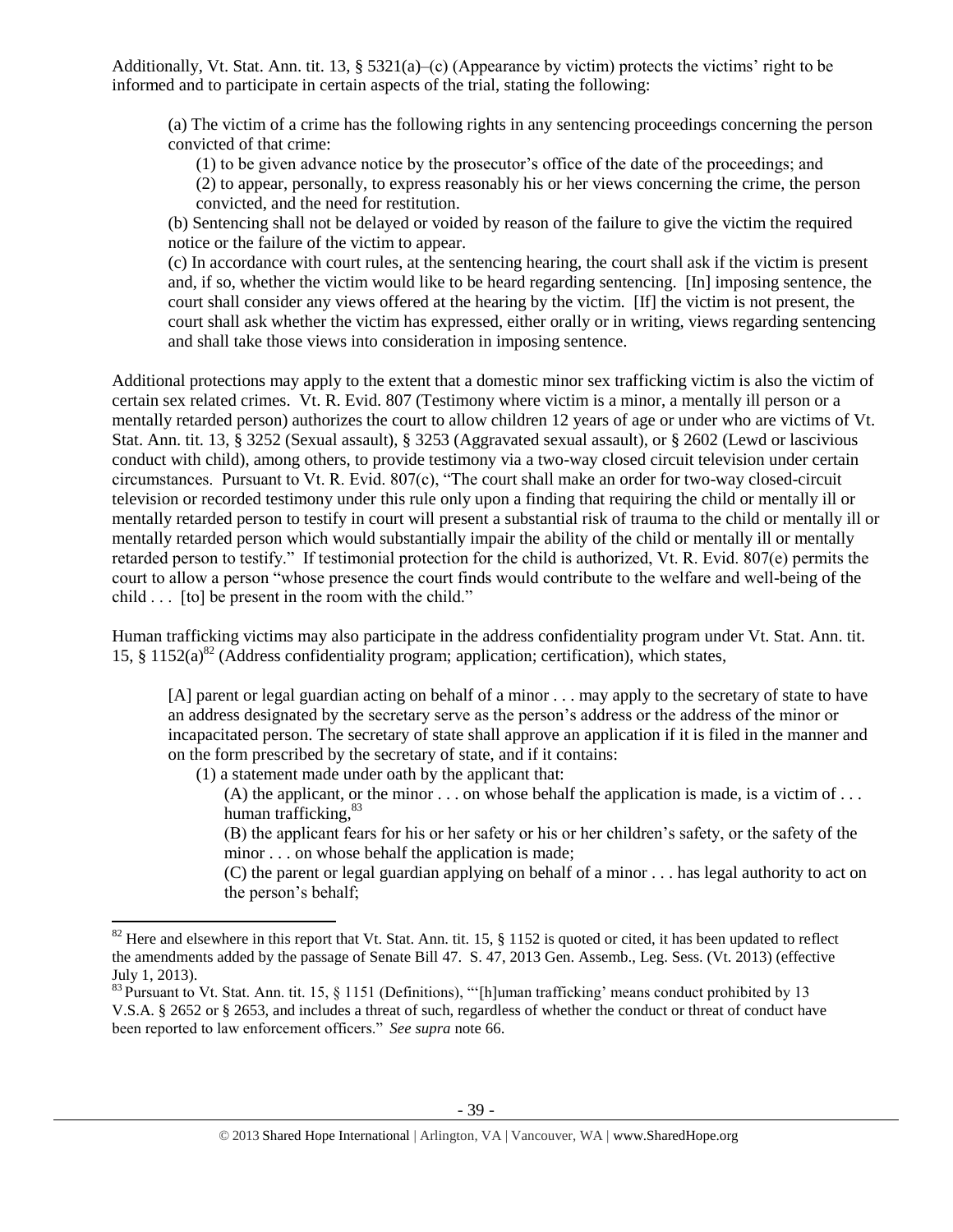Additionally, Vt. Stat. Ann. tit. 13, § 5321(a)–(c) (Appearance by victim) protects the victims' right to be informed and to participate in certain aspects of the trial, stating the following:

> (a) The victim of a crime has the following rights in any sentencing proceedings concerning the person convicted of that crime:
>
> (1) to be given advance notice by the prosecutor's office of the date of the proceedings; and
>
> (2) to appear, personally, to express reasonably his or her views concerning the crime, the person convicted, and the need for restitution.
>
> (b) Sentencing shall not be delayed or voided by reason of the failure to give the victim the required notice or the failure of the victim to appear.
>
> (c) In accordance with court rules, at the sentencing hearing, the court shall ask if the victim is present and, if so, whether the victim would like to be heard regarding sentencing. [In] imposing sentence, the court shall consider any views offered at the hearing by the victim. [If] the victim is not present, the court shall ask whether the victim has expressed, either orally or in writing, views regarding sentencing and shall take those views into consideration in imposing sentence.

Additional protections may apply to the extent that a domestic minor sex trafficking victim is also the victim of certain sex related crimes. Vt. R. Evid. 807 (Testimony where victim is a minor, a mentally ill person or a mentally retarded person) authorizes the court to allow children 12 years of age or under who are victims of Vt. Stat. Ann. tit. 13, § 3252 (Sexual assault), § 3253 (Aggravated sexual assault), or § 2602 (Lewd or lascivious conduct with child), among others, to provide testimony via a two-way closed circuit television under certain circumstances. Pursuant to Vt. R. Evid. 807(c), "The court shall make an order for two-way closed-circuit television or recorded testimony under this rule only upon a finding that requiring the child or mentally ill or mentally retarded person to testify in court will present a substantial risk of trauma to the child or mentally ill or mentally retarded person which would substantially impair the ability of the child or mentally ill or mentally retarded person to testify." If testimonial protection for the child is authorized, Vt. R. Evid. 807(e) permits the court to allow a person "whose presence the court finds would contribute to the welfare and well-being of the child . . . [to] be present in the room with the child."

Human trafficking victims may also participate in the address confidentiality program under Vt. Stat. Ann. tit. 15, § 1152(a)[82] (Address confidentiality program; application; certification), which states,

> [A] parent or legal guardian acting on behalf of a minor . . . may apply to the secretary of state to have an address designated by the secretary serve as the person's address or the address of the minor or incapacitated person. The secretary of state shall approve an application if it is filed in the manner and on the form prescribed by the secretary of state, and if it contains:
>
> (1) a statement made under oath by the applicant that:
>
> (A) the applicant, or the minor . . . on whose behalf the application is made, is a victim of . . . human trafficking,[83]
>
> (B) the applicant fears for his or her safety or his or her children's safety, or the safety of the minor . . . on whose behalf the application is made;
>
> (C) the parent or legal guardian applying on behalf of a minor . . . has legal authority to act on the person's behalf;

---

[82] Here and elsewhere in this report that Vt. Stat. Ann. tit. 15, § 1152 is quoted or cited, it has been updated to reflect the amendments added by the passage of Senate Bill 47. S. 47, 2013 Gen. Assemb., Leg. Sess. (Vt. 2013) (effective July 1, 2013).

[83] Pursuant to Vt. Stat. Ann. tit. 15, § 1151 (Definitions), "'[h]uman trafficking' means conduct prohibited by 13 V.S.A. § 2652 or § 2653, and includes a threat of such, regardless of whether the conduct or threat of conduct have been reported to law enforcement officers." *See supra* note 66.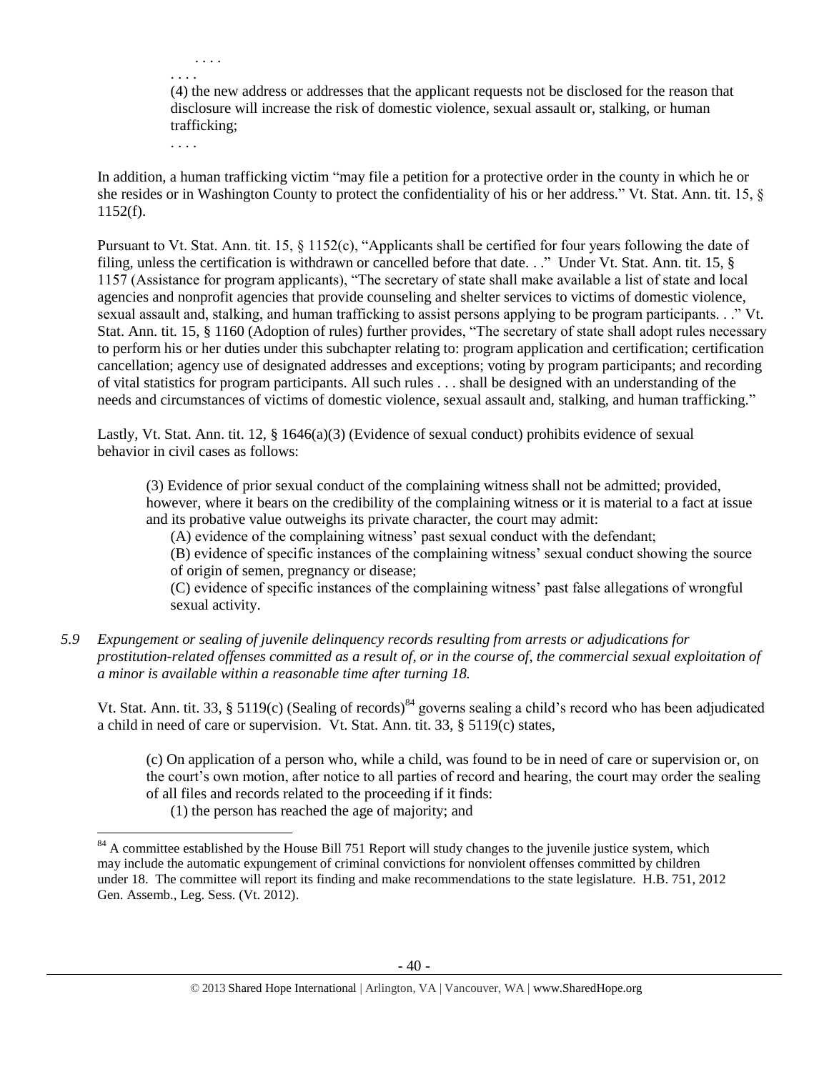. . . .

. . . .

(4) the new address or addresses that the applicant requests not be disclosed for the reason that disclosure will increase the risk of domestic violence, sexual assault or, stalking, or human trafficking;

. . . .

In addition, a human trafficking victim "may file a petition for a protective order in the county in which he or she resides or in Washington County to protect the confidentiality of his or her address." Vt. Stat. Ann. tit. 15, § 1152(f).

Pursuant to Vt. Stat. Ann. tit. 15, § 1152(c), "Applicants shall be certified for four years following the date of filing, unless the certification is withdrawn or cancelled before that date. . ." Under Vt. Stat. Ann. tit. 15, § 1157 (Assistance for program applicants), "The secretary of state shall make available a list of state and local agencies and nonprofit agencies that provide counseling and shelter services to victims of domestic violence, sexual assault and, stalking, and human trafficking to assist persons applying to be program participants. . ." Vt. Stat. Ann. tit. 15, § 1160 (Adoption of rules) further provides, "The secretary of state shall adopt rules necessary to perform his or her duties under this subchapter relating to: program application and certification; certification cancellation; agency use of designated addresses and exceptions; voting by program participants; and recording of vital statistics for program participants. All such rules . . . shall be designed with an understanding of the needs and circumstances of victims of domestic violence, sexual assault and, stalking, and human trafficking."

Lastly, Vt. Stat. Ann. tit. 12, § 1646(a)(3) (Evidence of sexual conduct) prohibits evidence of sexual behavior in civil cases as follows:

> (3) Evidence of prior sexual conduct of the complaining witness shall not be admitted; provided, however, where it bears on the credibility of the complaining witness or it is material to a fact at issue and its probative value outweighs its private character, the court may admit:
>
> (A) evidence of the complaining witness' past sexual conduct with the defendant;
>
> (B) evidence of specific instances of the complaining witness' sexual conduct showing the source of origin of semen, pregnancy or disease;
>
> (C) evidence of specific instances of the complaining witness' past false allegations of wrongful sexual activity.

*5.9 Expungement or sealing of juvenile delinquency records resulting from arrests or adjudications for prostitution-related offenses committed as a result of, or in the course of, the commercial sexual exploitation of a minor is available within a reasonable time after turning 18.*

Vt. Stat. Ann. tit. 33, § 5119(c) (Sealing of records)[84] governs sealing a child's record who has been adjudicated a child in need of care or supervision. Vt. Stat. Ann. tit. 33, § 5119(c) states,

> (c) On application of a person who, while a child, was found to be in need of care or supervision or, on the court's own motion, after notice to all parties of record and hearing, the court may order the sealing of all files and records related to the proceeding if it finds:
>
> (1) the person has reached the age of majority; and

[84] A committee established by the House Bill 751 Report will study changes to the juvenile justice system, which may include the automatic expungement of criminal convictions for nonviolent offenses committed by children under 18. The committee will report its finding and make recommendations to the state legislature. H.B. 751, 2012 Gen. Assemb., Leg. Sess. (Vt. 2012).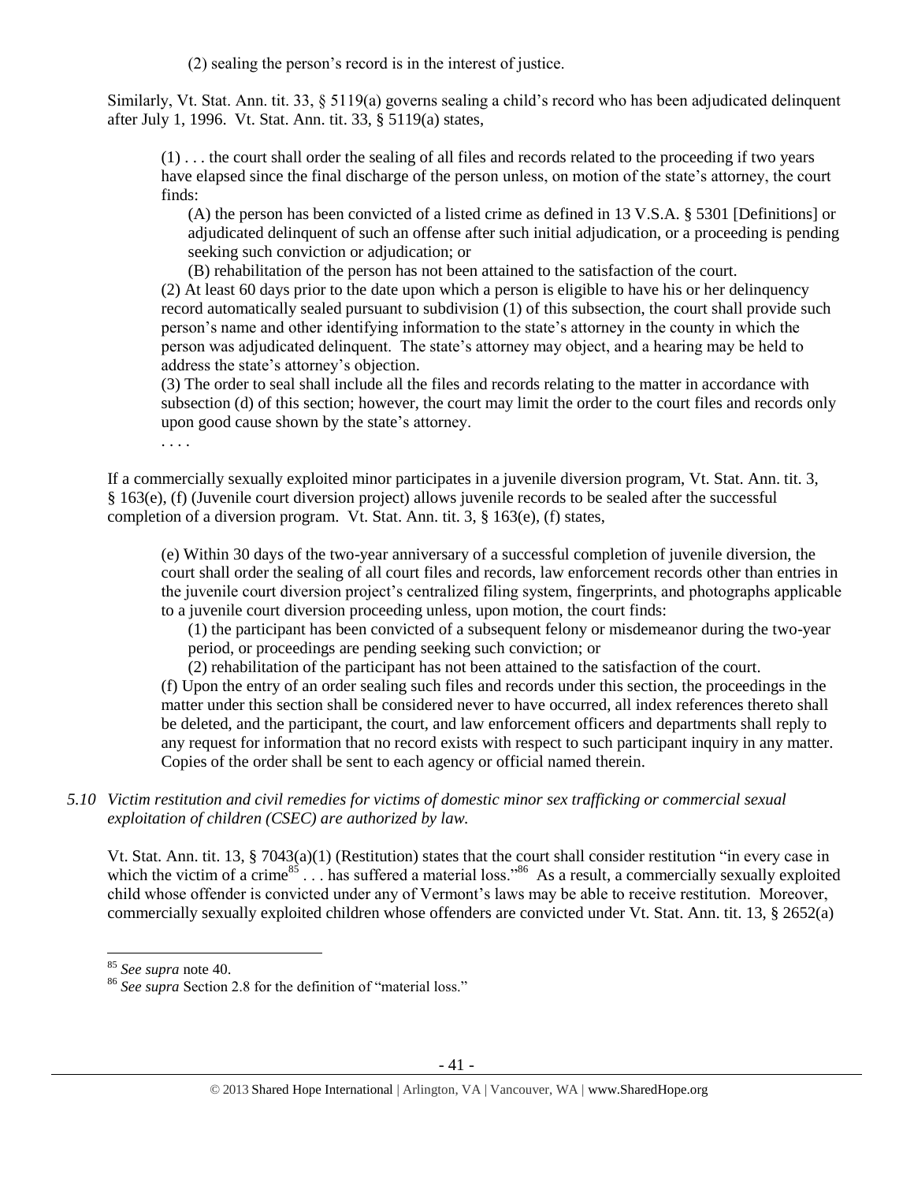(2) sealing the person's record is in the interest of justice.

Similarly, Vt. Stat. Ann. tit. 33, § 5119(a) governs sealing a child's record who has been adjudicated delinquent after July 1, 1996. Vt. Stat. Ann. tit. 33, § 5119(a) states,

> (1) . . . the court shall order the sealing of all files and records related to the proceeding if two years have elapsed since the final discharge of the person unless, on motion of the state's attorney, the court finds:
>
> > (A) the person has been convicted of a listed crime as defined in 13 V.S.A. § 5301 [Definitions] or adjudicated delinquent of such an offense after such initial adjudication, or a proceeding is pending seeking such conviction or adjudication; or
> >
> > (B) rehabilitation of the person has not been attained to the satisfaction of the court.
>
> (2) At least 60 days prior to the date upon which a person is eligible to have his or her delinquency record automatically sealed pursuant to subdivision (1) of this subsection, the court shall provide such person's name and other identifying information to the state's attorney in the county in which the person was adjudicated delinquent. The state's attorney may object, and a hearing may be held to address the state's attorney's objection.
>
> (3) The order to seal shall include all the files and records relating to the matter in accordance with subsection (d) of this section; however, the court may limit the order to the court files and records only upon good cause shown by the state's attorney.
>
> . . . .

If a commercially sexually exploited minor participates in a juvenile diversion program, Vt. Stat. Ann. tit. 3, § 163(e), (f) (Juvenile court diversion project) allows juvenile records to be sealed after the successful completion of a diversion program. Vt. Stat. Ann. tit. 3, § 163(e), (f) states,

> (e) Within 30 days of the two-year anniversary of a successful completion of juvenile diversion, the court shall order the sealing of all court files and records, law enforcement records other than entries in the juvenile court diversion project's centralized filing system, fingerprints, and photographs applicable to a juvenile court diversion proceeding unless, upon motion, the court finds:
>
> > (1) the participant has been convicted of a subsequent felony or misdemeanor during the two-year period, or proceedings are pending seeking such conviction; or
> >
> > (2) rehabilitation of the participant has not been attained to the satisfaction of the court.
>
> (f) Upon the entry of an order sealing such files and records under this section, the proceedings in the matter under this section shall be considered never to have occurred, all index references thereto shall be deleted, and the participant, the court, and law enforcement officers and departments shall reply to any request for information that no record exists with respect to such participant inquiry in any matter. Copies of the order shall be sent to each agency or official named therein.

*5.10 Victim restitution and civil remedies for victims of domestic minor sex trafficking or commercial sexual exploitation of children (CSEC) are authorized by law.*

Vt. Stat. Ann. tit. 13, § 7043(a)(1) (Restitution) states that the court shall consider restitution "in every case in which the victim of a crime[85] . . . has suffered a material loss."[86] As a result, a commercially sexually exploited child whose offender is convicted under any of Vermont's laws may be able to receive restitution. Moreover, commercially sexually exploited children whose offenders are convicted under Vt. Stat. Ann. tit. 13, § 2652(a)

---

[85] *See supra* note 40.

[86] *See supra* Section 2.8 for the definition of "material loss."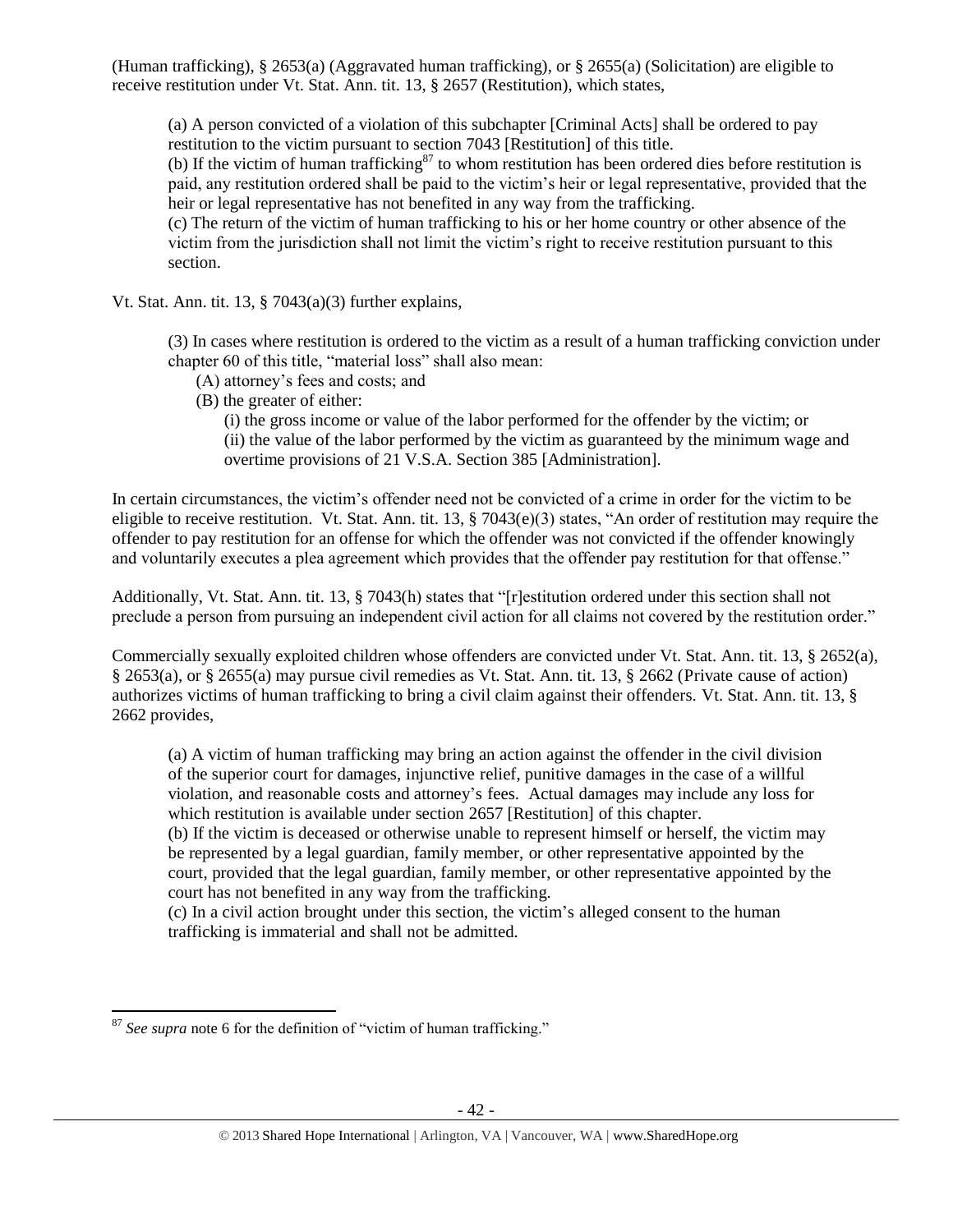(Human trafficking), § 2653(a) (Aggravated human trafficking), or § 2655(a) (Solicitation) are eligible to receive restitution under Vt. Stat. Ann. tit. 13, § 2657 (Restitution), which states,

> (a) A person convicted of a violation of this subchapter [Criminal Acts] shall be ordered to pay restitution to the victim pursuant to section 7043 [Restitution] of this title.
> (b) If the victim of human trafficking[87] to whom restitution has been ordered dies before restitution is paid, any restitution ordered shall be paid to the victim's heir or legal representative, provided that the heir or legal representative has not benefited in any way from the trafficking.
> (c) The return of the victim of human trafficking to his or her home country or other absence of the victim from the jurisdiction shall not limit the victim's right to receive restitution pursuant to this section.

Vt. Stat. Ann. tit. 13, § 7043(a)(3) further explains,

> (3) In cases where restitution is ordered to the victim as a result of a human trafficking conviction under chapter 60 of this title, "material loss" shall also mean:
> (A) attorney's fees and costs; and
> (B) the greater of either:
> (i) the gross income or value of the labor performed for the offender by the victim; or
> (ii) the value of the labor performed by the victim as guaranteed by the minimum wage and overtime provisions of 21 V.S.A. Section 385 [Administration].

In certain circumstances, the victim's offender need not be convicted of a crime in order for the victim to be eligible to receive restitution. Vt. Stat. Ann. tit. 13, § 7043(e)(3) states, "An order of restitution may require the offender to pay restitution for an offense for which the offender was not convicted if the offender knowingly and voluntarily executes a plea agreement which provides that the offender pay restitution for that offense."

Additionally, Vt. Stat. Ann. tit. 13, § 7043(h) states that "[r]estitution ordered under this section shall not preclude a person from pursuing an independent civil action for all claims not covered by the restitution order."

Commercially sexually exploited children whose offenders are convicted under Vt. Stat. Ann. tit. 13, § 2652(a), § 2653(a), or § 2655(a) may pursue civil remedies as Vt. Stat. Ann. tit. 13, § 2662 (Private cause of action) authorizes victims of human trafficking to bring a civil claim against their offenders. Vt. Stat. Ann. tit. 13, § 2662 provides,

> (a) A victim of human trafficking may bring an action against the offender in the civil division of the superior court for damages, injunctive relief, punitive damages in the case of a willful violation, and reasonable costs and attorney's fees. Actual damages may include any loss for which restitution is available under section 2657 [Restitution] of this chapter.
> (b) If the victim is deceased or otherwise unable to represent himself or herself, the victim may be represented by a legal guardian, family member, or other representative appointed by the court, provided that the legal guardian, family member, or other representative appointed by the court has not benefited in any way from the trafficking.
> (c) In a civil action brought under this section, the victim's alleged consent to the human trafficking is immaterial and shall not be admitted.

---

[87] *See supra* note 6 for the definition of "victim of human trafficking."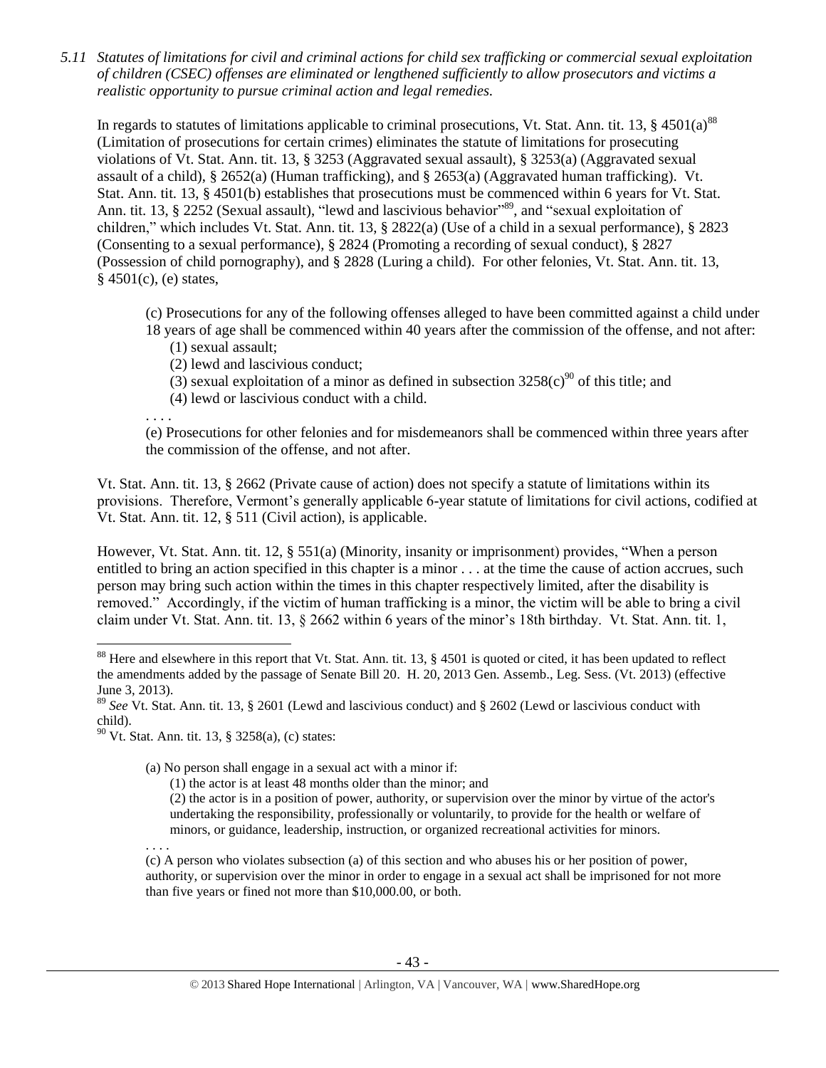*5.11 Statutes of limitations for civil and criminal actions for child sex trafficking or commercial sexual exploitation of children (CSEC) offenses are eliminated or lengthened sufficiently to allow prosecutors and victims a realistic opportunity to pursue criminal action and legal remedies.*

In regards to statutes of limitations applicable to criminal prosecutions, Vt. Stat. Ann. tit. 13, § 4501(a)[88] (Limitation of prosecutions for certain crimes) eliminates the statute of limitations for prosecuting violations of Vt. Stat. Ann. tit. 13, § 3253 (Aggravated sexual assault), § 3253(a) (Aggravated sexual assault of a child), § 2652(a) (Human trafficking), and § 2653(a) (Aggravated human trafficking). Vt. Stat. Ann. tit. 13, § 4501(b) establishes that prosecutions must be commenced within 6 years for Vt. Stat. Ann. tit. 13, § 2252 (Sexual assault), "lewd and lascivious behavior"[89], and "sexual exploitation of children," which includes Vt. Stat. Ann. tit. 13, § 2822(a) (Use of a child in a sexual performance), § 2823 (Consenting to a sexual performance), § 2824 (Promoting a recording of sexual conduct), § 2827 (Possession of child pornography), and § 2828 (Luring a child). For other felonies, Vt. Stat. Ann. tit. 13, § 4501(c), (e) states,

> (c) Prosecutions for any of the following offenses alleged to have been committed against a child under 18 years of age shall be commenced within 40 years after the commission of the offense, and not after:
>
> (1) sexual assault;
>
> (2) lewd and lascivious conduct;
>
> (3) sexual exploitation of a minor as defined in subsection 3258(c)[90] of this title; and
>
> (4) lewd or lascivious conduct with a child.
>
> . . . .
>
> (e) Prosecutions for other felonies and for misdemeanors shall be commenced within three years after the commission of the offense, and not after.

Vt. Stat. Ann. tit. 13, § 2662 (Private cause of action) does not specify a statute of limitations within its provisions. Therefore, Vermont's generally applicable 6-year statute of limitations for civil actions, codified at Vt. Stat. Ann. tit. 12, § 511 (Civil action), is applicable.

However, Vt. Stat. Ann. tit. 12, § 551(a) (Minority, insanity or imprisonment) provides, "When a person entitled to bring an action specified in this chapter is a minor . . . at the time the cause of action accrues, such person may bring such action within the times in this chapter respectively limited, after the disability is removed." Accordingly, if the victim of human trafficking is a minor, the victim will be able to bring a civil claim under Vt. Stat. Ann. tit. 13, § 2662 within 6 years of the minor's 18th birthday. Vt. Stat. Ann. tit. 1,

---

[88] Here and elsewhere in this report that Vt. Stat. Ann. tit. 13, § 4501 is quoted or cited, it has been updated to reflect the amendments added by the passage of Senate Bill 20. H. 20, 2013 Gen. Assemb., Leg. Sess. (Vt. 2013) (effective June 3, 2013).

[89] *See* Vt. Stat. Ann. tit. 13, § 2601 (Lewd and lascivious conduct) and § 2602 (Lewd or lascivious conduct with child).

[90] Vt. Stat. Ann. tit. 13, § 3258(a), (c) states:

> (a) No person shall engage in a sexual act with a minor if:
>
> (1) the actor is at least 48 months older than the minor; and
>
> (2) the actor is in a position of power, authority, or supervision over the minor by virtue of the actor's undertaking the responsibility, professionally or voluntarily, to provide for the health or welfare of minors, or guidance, leadership, instruction, or organized recreational activities for minors.
>
> . . . .
>
> (c) A person who violates subsection (a) of this section and who abuses his or her position of power, authority, or supervision over the minor in order to engage in a sexual act shall be imprisoned for not more than five years or fined not more than $10,000.00, or both.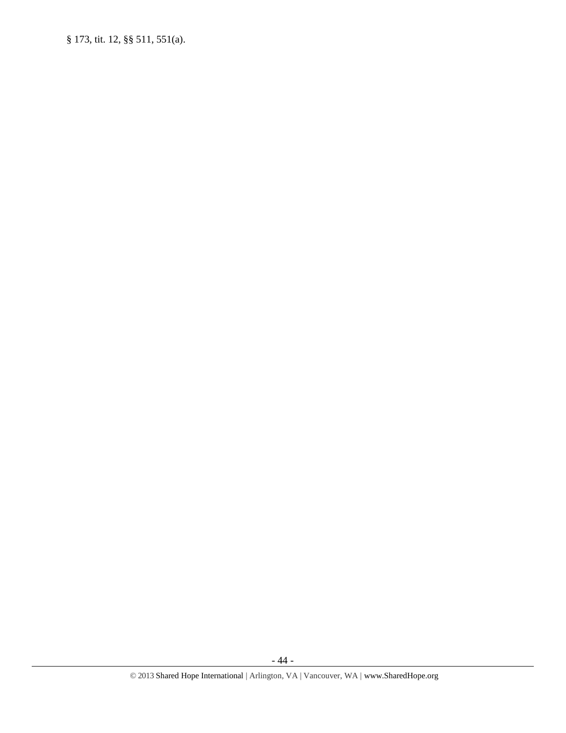§ 173, tit. 12, §§ 511, 551(a).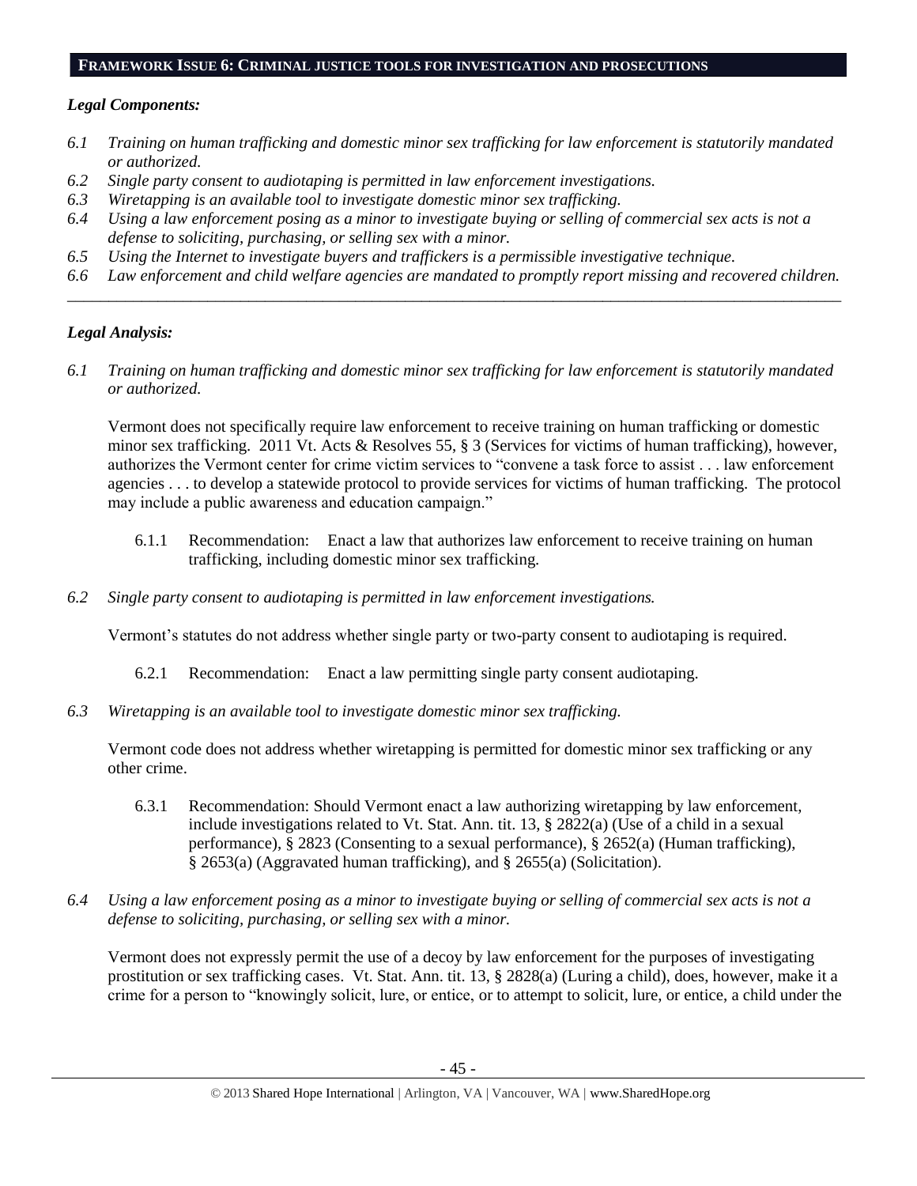## FRAMEWORK ISSUE 6: CRIMINAL JUSTICE TOOLS FOR INVESTIGATION AND PROSECUTIONS

### *Legal Components:*

*6.1 Training on human trafficking and domestic minor sex trafficking for law enforcement is statutorily mandated or authorized.*

*6.2 Single party consent to audiotaping is permitted in law enforcement investigations.*

*6.3 Wiretapping is an available tool to investigate domestic minor sex trafficking.*

*6.4 Using a law enforcement posing as a minor to investigate buying or selling of commercial sex acts is not a defense to soliciting, purchasing, or selling sex with a minor.*

*6.5 Using the Internet to investigate buyers and traffickers is a permissible investigative technique.*

*6.6 Law enforcement and child welfare agencies are mandated to promptly report missing and recovered children.*

---

### *Legal Analysis:*

*6.1 Training on human trafficking and domestic minor sex trafficking for law enforcement is statutorily mandated or authorized.*

Vermont does not specifically require law enforcement to receive training on human trafficking or domestic minor sex trafficking. 2011 Vt. Acts & Resolves 55, § 3 (Services for victims of human trafficking), however, authorizes the Vermont center for crime victim services to "convene a task force to assist . . . law enforcement agencies . . . to develop a statewide protocol to provide services for victims of human trafficking. The protocol may include a public awareness and education campaign."

6.1.1 Recommendation: Enact a law that authorizes law enforcement to receive training on human trafficking, including domestic minor sex trafficking.

*6.2 Single party consent to audiotaping is permitted in law enforcement investigations.*

Vermont's statutes do not address whether single party or two-party consent to audiotaping is required.

6.2.1 Recommendation: Enact a law permitting single party consent audiotaping.

*6.3 Wiretapping is an available tool to investigate domestic minor sex trafficking.*

Vermont code does not address whether wiretapping is permitted for domestic minor sex trafficking or any other crime.

6.3.1 Recommendation: Should Vermont enact a law authorizing wiretapping by law enforcement, include investigations related to Vt. Stat. Ann. tit. 13, § 2822(a) (Use of a child in a sexual performance), § 2823 (Consenting to a sexual performance), § 2652(a) (Human trafficking), § 2653(a) (Aggravated human trafficking), and § 2655(a) (Solicitation).

*6.4 Using a law enforcement posing as a minor to investigate buying or selling of commercial sex acts is not a defense to soliciting, purchasing, or selling sex with a minor.*

Vermont does not expressly permit the use of a decoy by law enforcement for the purposes of investigating prostitution or sex trafficking cases. Vt. Stat. Ann. tit. 13, § 2828(a) (Luring a child), does, however, make it a crime for a person to "knowingly solicit, lure, or entice, or to attempt to solicit, lure, or entice, a child under the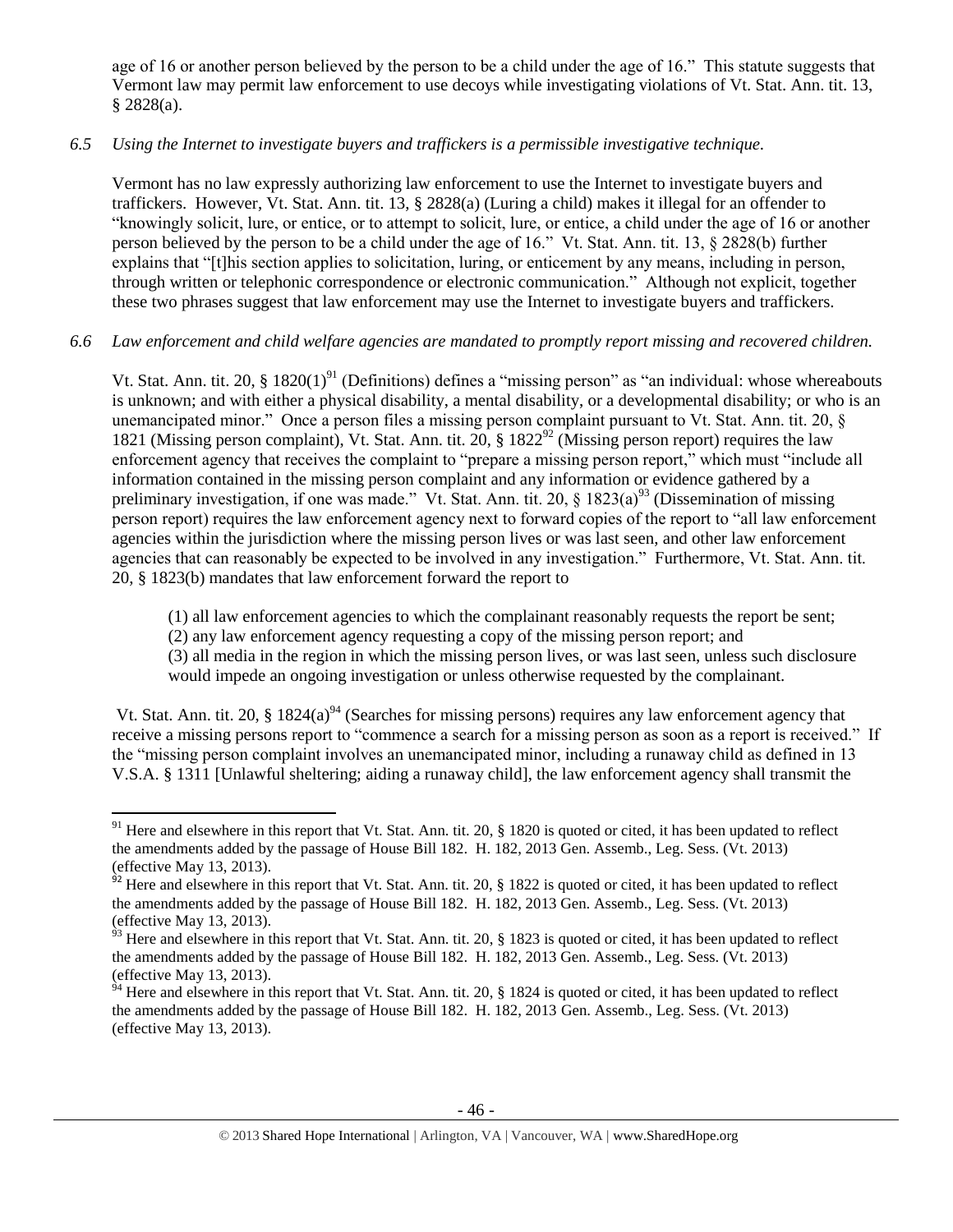age of 16 or another person believed by the person to be a child under the age of 16." This statute suggests that Vermont law may permit law enforcement to use decoys while investigating violations of Vt. Stat. Ann. tit. 13, § 2828(a).

*6.5 Using the Internet to investigate buyers and traffickers is a permissible investigative technique.*

Vermont has no law expressly authorizing law enforcement to use the Internet to investigate buyers and traffickers. However, Vt. Stat. Ann. tit. 13, § 2828(a) (Luring a child) makes it illegal for an offender to "knowingly solicit, lure, or entice, or to attempt to solicit, lure, or entice, a child under the age of 16 or another person believed by the person to be a child under the age of 16." Vt. Stat. Ann. tit. 13, § 2828(b) further explains that "[t]his section applies to solicitation, luring, or enticement by any means, including in person, through written or telephonic correspondence or electronic communication." Although not explicit, together these two phrases suggest that law enforcement may use the Internet to investigate buyers and traffickers.

*6.6 Law enforcement and child welfare agencies are mandated to promptly report missing and recovered children.*

Vt. Stat. Ann. tit. 20, § 1820(1)[91] (Definitions) defines a "missing person" as "an individual: whose whereabouts is unknown; and with either a physical disability, a mental disability, or a developmental disability; or who is an unemancipated minor." Once a person files a missing person complaint pursuant to Vt. Stat. Ann. tit. 20, § 1821 (Missing person complaint), Vt. Stat. Ann. tit. 20, § 1822[92] (Missing person report) requires the law enforcement agency that receives the complaint to "prepare a missing person report," which must "include all information contained in the missing person complaint and any information or evidence gathered by a preliminary investigation, if one was made." Vt. Stat. Ann. tit. 20, § 1823(a)[93] (Dissemination of missing person report) requires the law enforcement agency next to forward copies of the report to "all law enforcement agencies within the jurisdiction where the missing person lives or was last seen, and other law enforcement agencies that can reasonably be expected to be involved in any investigation." Furthermore, Vt. Stat. Ann. tit. 20, § 1823(b) mandates that law enforcement forward the report to

> (1) all law enforcement agencies to which the complainant reasonably requests the report be sent;
> (2) any law enforcement agency requesting a copy of the missing person report; and
> (3) all media in the region in which the missing person lives, or was last seen, unless such disclosure would impede an ongoing investigation or unless otherwise requested by the complainant.

Vt. Stat. Ann. tit. 20, § 1824(a)[94] (Searches for missing persons) requires any law enforcement agency that receive a missing persons report to "commence a search for a missing person as soon as a report is received." If the "missing person complaint involves an unemancipated minor, including a runaway child as defined in 13 V.S.A. § 1311 [Unlawful sheltering; aiding a runaway child], the law enforcement agency shall transmit the

---

[91] Here and elsewhere in this report that Vt. Stat. Ann. tit. 20, § 1820 is quoted or cited, it has been updated to reflect the amendments added by the passage of House Bill 182. H. 182, 2013 Gen. Assemb., Leg. Sess. (Vt. 2013) (effective May 13, 2013).

[92] Here and elsewhere in this report that Vt. Stat. Ann. tit. 20, § 1822 is quoted or cited, it has been updated to reflect the amendments added by the passage of House Bill 182. H. 182, 2013 Gen. Assemb., Leg. Sess. (Vt. 2013) (effective May 13, 2013).

[93] Here and elsewhere in this report that Vt. Stat. Ann. tit. 20, § 1823 is quoted or cited, it has been updated to reflect the amendments added by the passage of House Bill 182. H. 182, 2013 Gen. Assemb., Leg. Sess. (Vt. 2013) (effective May 13, 2013).

[94] Here and elsewhere in this report that Vt. Stat. Ann. tit. 20, § 1824 is quoted or cited, it has been updated to reflect the amendments added by the passage of House Bill 182. H. 182, 2013 Gen. Assemb., Leg. Sess. (Vt. 2013) (effective May 13, 2013).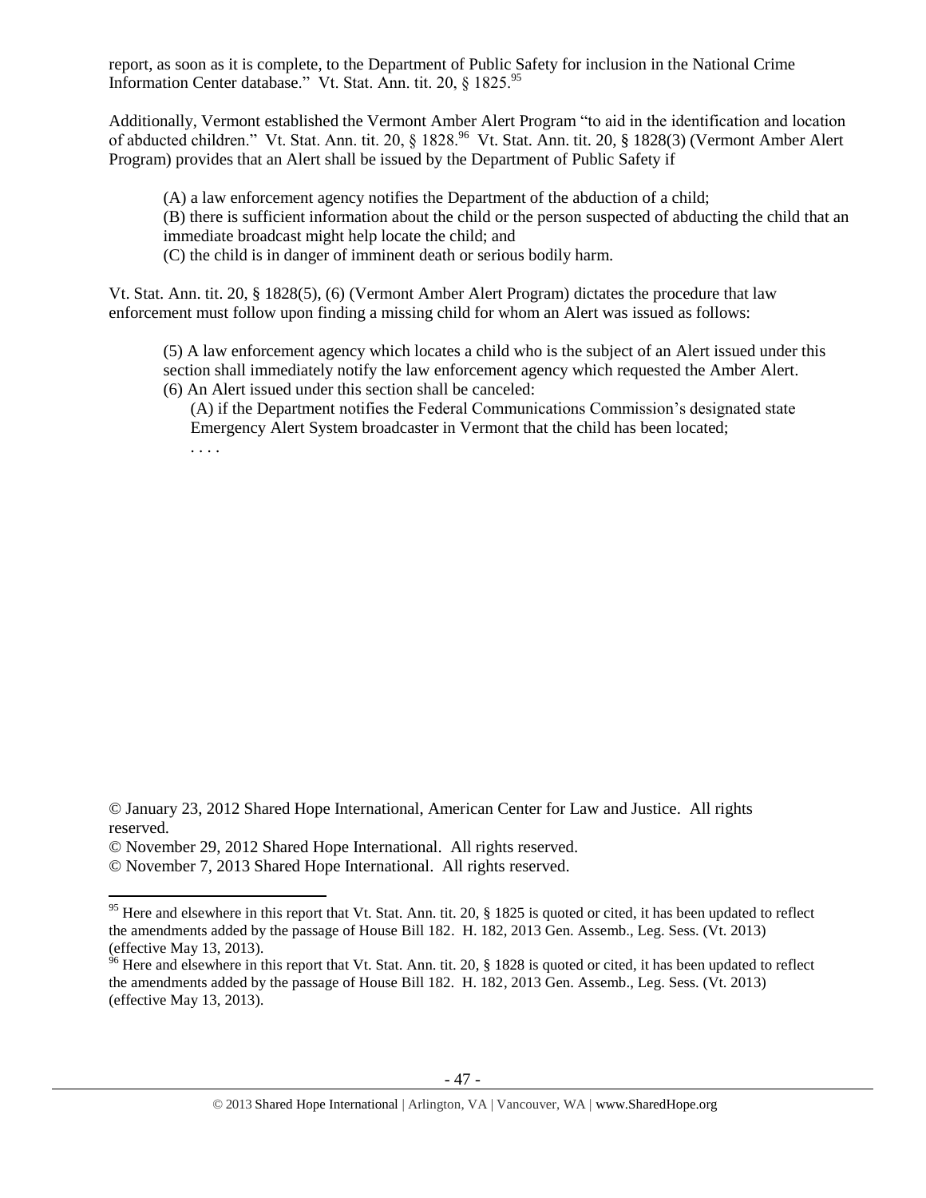report, as soon as it is complete, to the Department of Public Safety for inclusion in the National Crime Information Center database." Vt. Stat. Ann. tit. 20, § 1825.[95]

Additionally, Vermont established the Vermont Amber Alert Program "to aid in the identification and location of abducted children." Vt. Stat. Ann. tit. 20, § 1828.[96] Vt. Stat. Ann. tit. 20, § 1828(3) (Vermont Amber Alert Program) provides that an Alert shall be issued by the Department of Public Safety if

> (A) a law enforcement agency notifies the Department of the abduction of a child;
> (B) there is sufficient information about the child or the person suspected of abducting the child that an immediate broadcast might help locate the child; and
> (C) the child is in danger of imminent death or serious bodily harm.

Vt. Stat. Ann. tit. 20, § 1828(5), (6) (Vermont Amber Alert Program) dictates the procedure that law enforcement must follow upon finding a missing child for whom an Alert was issued as follows:

> (5) A law enforcement agency which locates a child who is the subject of an Alert issued under this section shall immediately notify the law enforcement agency which requested the Amber Alert.
> (6) An Alert issued under this section shall be canceled:
>> (A) if the Department notifies the Federal Communications Commission's designated state Emergency Alert System broadcaster in Vermont that the child has been located;
>> . . . .

© January 23, 2012 Shared Hope International, American Center for Law and Justice. All rights reserved.
© November 29, 2012 Shared Hope International. All rights reserved.
© November 7, 2013 Shared Hope International. All rights reserved.

---

[95] Here and elsewhere in this report that Vt. Stat. Ann. tit. 20, § 1825 is quoted or cited, it has been updated to reflect the amendments added by the passage of House Bill 182. H. 182, 2013 Gen. Assemb., Leg. Sess. (Vt. 2013) (effective May 13, 2013).

[96] Here and elsewhere in this report that Vt. Stat. Ann. tit. 20, § 1828 is quoted or cited, it has been updated to reflect the amendments added by the passage of House Bill 182. H. 182, 2013 Gen. Assemb., Leg. Sess. (Vt. 2013) (effective May 13, 2013).